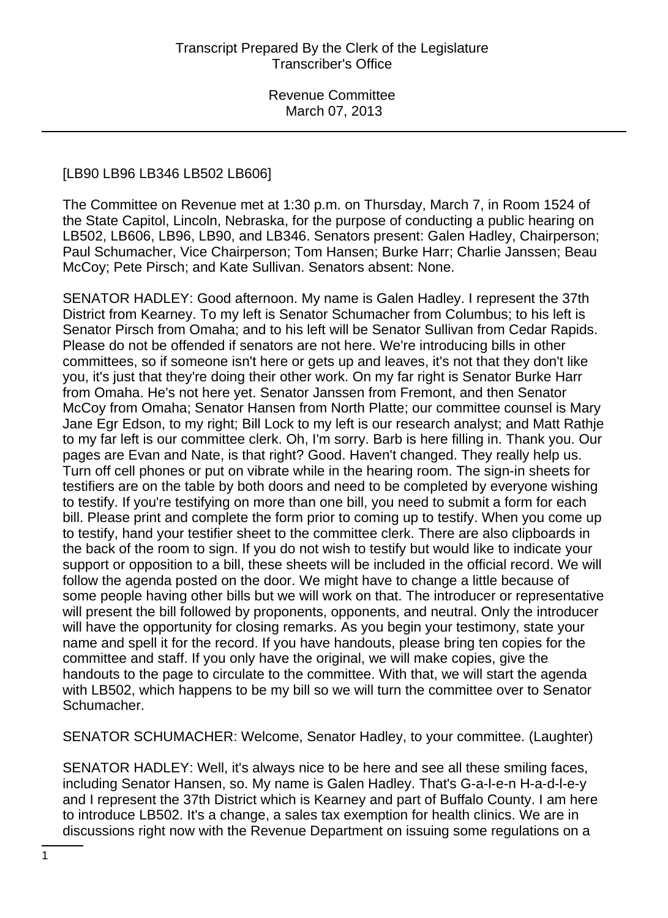[LB90 LB96 LB346 LB502 LB606]

The Committee on Revenue met at 1:30 p.m. on Thursday, March 7, in Room 1524 of the State Capitol, Lincoln, Nebraska, for the purpose of conducting a public hearing on LB502, LB606, LB96, LB90, and LB346. Senators present: Galen Hadley, Chairperson; Paul Schumacher, Vice Chairperson; Tom Hansen; Burke Harr; Charlie Janssen; Beau McCoy; Pete Pirsch; and Kate Sullivan. Senators absent: None.

SENATOR HADLEY: Good afternoon. My name is Galen Hadley. I represent the 37th District from Kearney. To my left is Senator Schumacher from Columbus; to his left is Senator Pirsch from Omaha; and to his left will be Senator Sullivan from Cedar Rapids. Please do not be offended if senators are not here. We're introducing bills in other committees, so if someone isn't here or gets up and leaves, it's not that they don't like you, it's just that they're doing their other work. On my far right is Senator Burke Harr from Omaha. He's not here yet. Senator Janssen from Fremont, and then Senator McCoy from Omaha; Senator Hansen from North Platte; our committee counsel is Mary Jane Egr Edson, to my right; Bill Lock to my left is our research analyst; and Matt Rathje to my far left is our committee clerk. Oh, I'm sorry. Barb is here filling in. Thank you. Our pages are Evan and Nate, is that right? Good. Haven't changed. They really help us. Turn off cell phones or put on vibrate while in the hearing room. The sign-in sheets for testifiers are on the table by both doors and need to be completed by everyone wishing to testify. If you're testifying on more than one bill, you need to submit a form for each bill. Please print and complete the form prior to coming up to testify. When you come up to testify, hand your testifier sheet to the committee clerk. There are also clipboards in the back of the room to sign. If you do not wish to testify but would like to indicate your support or opposition to a bill, these sheets will be included in the official record. We will follow the agenda posted on the door. We might have to change a little because of some people having other bills but we will work on that. The introducer or representative will present the bill followed by proponents, opponents, and neutral. Only the introducer will have the opportunity for closing remarks. As you begin your testimony, state your name and spell it for the record. If you have handouts, please bring ten copies for the committee and staff. If you only have the original, we will make copies, give the handouts to the page to circulate to the committee. With that, we will start the agenda with LB502, which happens to be my bill so we will turn the committee over to Senator Schumacher.

SENATOR SCHUMACHER: Welcome, Senator Hadley, to your committee. (Laughter)

SENATOR HADLEY: Well, it's always nice to be here and see all these smiling faces, including Senator Hansen, so. My name is Galen Hadley. That's G-a-l-e-n H-a-d-l-e-y and I represent the 37th District which is Kearney and part of Buffalo County. I am here to introduce LB502. It's a change, a sales tax exemption for health clinics. We are in discussions right now with the Revenue Department on issuing some regulations on a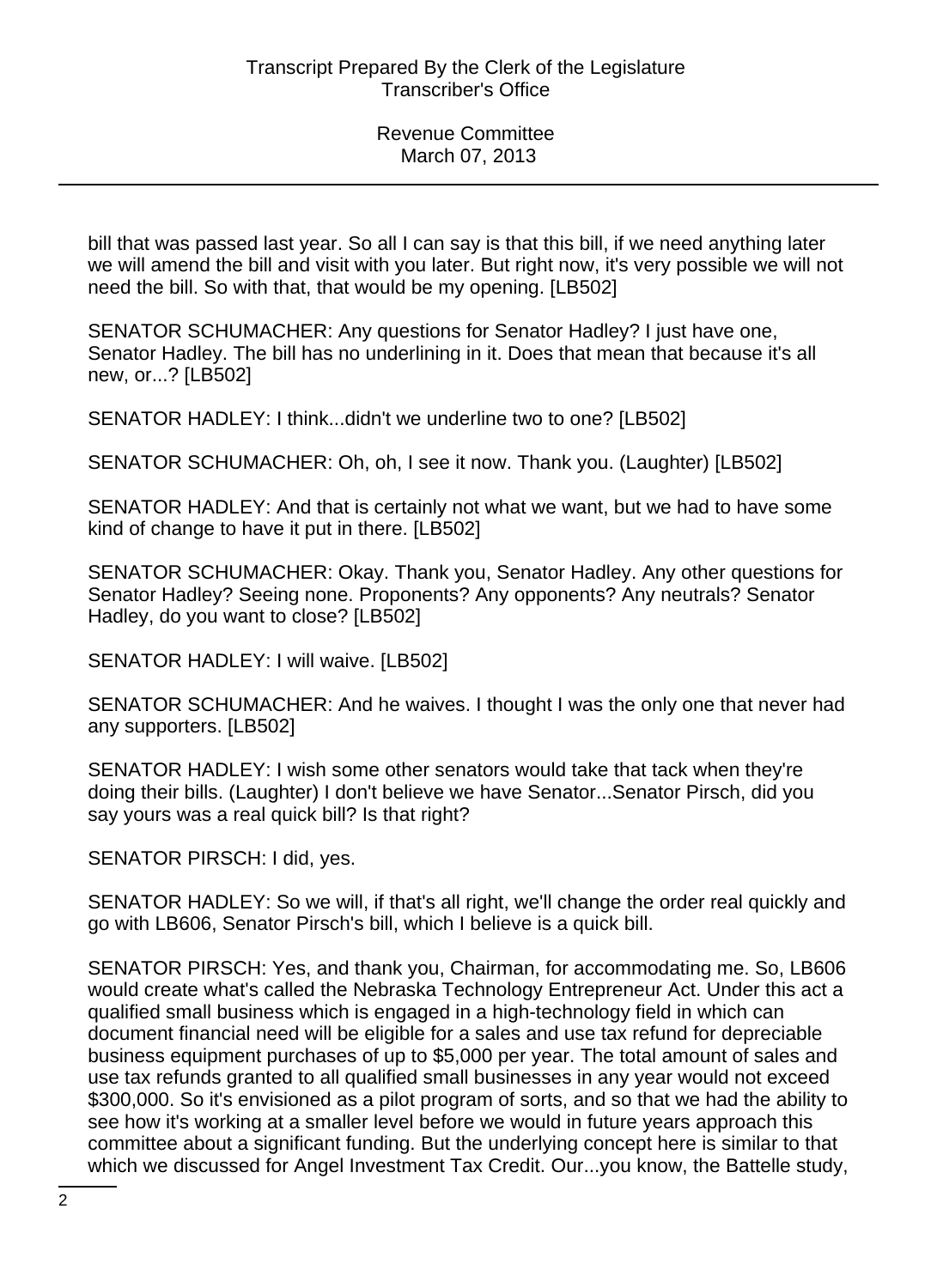bill that was passed last year. So all I can say is that this bill, if we need anything later we will amend the bill and visit with you later. But right now, it's very possible we will not need the bill. So with that, that would be my opening. [LB502]

SENATOR SCHUMACHER: Any questions for Senator Hadley? I just have one, Senator Hadley. The bill has no underlining in it. Does that mean that because it's all new, or...? [LB502]

SENATOR HADLEY: I think...didn't we underline two to one? [LB502]

SENATOR SCHUMACHER: Oh, oh, I see it now. Thank you. (Laughter) [LB502]

SENATOR HADLEY: And that is certainly not what we want, but we had to have some kind of change to have it put in there. [LB502]

SENATOR SCHUMACHER: Okay. Thank you, Senator Hadley. Any other questions for Senator Hadley? Seeing none. Proponents? Any opponents? Any neutrals? Senator Hadley, do you want to close? [LB502]

SENATOR HADLEY: I will waive. [LB502]

SENATOR SCHUMACHER: And he waives. I thought I was the only one that never had any supporters. [LB502]

SENATOR HADLEY: I wish some other senators would take that tack when they're doing their bills. (Laughter) I don't believe we have Senator...Senator Pirsch, did you say yours was a real quick bill? Is that right?

SENATOR PIRSCH: I did, yes.

SENATOR HADLEY: So we will, if that's all right, we'll change the order real quickly and go with LB606, Senator Pirsch's bill, which I believe is a quick bill.

SENATOR PIRSCH: Yes, and thank you, Chairman, for accommodating me. So, LB606 would create what's called the Nebraska Technology Entrepreneur Act. Under this act a qualified small business which is engaged in a high-technology field in which can document financial need will be eligible for a sales and use tax refund for depreciable business equipment purchases of up to $5,000 per year. The total amount of sales and use tax refunds granted to all qualified small businesses in any year would not exceed $300,000. So it's envisioned as a pilot program of sorts, and so that we had the ability to see how it's working at a smaller level before we would in future years approach this committee about a significant funding. But the underlying concept here is similar to that which we discussed for Angel Investment Tax Credit. Our...you know, the Battelle study,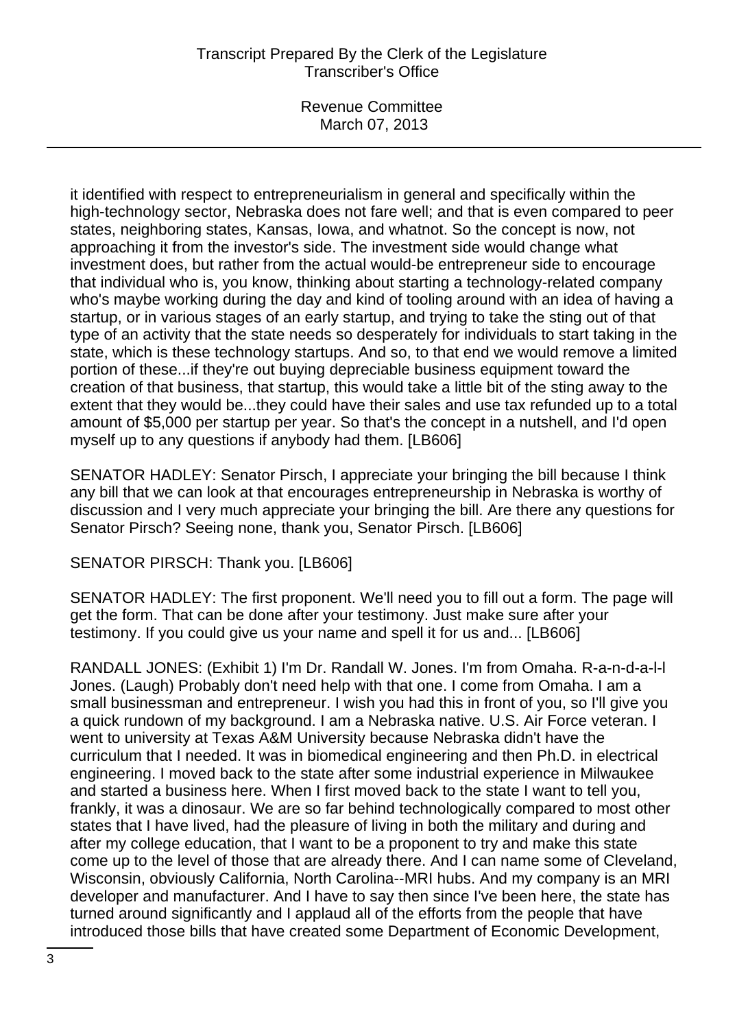it identified with respect to entrepreneurialism in general and specifically within the high-technology sector, Nebraska does not fare well; and that is even compared to peer states, neighboring states, Kansas, Iowa, and whatnot. So the concept is now, not approaching it from the investor's side. The investment side would change what investment does, but rather from the actual would-be entrepreneur side to encourage that individual who is, you know, thinking about starting a technology-related company who's maybe working during the day and kind of tooling around with an idea of having a startup, or in various stages of an early startup, and trying to take the sting out of that type of an activity that the state needs so desperately for individuals to start taking in the state, which is these technology startups. And so, to that end we would remove a limited portion of these...if they're out buying depreciable business equipment toward the creation of that business, that startup, this would take a little bit of the sting away to the extent that they would be...they could have their sales and use tax refunded up to a total amount of $5,000 per startup per year. So that's the concept in a nutshell, and I'd open myself up to any questions if anybody had them. [LB606]

SENATOR HADLEY: Senator Pirsch, I appreciate your bringing the bill because I think any bill that we can look at that encourages entrepreneurship in Nebraska is worthy of discussion and I very much appreciate your bringing the bill. Are there any questions for Senator Pirsch? Seeing none, thank you, Senator Pirsch. [LB606]

SENATOR PIRSCH: Thank you. [LB606]

SENATOR HADLEY: The first proponent. We'll need you to fill out a form. The page will get the form. That can be done after your testimony. Just make sure after your testimony. If you could give us your name and spell it for us and... [LB606]

RANDALL JONES: (Exhibit 1) I'm Dr. Randall W. Jones. I'm from Omaha. R-a-n-d-a-l-l Jones. (Laugh) Probably don't need help with that one. I come from Omaha. I am a small businessman and entrepreneur. I wish you had this in front of you, so I'll give you a quick rundown of my background. I am a Nebraska native. U.S. Air Force veteran. I went to university at Texas A&M University because Nebraska didn't have the curriculum that I needed. It was in biomedical engineering and then Ph.D. in electrical engineering. I moved back to the state after some industrial experience in Milwaukee and started a business here. When I first moved back to the state I want to tell you, frankly, it was a dinosaur. We are so far behind technologically compared to most other states that I have lived, had the pleasure of living in both the military and during and after my college education, that I want to be a proponent to try and make this state come up to the level of those that are already there. And I can name some of Cleveland, Wisconsin, obviously California, North Carolina--MRI hubs. And my company is an MRI developer and manufacturer. And I have to say then since I've been here, the state has turned around significantly and I applaud all of the efforts from the people that have introduced those bills that have created some Department of Economic Development,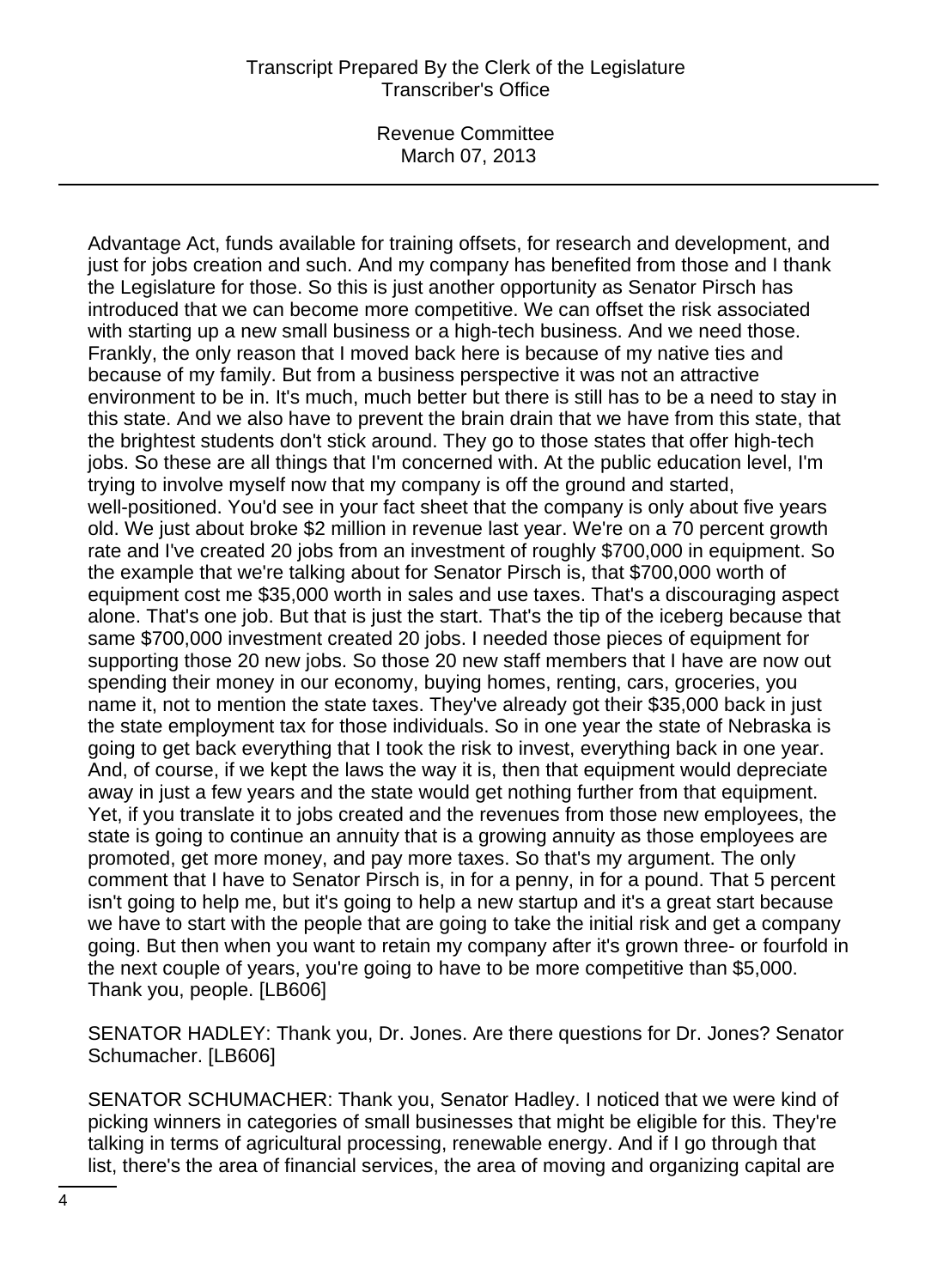Advantage Act, funds available for training offsets, for research and development, and just for jobs creation and such. And my company has benefited from those and I thank the Legislature for those. So this is just another opportunity as Senator Pirsch has introduced that we can become more competitive. We can offset the risk associated with starting up a new small business or a high-tech business. And we need those. Frankly, the only reason that I moved back here is because of my native ties and because of my family. But from a business perspective it was not an attractive environment to be in. It's much, much better but there is still has to be a need to stay in this state. And we also have to prevent the brain drain that we have from this state, that the brightest students don't stick around. They go to those states that offer high-tech jobs. So these are all things that I'm concerned with. At the public education level, I'm trying to involve myself now that my company is off the ground and started, well-positioned. You'd see in your fact sheet that the company is only about five years old. We just about broke $2 million in revenue last year. We're on a 70 percent growth rate and I've created 20 jobs from an investment of roughly $700,000 in equipment. So the example that we're talking about for Senator Pirsch is, that $700,000 worth of equipment cost me $35,000 worth in sales and use taxes. That's a discouraging aspect alone. That's one job. But that is just the start. That's the tip of the iceberg because that same $700,000 investment created 20 jobs. I needed those pieces of equipment for supporting those 20 new jobs. So those 20 new staff members that I have are now out spending their money in our economy, buying homes, renting, cars, groceries, you name it, not to mention the state taxes. They've already got their $35,000 back in just the state employment tax for those individuals. So in one year the state of Nebraska is going to get back everything that I took the risk to invest, everything back in one year. And, of course, if we kept the laws the way it is, then that equipment would depreciate away in just a few years and the state would get nothing further from that equipment. Yet, if you translate it to jobs created and the revenues from those new employees, the state is going to continue an annuity that is a growing annuity as those employees are promoted, get more money, and pay more taxes. So that's my argument. The only comment that I have to Senator Pirsch is, in for a penny, in for a pound. That 5 percent isn't going to help me, but it's going to help a new startup and it's a great start because we have to start with the people that are going to take the initial risk and get a company going. But then when you want to retain my company after it's grown three- or fourfold in the next couple of years, you're going to have to be more competitive than $5,000. Thank you, people. [LB606]

SENATOR HADLEY: Thank you, Dr. Jones. Are there questions for Dr. Jones? Senator Schumacher. [LB606]

SENATOR SCHUMACHER: Thank you, Senator Hadley. I noticed that we were kind of picking winners in categories of small businesses that might be eligible for this. They're talking in terms of agricultural processing, renewable energy. And if I go through that list, there's the area of financial services, the area of moving and organizing capital are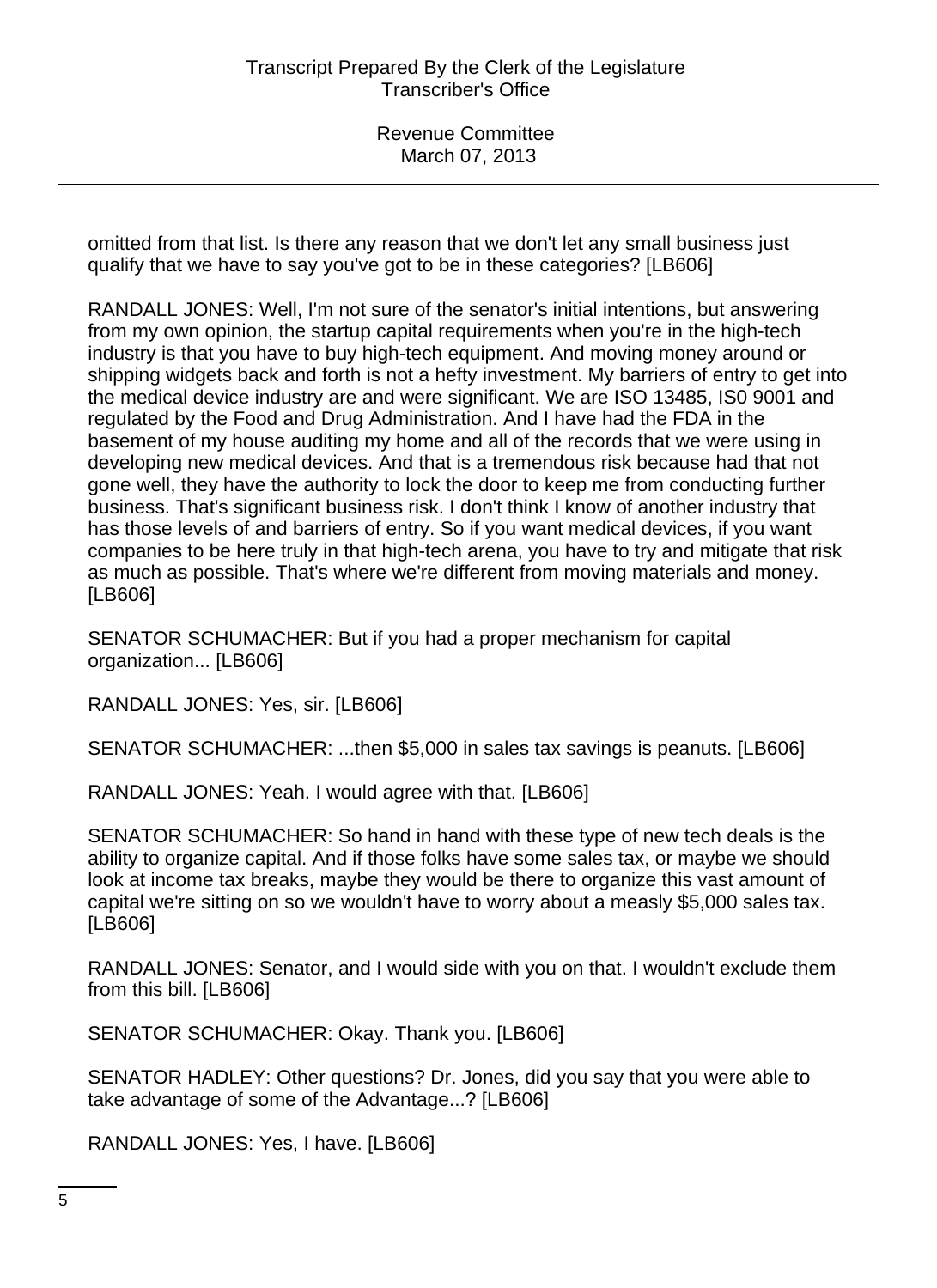omitted from that list. Is there any reason that we don't let any small business just qualify that we have to say you've got to be in these categories? [LB606]

RANDALL JONES: Well, I'm not sure of the senator's initial intentions, but answering from my own opinion, the startup capital requirements when you're in the high-tech industry is that you have to buy high-tech equipment. And moving money around or shipping widgets back and forth is not a hefty investment. My barriers of entry to get into the medical device industry are and were significant. We are ISO 13485, IS0 9001 and regulated by the Food and Drug Administration. And I have had the FDA in the basement of my house auditing my home and all of the records that we were using in developing new medical devices. And that is a tremendous risk because had that not gone well, they have the authority to lock the door to keep me from conducting further business. That's significant business risk. I don't think I know of another industry that has those levels of and barriers of entry. So if you want medical devices, if you want companies to be here truly in that high-tech arena, you have to try and mitigate that risk as much as possible. That's where we're different from moving materials and money. [LB606]

SENATOR SCHUMACHER: But if you had a proper mechanism for capital organization... [LB606]

RANDALL JONES: Yes, sir. [LB606]

SENATOR SCHUMACHER: ...then $5,000 in sales tax savings is peanuts. [LB606]

RANDALL JONES: Yeah. I would agree with that. [LB606]

SENATOR SCHUMACHER: So hand in hand with these type of new tech deals is the ability to organize capital. And if those folks have some sales tax, or maybe we should look at income tax breaks, maybe they would be there to organize this vast amount of capital we're sitting on so we wouldn't have to worry about a measly $5,000 sales tax. [LB606]

RANDALL JONES: Senator, and I would side with you on that. I wouldn't exclude them from this bill. [LB606]

SENATOR SCHUMACHER: Okay. Thank you. [LB606]

SENATOR HADLEY: Other questions? Dr. Jones, did you say that you were able to take advantage of some of the Advantage...? [LB606]

RANDALL JONES: Yes, I have. [LB606]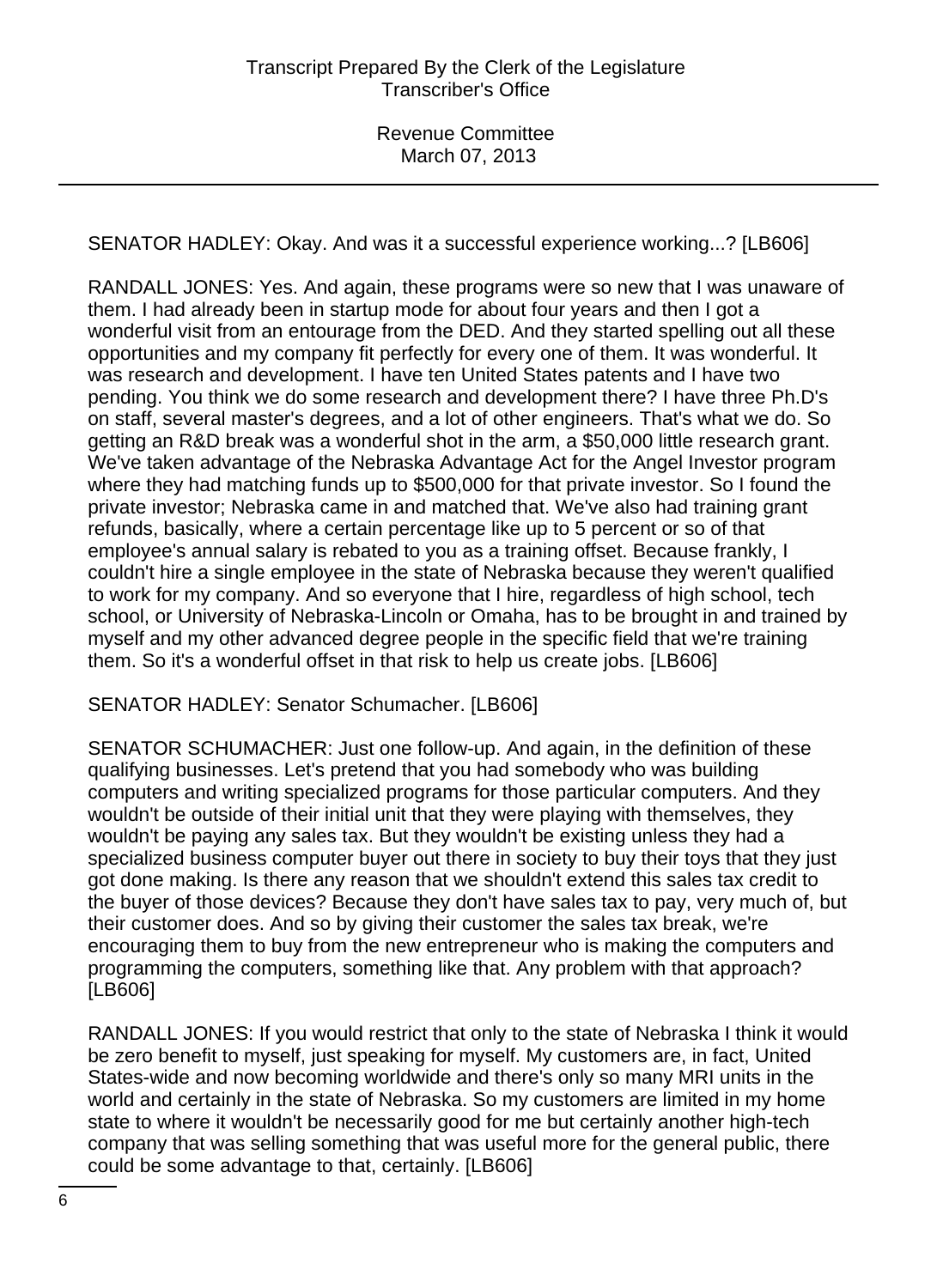SENATOR HADLEY: Okay. And was it a successful experience working...? [LB606]

RANDALL JONES: Yes. And again, these programs were so new that I was unaware of them. I had already been in startup mode for about four years and then I got a wonderful visit from an entourage from the DED. And they started spelling out all these opportunities and my company fit perfectly for every one of them. It was wonderful. It was research and development. I have ten United States patents and I have two pending. You think we do some research and development there? I have three Ph.D's on staff, several master's degrees, and a lot of other engineers. That's what we do. So getting an R&D break was a wonderful shot in the arm, a $50,000 little research grant. We've taken advantage of the Nebraska Advantage Act for the Angel Investor program where they had matching funds up to $500,000 for that private investor. So I found the private investor; Nebraska came in and matched that. We've also had training grant refunds, basically, where a certain percentage like up to 5 percent or so of that employee's annual salary is rebated to you as a training offset. Because frankly, I couldn't hire a single employee in the state of Nebraska because they weren't qualified to work for my company. And so everyone that I hire, regardless of high school, tech school, or University of Nebraska-Lincoln or Omaha, has to be brought in and trained by myself and my other advanced degree people in the specific field that we're training them. So it's a wonderful offset in that risk to help us create jobs. [LB606]

SENATOR HADLEY: Senator Schumacher. [LB606]

SENATOR SCHUMACHER: Just one follow-up. And again, in the definition of these qualifying businesses. Let's pretend that you had somebody who was building computers and writing specialized programs for those particular computers. And they wouldn't be outside of their initial unit that they were playing with themselves, they wouldn't be paying any sales tax. But they wouldn't be existing unless they had a specialized business computer buyer out there in society to buy their toys that they just got done making. Is there any reason that we shouldn't extend this sales tax credit to the buyer of those devices? Because they don't have sales tax to pay, very much of, but their customer does. And so by giving their customer the sales tax break, we're encouraging them to buy from the new entrepreneur who is making the computers and programming the computers, something like that. Any problem with that approach? [LB606]

RANDALL JONES: If you would restrict that only to the state of Nebraska I think it would be zero benefit to myself, just speaking for myself. My customers are, in fact, United States-wide and now becoming worldwide and there's only so many MRI units in the world and certainly in the state of Nebraska. So my customers are limited in my home state to where it wouldn't be necessarily good for me but certainly another high-tech company that was selling something that was useful more for the general public, there could be some advantage to that, certainly. [LB606]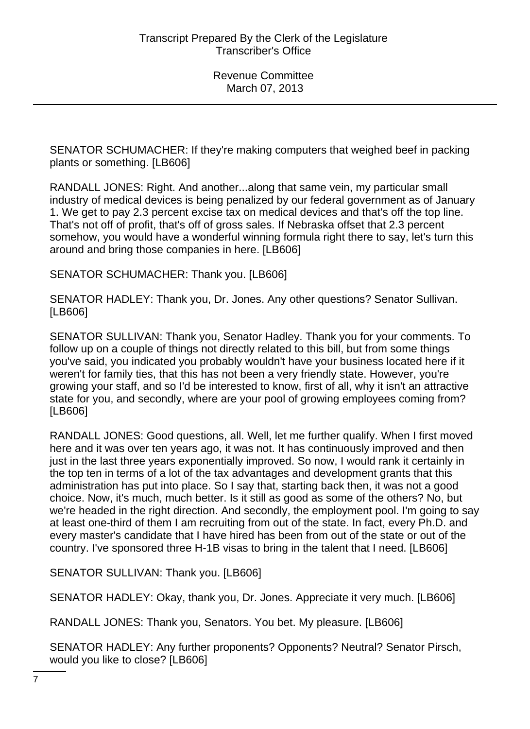SENATOR SCHUMACHER: If they're making computers that weighed beef in packing plants or something. [LB606]

RANDALL JONES: Right. And another...along that same vein, my particular small industry of medical devices is being penalized by our federal government as of January 1. We get to pay 2.3 percent excise tax on medical devices and that's off the top line. That's not off of profit, that's off of gross sales. If Nebraska offset that 2.3 percent somehow, you would have a wonderful winning formula right there to say, let's turn this around and bring those companies in here. [LB606]

SENATOR SCHUMACHER: Thank you. [LB606]

SENATOR HADLEY: Thank you, Dr. Jones. Any other questions? Senator Sullivan. [LB606]

SENATOR SULLIVAN: Thank you, Senator Hadley. Thank you for your comments. To follow up on a couple of things not directly related to this bill, but from some things you've said, you indicated you probably wouldn't have your business located here if it weren't for family ties, that this has not been a very friendly state. However, you're growing your staff, and so I'd be interested to know, first of all, why it isn't an attractive state for you, and secondly, where are your pool of growing employees coming from? [LB606]

RANDALL JONES: Good questions, all. Well, let me further qualify. When I first moved here and it was over ten years ago, it was not. It has continuously improved and then just in the last three years exponentially improved. So now, I would rank it certainly in the top ten in terms of a lot of the tax advantages and development grants that this administration has put into place. So I say that, starting back then, it was not a good choice. Now, it's much, much better. Is it still as good as some of the others? No, but we're headed in the right direction. And secondly, the employment pool. I'm going to say at least one-third of them I am recruiting from out of the state. In fact, every Ph.D. and every master's candidate that I have hired has been from out of the state or out of the country. I've sponsored three H-1B visas to bring in the talent that I need. [LB606]

SENATOR SULLIVAN: Thank you. [LB606]

SENATOR HADLEY: Okay, thank you, Dr. Jones. Appreciate it very much. [LB606]

RANDALL JONES: Thank you, Senators. You bet. My pleasure. [LB606]

SENATOR HADLEY: Any further proponents? Opponents? Neutral? Senator Pirsch, would you like to close? [LB606]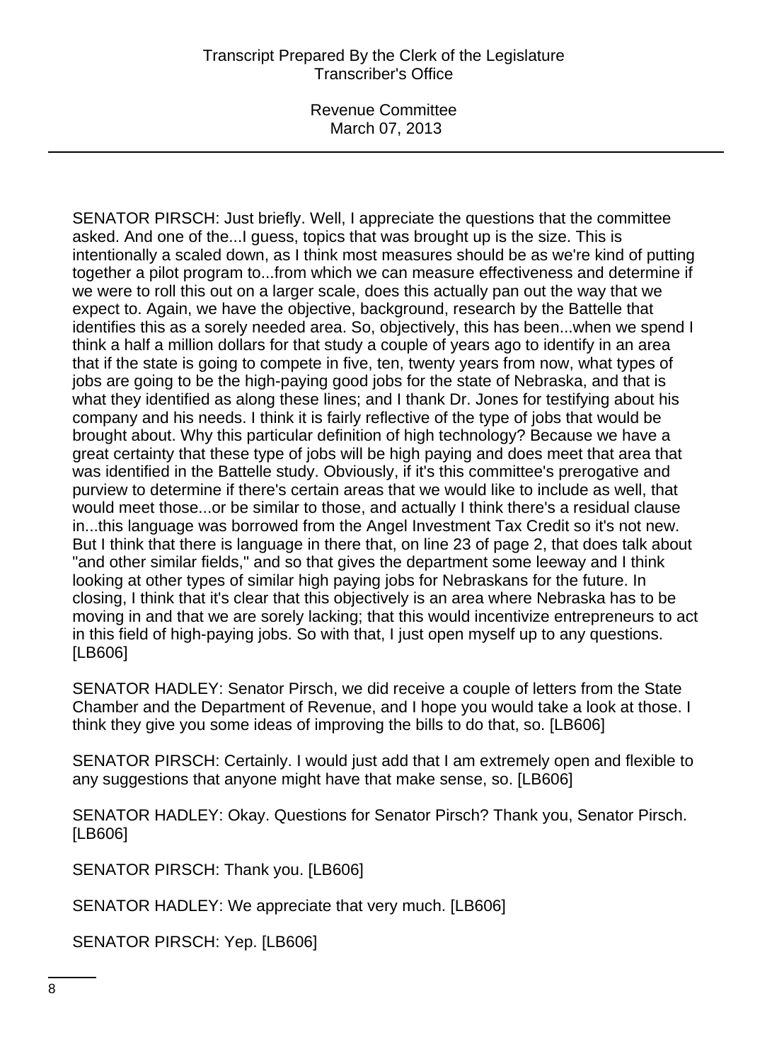SENATOR PIRSCH: Just briefly. Well, I appreciate the questions that the committee asked. And one of the...I guess, topics that was brought up is the size. This is intentionally a scaled down, as I think most measures should be as we're kind of putting together a pilot program to...from which we can measure effectiveness and determine if we were to roll this out on a larger scale, does this actually pan out the way that we expect to. Again, we have the objective, background, research by the Battelle that identifies this as a sorely needed area. So, objectively, this has been...when we spend I think a half a million dollars for that study a couple of years ago to identify in an area that if the state is going to compete in five, ten, twenty years from now, what types of jobs are going to be the high-paying good jobs for the state of Nebraska, and that is what they identified as along these lines; and I thank Dr. Jones for testifying about his company and his needs. I think it is fairly reflective of the type of jobs that would be brought about. Why this particular definition of high technology? Because we have a great certainty that these type of jobs will be high paying and does meet that area that was identified in the Battelle study. Obviously, if it's this committee's prerogative and purview to determine if there's certain areas that we would like to include as well, that would meet those...or be similar to those, and actually I think there's a residual clause in...this language was borrowed from the Angel Investment Tax Credit so it's not new. But I think that there is language in there that, on line 23 of page 2, that does talk about "and other similar fields," and so that gives the department some leeway and I think looking at other types of similar high paying jobs for Nebraskans for the future. In closing, I think that it's clear that this objectively is an area where Nebraska has to be moving in and that we are sorely lacking; that this would incentivize entrepreneurs to act in this field of high-paying jobs. So with that, I just open myself up to any questions. [LB606]

SENATOR HADLEY: Senator Pirsch, we did receive a couple of letters from the State Chamber and the Department of Revenue, and I hope you would take a look at those. I think they give you some ideas of improving the bills to do that, so. [LB606]

SENATOR PIRSCH: Certainly. I would just add that I am extremely open and flexible to any suggestions that anyone might have that make sense, so. [LB606]

SENATOR HADLEY: Okay. Questions for Senator Pirsch? Thank you, Senator Pirsch. [LB606]

SENATOR PIRSCH: Thank you. [LB606]

SENATOR HADLEY: We appreciate that very much. [LB606]

SENATOR PIRSCH: Yep. [LB606]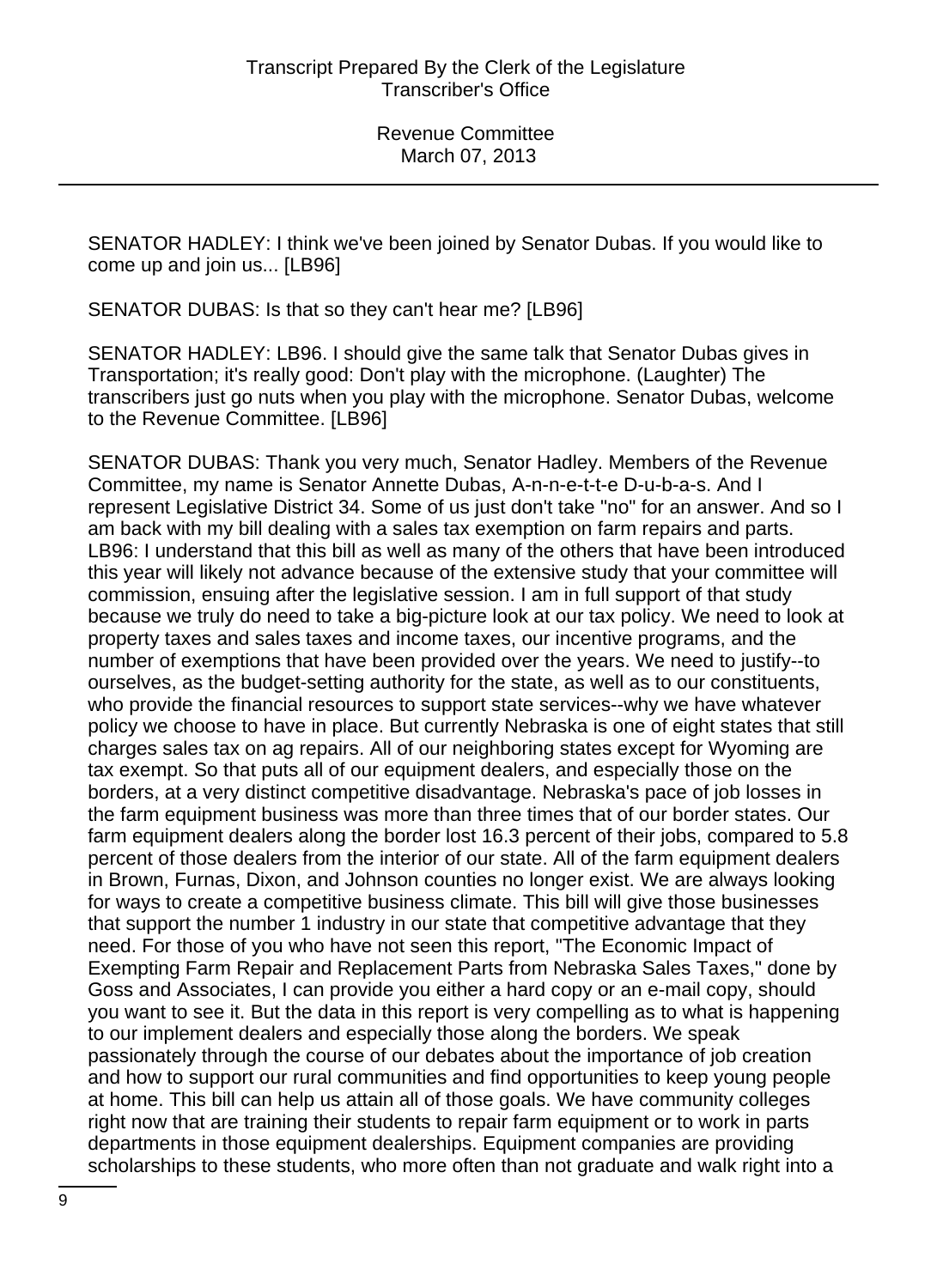SENATOR HADLEY: I think we've been joined by Senator Dubas. If you would like to come up and join us... [LB96]

SENATOR DUBAS: Is that so they can't hear me? [LB96]

SENATOR HADLEY: LB96. I should give the same talk that Senator Dubas gives in Transportation; it's really good: Don't play with the microphone. (Laughter) The transcribers just go nuts when you play with the microphone. Senator Dubas, welcome to the Revenue Committee. [LB96]

SENATOR DUBAS: Thank you very much, Senator Hadley. Members of the Revenue Committee, my name is Senator Annette Dubas, A-n-n-e-t-t-e D-u-b-a-s. And I represent Legislative District 34. Some of us just don't take "no" for an answer. And so I am back with my bill dealing with a sales tax exemption on farm repairs and parts. LB96: I understand that this bill as well as many of the others that have been introduced this year will likely not advance because of the extensive study that your committee will commission, ensuing after the legislative session. I am in full support of that study because we truly do need to take a big-picture look at our tax policy. We need to look at property taxes and sales taxes and income taxes, our incentive programs, and the number of exemptions that have been provided over the years. We need to justify--to ourselves, as the budget-setting authority for the state, as well as to our constituents, who provide the financial resources to support state services--why we have whatever policy we choose to have in place. But currently Nebraska is one of eight states that still charges sales tax on ag repairs. All of our neighboring states except for Wyoming are tax exempt. So that puts all of our equipment dealers, and especially those on the borders, at a very distinct competitive disadvantage. Nebraska's pace of job losses in the farm equipment business was more than three times that of our border states. Our farm equipment dealers along the border lost 16.3 percent of their jobs, compared to 5.8 percent of those dealers from the interior of our state. All of the farm equipment dealers in Brown, Furnas, Dixon, and Johnson counties no longer exist. We are always looking for ways to create a competitive business climate. This bill will give those businesses that support the number 1 industry in our state that competitive advantage that they need. For those of you who have not seen this report, "The Economic Impact of Exempting Farm Repair and Replacement Parts from Nebraska Sales Taxes," done by Goss and Associates, I can provide you either a hard copy or an e-mail copy, should you want to see it. But the data in this report is very compelling as to what is happening to our implement dealers and especially those along the borders. We speak passionately through the course of our debates about the importance of job creation and how to support our rural communities and find opportunities to keep young people at home. This bill can help us attain all of those goals. We have community colleges right now that are training their students to repair farm equipment or to work in parts departments in those equipment dealerships. Equipment companies are providing scholarships to these students, who more often than not graduate and walk right into a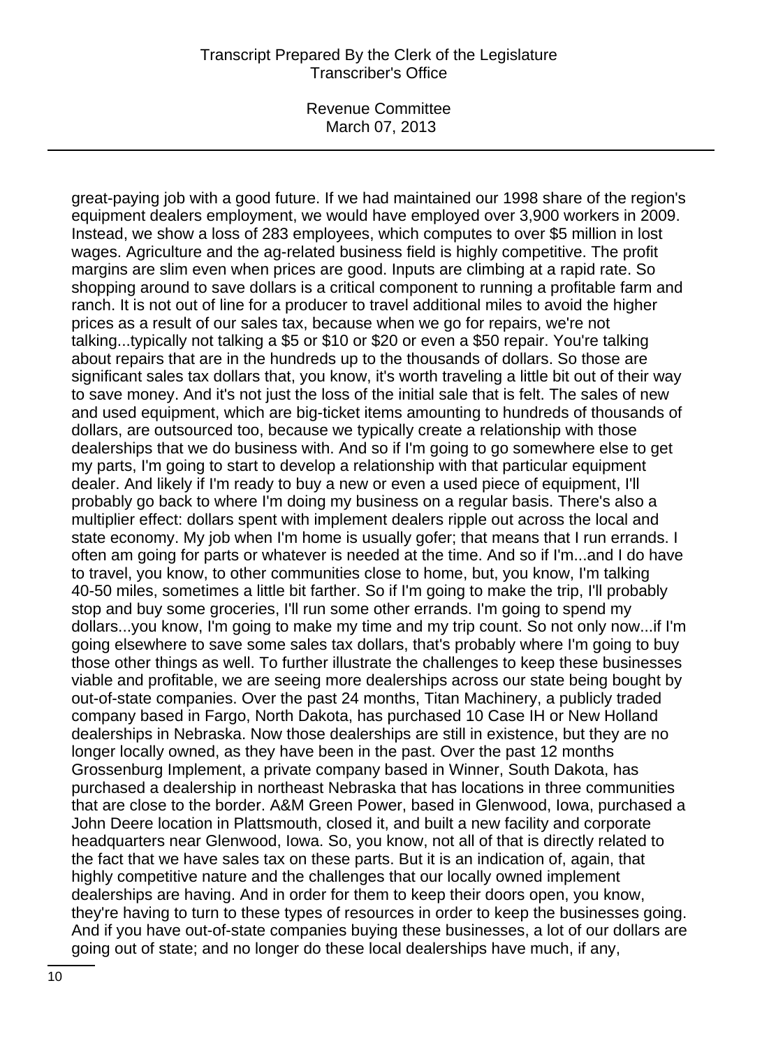great-paying job with a good future. If we had maintained our 1998 share of the region's equipment dealers employment, we would have employed over 3,900 workers in 2009. Instead, we show a loss of 283 employees, which computes to over $5 million in lost wages. Agriculture and the ag-related business field is highly competitive. The profit margins are slim even when prices are good. Inputs are climbing at a rapid rate. So shopping around to save dollars is a critical component to running a profitable farm and ranch. It is not out of line for a producer to travel additional miles to avoid the higher prices as a result of our sales tax, because when we go for repairs, we're not talking...typically not talking a $5 or $10 or $20 or even a $50 repair. You're talking about repairs that are in the hundreds up to the thousands of dollars. So those are significant sales tax dollars that, you know, it's worth traveling a little bit out of their way to save money. And it's not just the loss of the initial sale that is felt. The sales of new and used equipment, which are big-ticket items amounting to hundreds of thousands of dollars, are outsourced too, because we typically create a relationship with those dealerships that we do business with. And so if I'm going to go somewhere else to get my parts, I'm going to start to develop a relationship with that particular equipment dealer. And likely if I'm ready to buy a new or even a used piece of equipment, I'll probably go back to where I'm doing my business on a regular basis. There's also a multiplier effect: dollars spent with implement dealers ripple out across the local and state economy. My job when I'm home is usually gofer; that means that I run errands. I often am going for parts or whatever is needed at the time. And so if I'm...and I do have to travel, you know, to other communities close to home, but, you know, I'm talking 40-50 miles, sometimes a little bit farther. So if I'm going to make the trip, I'll probably stop and buy some groceries, I'll run some other errands. I'm going to spend my dollars...you know, I'm going to make my time and my trip count. So not only now...if I'm going elsewhere to save some sales tax dollars, that's probably where I'm going to buy those other things as well. To further illustrate the challenges to keep these businesses viable and profitable, we are seeing more dealerships across our state being bought by out-of-state companies. Over the past 24 months, Titan Machinery, a publicly traded company based in Fargo, North Dakota, has purchased 10 Case IH or New Holland dealerships in Nebraska. Now those dealerships are still in existence, but they are no longer locally owned, as they have been in the past. Over the past 12 months Grossenburg Implement, a private company based in Winner, South Dakota, has purchased a dealership in northeast Nebraska that has locations in three communities that are close to the border. A&M Green Power, based in Glenwood, Iowa, purchased a John Deere location in Plattsmouth, closed it, and built a new facility and corporate headquarters near Glenwood, Iowa. So, you know, not all of that is directly related to the fact that we have sales tax on these parts. But it is an indication of, again, that highly competitive nature and the challenges that our locally owned implement dealerships are having. And in order for them to keep their doors open, you know, they're having to turn to these types of resources in order to keep the businesses going. And if you have out-of-state companies buying these businesses, a lot of our dollars are going out of state; and no longer do these local dealerships have much, if any,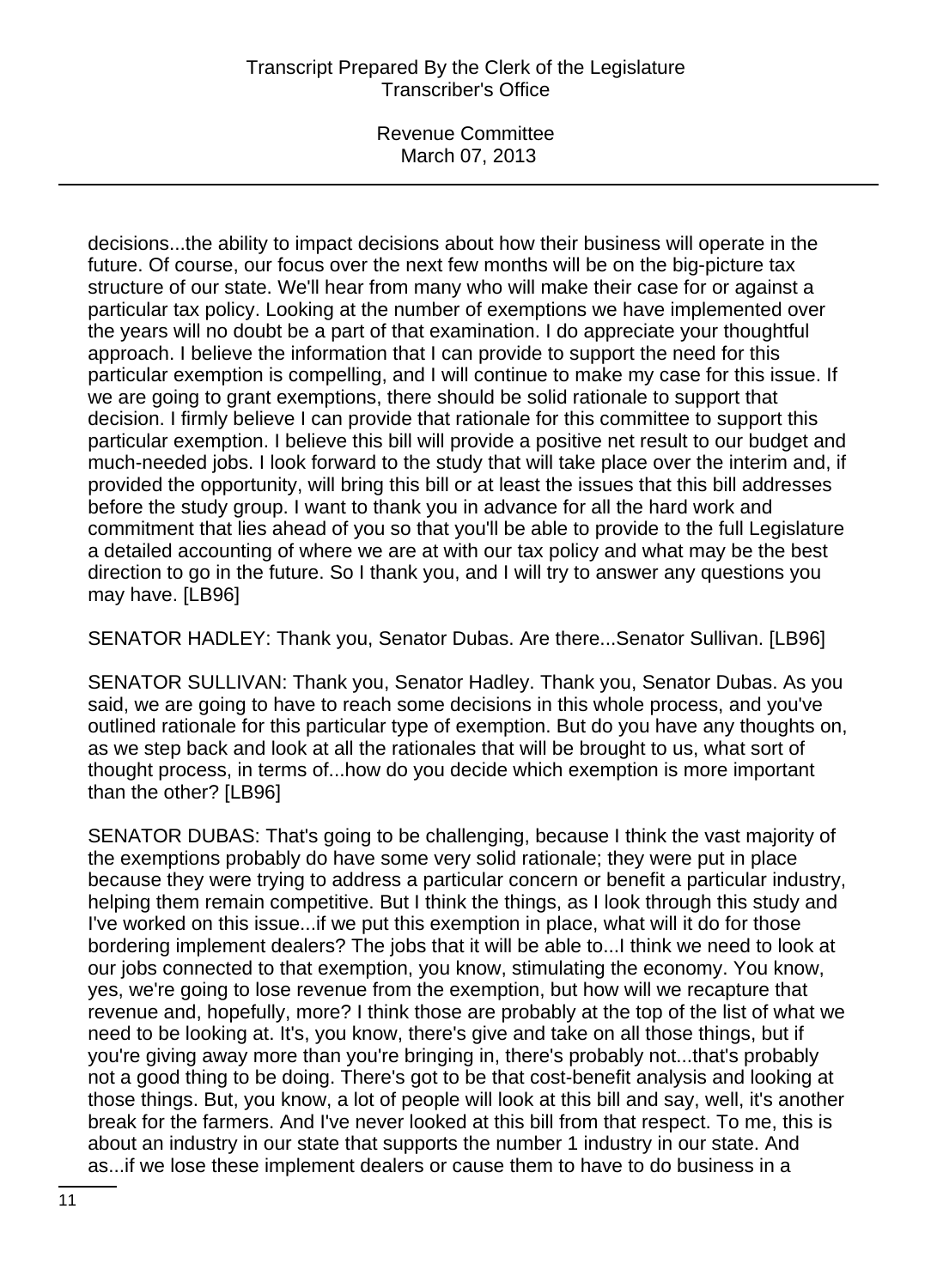decisions...the ability to impact decisions about how their business will operate in the future. Of course, our focus over the next few months will be on the big-picture tax structure of our state. We'll hear from many who will make their case for or against a particular tax policy. Looking at the number of exemptions we have implemented over the years will no doubt be a part of that examination. I do appreciate your thoughtful approach. I believe the information that I can provide to support the need for this particular exemption is compelling, and I will continue to make my case for this issue. If we are going to grant exemptions, there should be solid rationale to support that decision. I firmly believe I can provide that rationale for this committee to support this particular exemption. I believe this bill will provide a positive net result to our budget and much-needed jobs. I look forward to the study that will take place over the interim and, if provided the opportunity, will bring this bill or at least the issues that this bill addresses before the study group. I want to thank you in advance for all the hard work and commitment that lies ahead of you so that you'll be able to provide to the full Legislature a detailed accounting of where we are at with our tax policy and what may be the best direction to go in the future. So I thank you, and I will try to answer any questions you may have. [LB96]

SENATOR HADLEY: Thank you, Senator Dubas. Are there...Senator Sullivan. [LB96]

SENATOR SULLIVAN: Thank you, Senator Hadley. Thank you, Senator Dubas. As you said, we are going to have to reach some decisions in this whole process, and you've outlined rationale for this particular type of exemption. But do you have any thoughts on, as we step back and look at all the rationales that will be brought to us, what sort of thought process, in terms of...how do you decide which exemption is more important than the other? [LB96]

SENATOR DUBAS: That's going to be challenging, because I think the vast majority of the exemptions probably do have some very solid rationale; they were put in place because they were trying to address a particular concern or benefit a particular industry, helping them remain competitive. But I think the things, as I look through this study and I've worked on this issue...if we put this exemption in place, what will it do for those bordering implement dealers? The jobs that it will be able to...I think we need to look at our jobs connected to that exemption, you know, stimulating the economy. You know, yes, we're going to lose revenue from the exemption, but how will we recapture that revenue and, hopefully, more? I think those are probably at the top of the list of what we need to be looking at. It's, you know, there's give and take on all those things, but if you're giving away more than you're bringing in, there's probably not...that's probably not a good thing to be doing. There's got to be that cost-benefit analysis and looking at those things. But, you know, a lot of people will look at this bill and say, well, it's another break for the farmers. And I've never looked at this bill from that respect. To me, this is about an industry in our state that supports the number 1 industry in our state. And as...if we lose these implement dealers or cause them to have to do business in a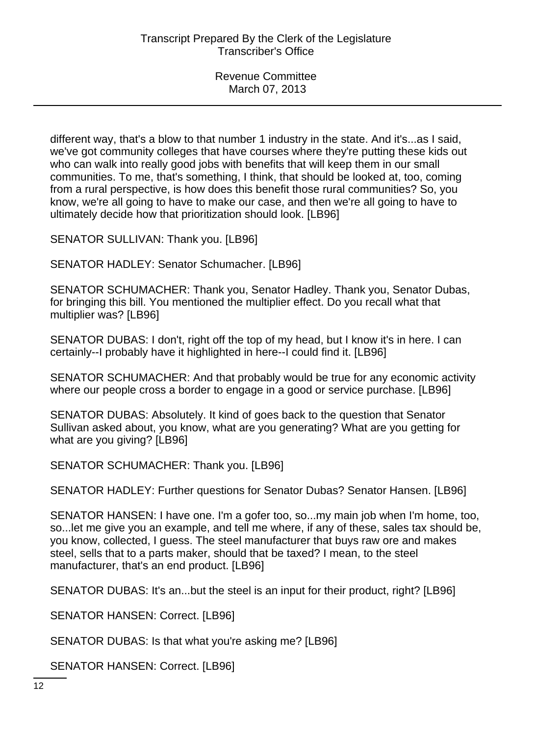different way, that's a blow to that number 1 industry in the state. And it's...as I said, we've got community colleges that have courses where they're putting these kids out who can walk into really good jobs with benefits that will keep them in our small communities. To me, that's something, I think, that should be looked at, too, coming from a rural perspective, is how does this benefit those rural communities? So, you know, we're all going to have to make our case, and then we're all going to have to ultimately decide how that prioritization should look. [LB96]

SENATOR SULLIVAN: Thank you. [LB96]

SENATOR HADLEY: Senator Schumacher. [LB96]

SENATOR SCHUMACHER: Thank you, Senator Hadley. Thank you, Senator Dubas, for bringing this bill. You mentioned the multiplier effect. Do you recall what that multiplier was? [LB96]

SENATOR DUBAS: I don't, right off the top of my head, but I know it's in here. I can certainly--I probably have it highlighted in here--I could find it. [LB96]

SENATOR SCHUMACHER: And that probably would be true for any economic activity where our people cross a border to engage in a good or service purchase. [LB96]

SENATOR DUBAS: Absolutely. It kind of goes back to the question that Senator Sullivan asked about, you know, what are you generating? What are you getting for what are you giving? [LB96]

SENATOR SCHUMACHER: Thank you. [LB96]

SENATOR HADLEY: Further questions for Senator Dubas? Senator Hansen. [LB96]

SENATOR HANSEN: I have one. I'm a gofer too, so...my main job when I'm home, too, so...let me give you an example, and tell me where, if any of these, sales tax should be, you know, collected, I guess. The steel manufacturer that buys raw ore and makes steel, sells that to a parts maker, should that be taxed? I mean, to the steel manufacturer, that's an end product. [LB96]

SENATOR DUBAS: It's an...but the steel is an input for their product, right? [LB96]

SENATOR HANSEN: Correct. [LB96]

SENATOR DUBAS: Is that what you're asking me? [LB96]

SENATOR HANSEN: Correct. [LB96]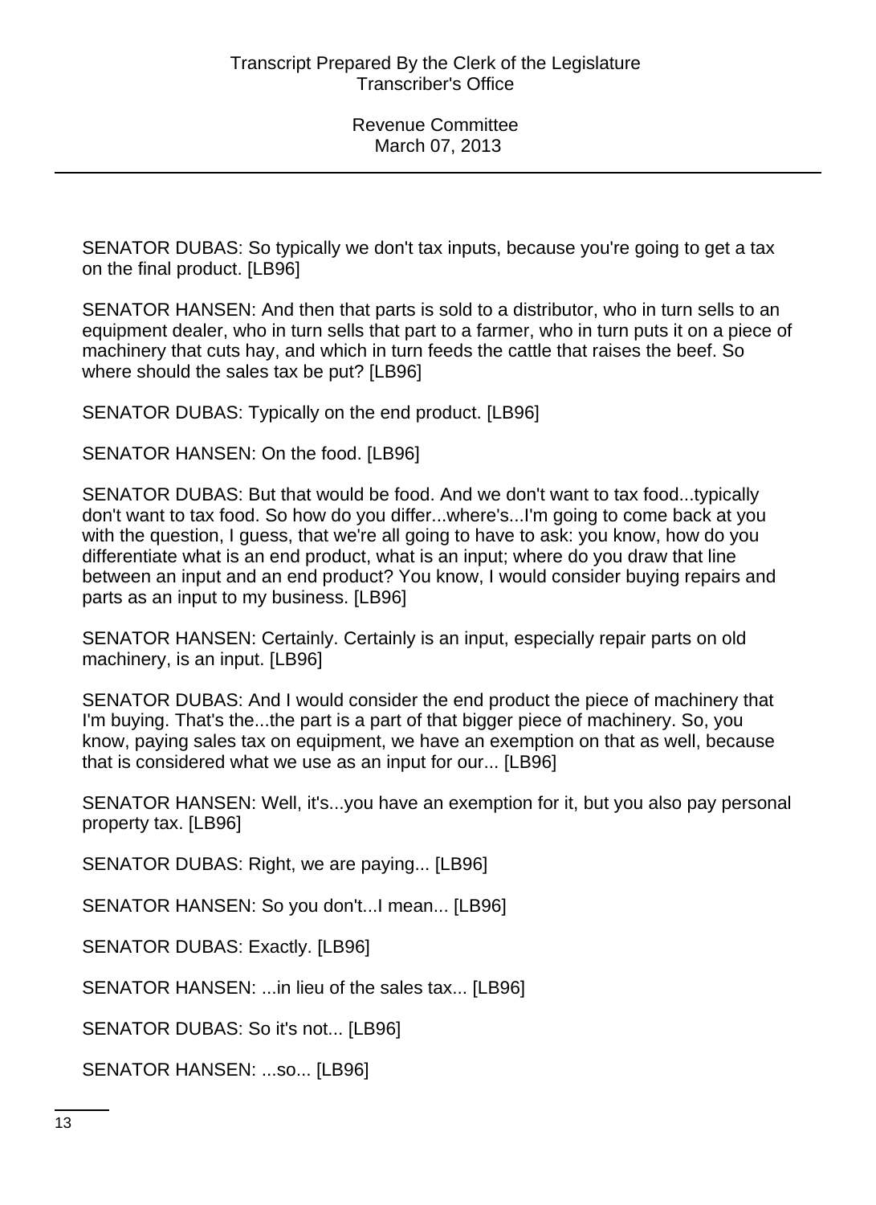SENATOR DUBAS: So typically we don't tax inputs, because you're going to get a tax on the final product. [LB96]

SENATOR HANSEN: And then that parts is sold to a distributor, who in turn sells to an equipment dealer, who in turn sells that part to a farmer, who in turn puts it on a piece of machinery that cuts hay, and which in turn feeds the cattle that raises the beef. So where should the sales tax be put? [LB96]

SENATOR DUBAS: Typically on the end product. [LB96]

SENATOR HANSEN: On the food. [LB96]

SENATOR DUBAS: But that would be food. And we don't want to tax food...typically don't want to tax food. So how do you differ...where's...I'm going to come back at you with the question, I guess, that we're all going to have to ask: you know, how do you differentiate what is an end product, what is an input; where do you draw that line between an input and an end product? You know, I would consider buying repairs and parts as an input to my business. [LB96]

SENATOR HANSEN: Certainly. Certainly is an input, especially repair parts on old machinery, is an input. [LB96]

SENATOR DUBAS: And I would consider the end product the piece of machinery that I'm buying. That's the...the part is a part of that bigger piece of machinery. So, you know, paying sales tax on equipment, we have an exemption on that as well, because that is considered what we use as an input for our... [LB96]

SENATOR HANSEN: Well, it's...you have an exemption for it, but you also pay personal property tax. [LB96]

SENATOR DUBAS: Right, we are paying... [LB96]

SENATOR HANSEN: So you don't...I mean... [LB96]

SENATOR DUBAS: Exactly. [LB96]

SENATOR HANSEN: ...in lieu of the sales tax... [LB96]

SENATOR DUBAS: So it's not... [LB96]

SENATOR HANSEN: ...so... [LB96]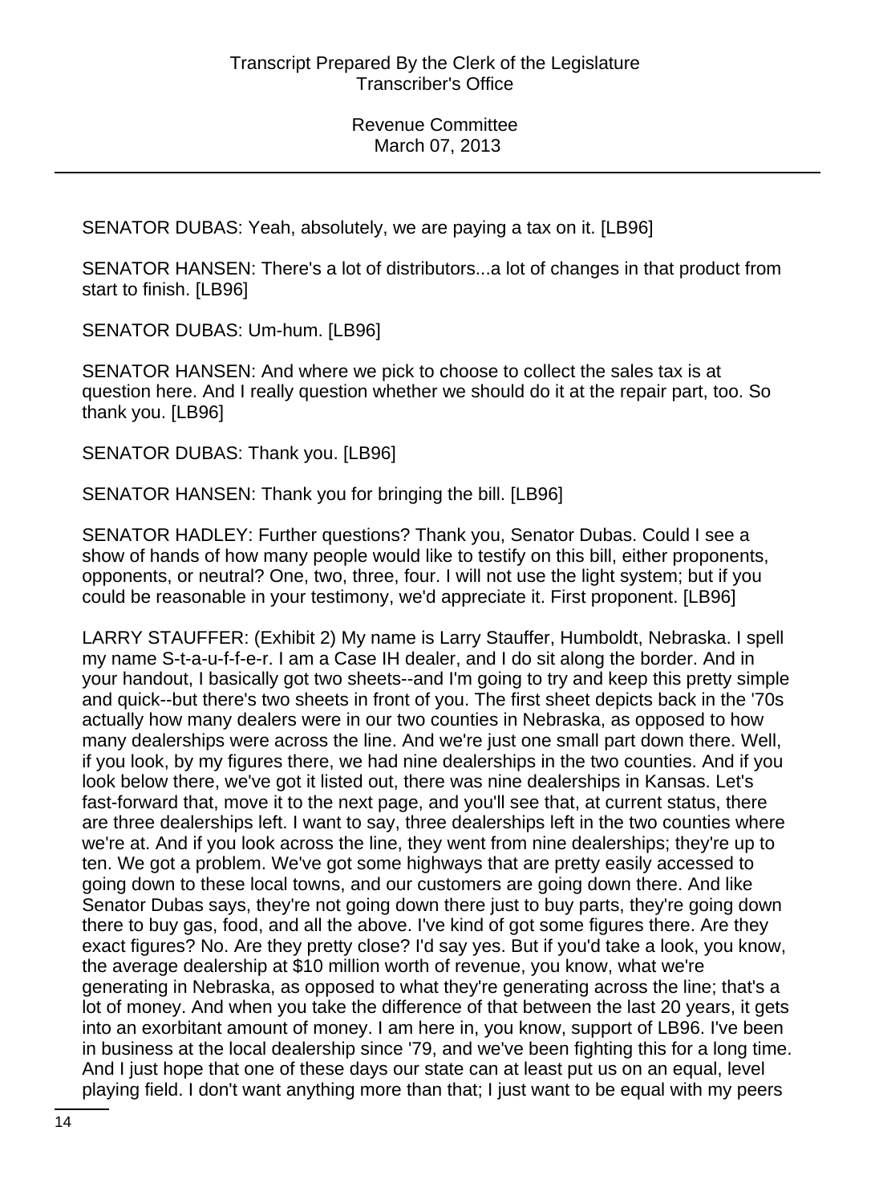SENATOR DUBAS: Yeah, absolutely, we are paying a tax on it. [LB96]

SENATOR HANSEN: There's a lot of distributors...a lot of changes in that product from start to finish. [LB96]

SENATOR DUBAS: Um-hum. [LB96]

SENATOR HANSEN: And where we pick to choose to collect the sales tax is at question here. And I really question whether we should do it at the repair part, too. So thank you. [LB96]

SENATOR DUBAS: Thank you. [LB96]

SENATOR HANSEN: Thank you for bringing the bill. [LB96]

SENATOR HADLEY: Further questions? Thank you, Senator Dubas. Could I see a show of hands of how many people would like to testify on this bill, either proponents, opponents, or neutral? One, two, three, four. I will not use the light system; but if you could be reasonable in your testimony, we'd appreciate it. First proponent. [LB96]

LARRY STAUFFER: (Exhibit 2) My name is Larry Stauffer, Humboldt, Nebraska. I spell my name S-t-a-u-f-f-e-r. I am a Case IH dealer, and I do sit along the border. And in your handout, I basically got two sheets--and I'm going to try and keep this pretty simple and quick--but there's two sheets in front of you. The first sheet depicts back in the '70s actually how many dealers were in our two counties in Nebraska, as opposed to how many dealerships were across the line. And we're just one small part down there. Well, if you look, by my figures there, we had nine dealerships in the two counties. And if you look below there, we've got it listed out, there was nine dealerships in Kansas. Let's fast-forward that, move it to the next page, and you'll see that, at current status, there are three dealerships left. I want to say, three dealerships left in the two counties where we're at. And if you look across the line, they went from nine dealerships; they're up to ten. We got a problem. We've got some highways that are pretty easily accessed to going down to these local towns, and our customers are going down there. And like Senator Dubas says, they're not going down there just to buy parts, they're going down there to buy gas, food, and all the above. I've kind of got some figures there. Are they exact figures? No. Are they pretty close? I'd say yes. But if you'd take a look, you know, the average dealership at $10 million worth of revenue, you know, what we're generating in Nebraska, as opposed to what they're generating across the line; that's a lot of money. And when you take the difference of that between the last 20 years, it gets into an exorbitant amount of money. I am here in, you know, support of LB96. I've been in business at the local dealership since '79, and we've been fighting this for a long time. And I just hope that one of these days our state can at least put us on an equal, level playing field. I don't want anything more than that; I just want to be equal with my peers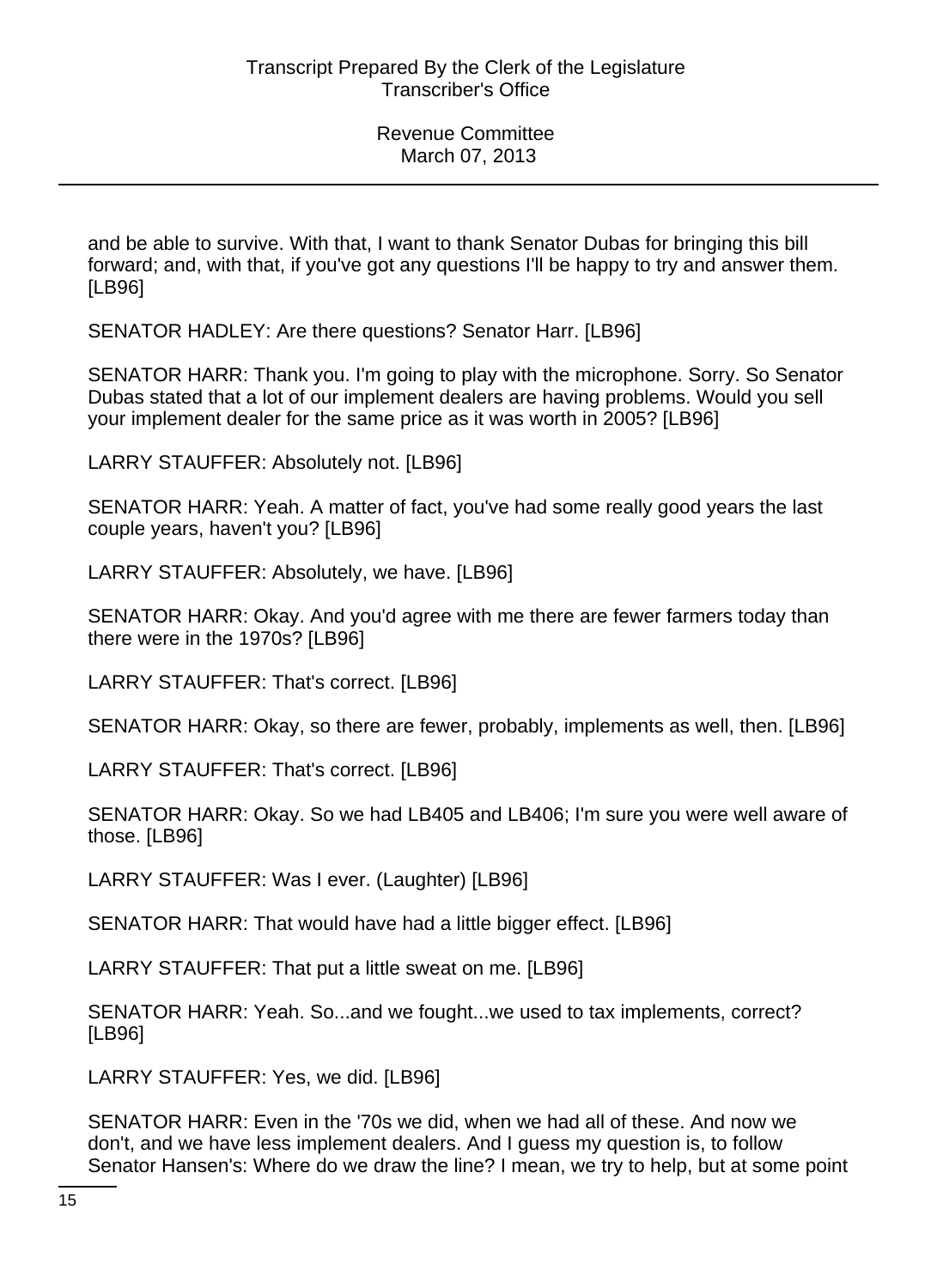and be able to survive. With that, I want to thank Senator Dubas for bringing this bill forward; and, with that, if you've got any questions I'll be happy to try and answer them. [LB96]

SENATOR HADLEY: Are there questions? Senator Harr. [LB96]

SENATOR HARR: Thank you. I'm going to play with the microphone. Sorry. So Senator Dubas stated that a lot of our implement dealers are having problems. Would you sell your implement dealer for the same price as it was worth in 2005? [LB96]

LARRY STAUFFER: Absolutely not. [LB96]

SENATOR HARR: Yeah. A matter of fact, you've had some really good years the last couple years, haven't you? [LB96]

LARRY STAUFFER: Absolutely, we have. [LB96]

SENATOR HARR: Okay. And you'd agree with me there are fewer farmers today than there were in the 1970s? [LB96]

LARRY STAUFFER: That's correct. [LB96]

SENATOR HARR: Okay, so there are fewer, probably, implements as well, then. [LB96]

LARRY STAUFFER: That's correct. [LB96]

SENATOR HARR: Okay. So we had LB405 and LB406; I'm sure you were well aware of those. [LB96]

LARRY STAUFFER: Was I ever. (Laughter) [LB96]

SENATOR HARR: That would have had a little bigger effect. [LB96]

LARRY STAUFFER: That put a little sweat on me. [LB96]

SENATOR HARR: Yeah. So...and we fought...we used to tax implements, correct? [LB96]

LARRY STAUFFER: Yes, we did. [LB96]

SENATOR HARR: Even in the '70s we did, when we had all of these. And now we don't, and we have less implement dealers. And I guess my question is, to follow Senator Hansen's: Where do we draw the line? I mean, we try to help, but at some point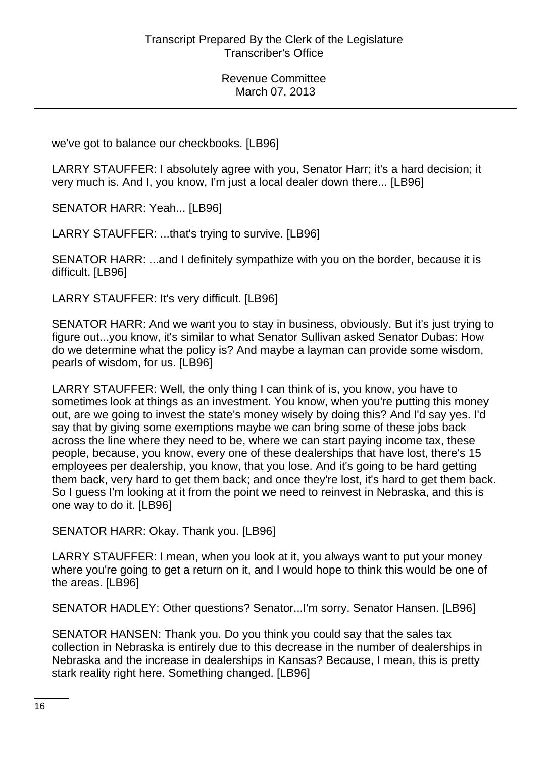we've got to balance our checkbooks. [LB96]

LARRY STAUFFER: I absolutely agree with you, Senator Harr; it's a hard decision; it very much is. And I, you know, I'm just a local dealer down there... [LB96]

SENATOR HARR: Yeah... [LB96]

LARRY STAUFFER: ...that's trying to survive. [LB96]

SENATOR HARR: ...and I definitely sympathize with you on the border, because it is difficult. [LB96]

LARRY STAUFFER: It's very difficult. [LB96]

SENATOR HARR: And we want you to stay in business, obviously. But it's just trying to figure out...you know, it's similar to what Senator Sullivan asked Senator Dubas: How do we determine what the policy is? And maybe a layman can provide some wisdom, pearls of wisdom, for us. [LB96]

LARRY STAUFFER: Well, the only thing I can think of is, you know, you have to sometimes look at things as an investment. You know, when you're putting this money out, are we going to invest the state's money wisely by doing this? And I'd say yes. I'd say that by giving some exemptions maybe we can bring some of these jobs back across the line where they need to be, where we can start paying income tax, these people, because, you know, every one of these dealerships that have lost, there's 15 employees per dealership, you know, that you lose. And it's going to be hard getting them back, very hard to get them back; and once they're lost, it's hard to get them back. So I guess I'm looking at it from the point we need to reinvest in Nebraska, and this is one way to do it. [LB96]

SENATOR HARR: Okay. Thank you. [LB96]

LARRY STAUFFER: I mean, when you look at it, you always want to put your money where you're going to get a return on it, and I would hope to think this would be one of the areas. [LB96]

SENATOR HADLEY: Other questions? Senator...I'm sorry. Senator Hansen. [LB96]

SENATOR HANSEN: Thank you. Do you think you could say that the sales tax collection in Nebraska is entirely due to this decrease in the number of dealerships in Nebraska and the increase in dealerships in Kansas? Because, I mean, this is pretty stark reality right here. Something changed. [LB96]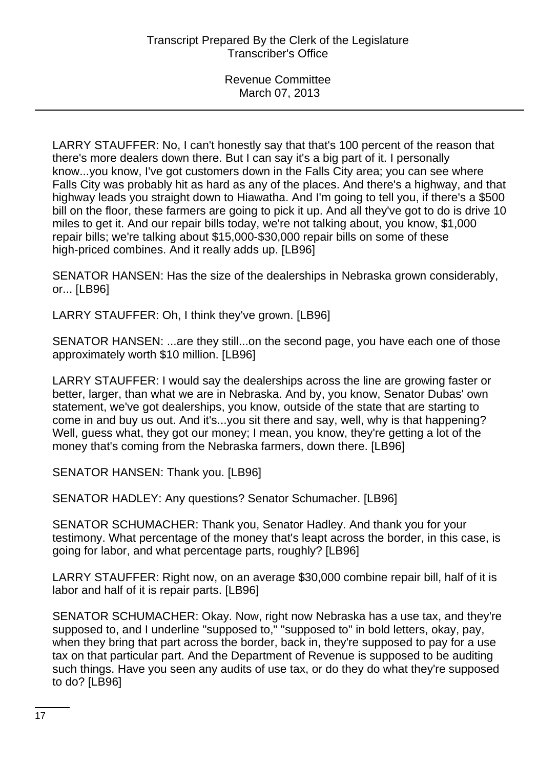LARRY STAUFFER: No, I can't honestly say that that's 100 percent of the reason that there's more dealers down there. But I can say it's a big part of it. I personally know...you know, I've got customers down in the Falls City area; you can see where Falls City was probably hit as hard as any of the places. And there's a highway, and that highway leads you straight down to Hiawatha. And I'm going to tell you, if there's a $500 bill on the floor, these farmers are going to pick it up. And all they've got to do is drive 10 miles to get it. And our repair bills today, we're not talking about, you know, $1,000 repair bills; we're talking about $15,000-$30,000 repair bills on some of these high-priced combines. And it really adds up. [LB96]

SENATOR HANSEN: Has the size of the dealerships in Nebraska grown considerably, or... [LB96]

LARRY STAUFFER: Oh, I think they've grown. [LB96]

SENATOR HANSEN: ...are they still...on the second page, you have each one of those approximately worth $10 million. [LB96]

LARRY STAUFFER: I would say the dealerships across the line are growing faster or better, larger, than what we are in Nebraska. And by, you know, Senator Dubas' own statement, we've got dealerships, you know, outside of the state that are starting to come in and buy us out. And it's...you sit there and say, well, why is that happening? Well, guess what, they got our money; I mean, you know, they're getting a lot of the money that's coming from the Nebraska farmers, down there. [LB96]

SENATOR HANSEN: Thank you. [LB96]

SENATOR HADLEY: Any questions? Senator Schumacher. [LB96]

SENATOR SCHUMACHER: Thank you, Senator Hadley. And thank you for your testimony. What percentage of the money that's leapt across the border, in this case, is going for labor, and what percentage parts, roughly? [LB96]

LARRY STAUFFER: Right now, on an average $30,000 combine repair bill, half of it is labor and half of it is repair parts. [LB96]

SENATOR SCHUMACHER: Okay. Now, right now Nebraska has a use tax, and they're supposed to, and I underline "supposed to," "supposed to" in bold letters, okay, pay, when they bring that part across the border, back in, they're supposed to pay for a use tax on that particular part. And the Department of Revenue is supposed to be auditing such things. Have you seen any audits of use tax, or do they do what they're supposed to do? [LB96]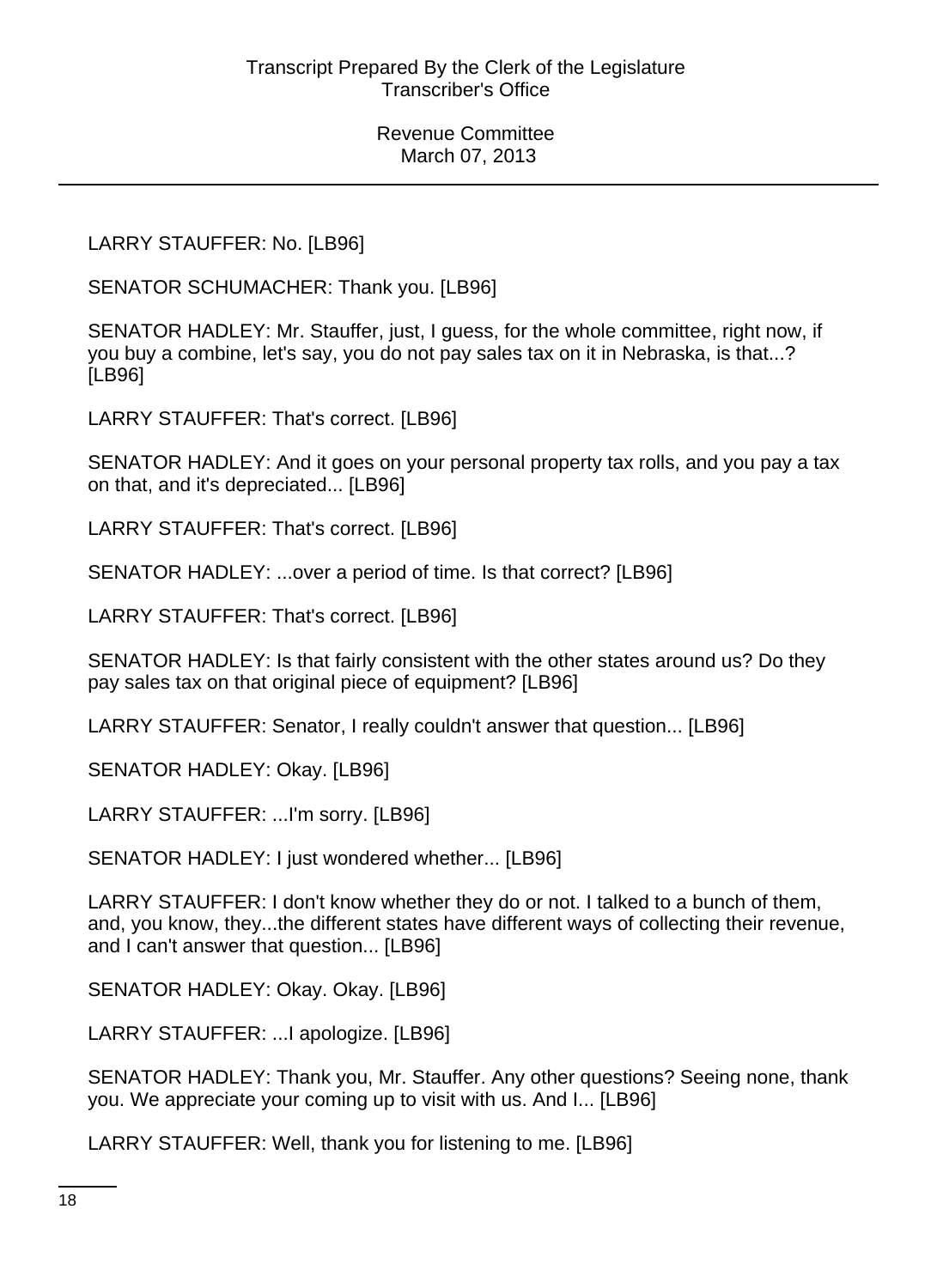LARRY STAUFFER: No. [LB96]

SENATOR SCHUMACHER: Thank you. [LB96]

SENATOR HADLEY: Mr. Stauffer, just, I guess, for the whole committee, right now, if you buy a combine, let's say, you do not pay sales tax on it in Nebraska, is that...? [LB96]

LARRY STAUFFER: That's correct. [LB96]

SENATOR HADLEY: And it goes on your personal property tax rolls, and you pay a tax on that, and it's depreciated... [LB96]

LARRY STAUFFER: That's correct. [LB96]

SENATOR HADLEY: ...over a period of time. Is that correct? [LB96]

LARRY STAUFFER: That's correct. [LB96]

SENATOR HADLEY: Is that fairly consistent with the other states around us? Do they pay sales tax on that original piece of equipment? [LB96]

LARRY STAUFFER: Senator, I really couldn't answer that question... [LB96]

SENATOR HADLEY: Okay. [LB96]

LARRY STAUFFER: ...I'm sorry. [LB96]

SENATOR HADLEY: I just wondered whether... [LB96]

LARRY STAUFFER: I don't know whether they do or not. I talked to a bunch of them, and, you know, they...the different states have different ways of collecting their revenue, and I can't answer that question... [LB96]

SENATOR HADLEY: Okay. Okay. [LB96]

LARRY STAUFFER: ...I apologize. [LB96]

SENATOR HADLEY: Thank you, Mr. Stauffer. Any other questions? Seeing none, thank you. We appreciate your coming up to visit with us. And I... [LB96]

LARRY STAUFFER: Well, thank you for listening to me. [LB96]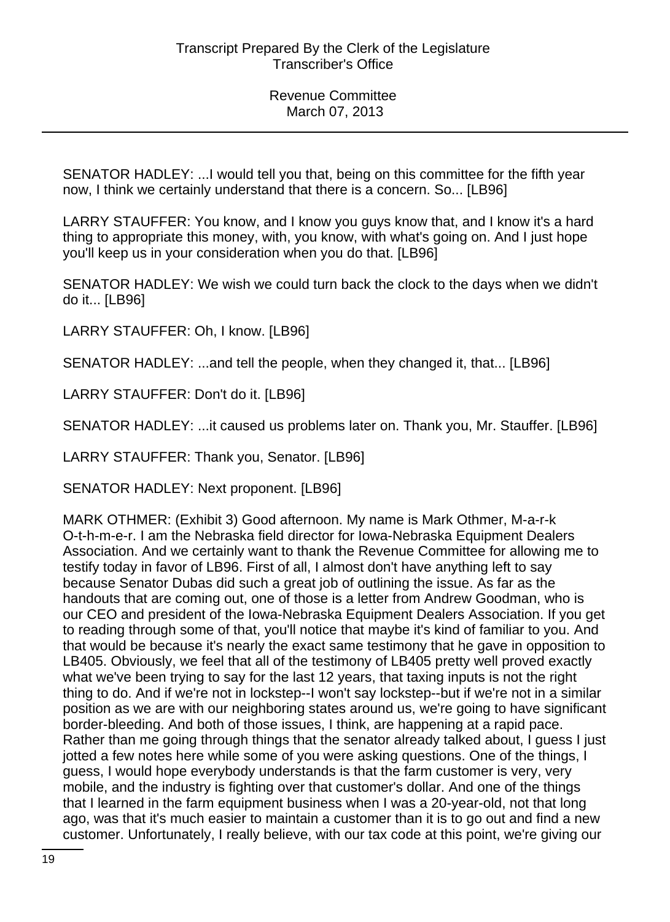SENATOR HADLEY: ...I would tell you that, being on this committee for the fifth year now, I think we certainly understand that there is a concern. So... [LB96]

LARRY STAUFFER: You know, and I know you guys know that, and I know it's a hard thing to appropriate this money, with, you know, with what's going on. And I just hope you'll keep us in your consideration when you do that. [LB96]

SENATOR HADLEY: We wish we could turn back the clock to the days when we didn't do it... [LB96]

LARRY STAUFFER: Oh, I know. [LB96]

SENATOR HADLEY: ...and tell the people, when they changed it, that... [LB96]

LARRY STAUFFER: Don't do it. [LB96]

SENATOR HADLEY: ...it caused us problems later on. Thank you, Mr. Stauffer. [LB96]

LARRY STAUFFER: Thank you, Senator. [LB96]

SENATOR HADLEY: Next proponent. [LB96]

MARK OTHMER: (Exhibit 3) Good afternoon. My name is Mark Othmer, M-a-r-k O-t-h-m-e-r. I am the Nebraska field director for Iowa-Nebraska Equipment Dealers Association. And we certainly want to thank the Revenue Committee for allowing me to testify today in favor of LB96. First of all, I almost don't have anything left to say because Senator Dubas did such a great job of outlining the issue. As far as the handouts that are coming out, one of those is a letter from Andrew Goodman, who is our CEO and president of the Iowa-Nebraska Equipment Dealers Association. If you get to reading through some of that, you'll notice that maybe it's kind of familiar to you. And that would be because it's nearly the exact same testimony that he gave in opposition to LB405. Obviously, we feel that all of the testimony of LB405 pretty well proved exactly what we've been trying to say for the last 12 years, that taxing inputs is not the right thing to do. And if we're not in lockstep--I won't say lockstep--but if we're not in a similar position as we are with our neighboring states around us, we're going to have significant border-bleeding. And both of those issues, I think, are happening at a rapid pace. Rather than me going through things that the senator already talked about, I guess I just jotted a few notes here while some of you were asking questions. One of the things, I guess, I would hope everybody understands is that the farm customer is very, very mobile, and the industry is fighting over that customer's dollar. And one of the things that I learned in the farm equipment business when I was a 20-year-old, not that long ago, was that it's much easier to maintain a customer than it is to go out and find a new customer. Unfortunately, I really believe, with our tax code at this point, we're giving our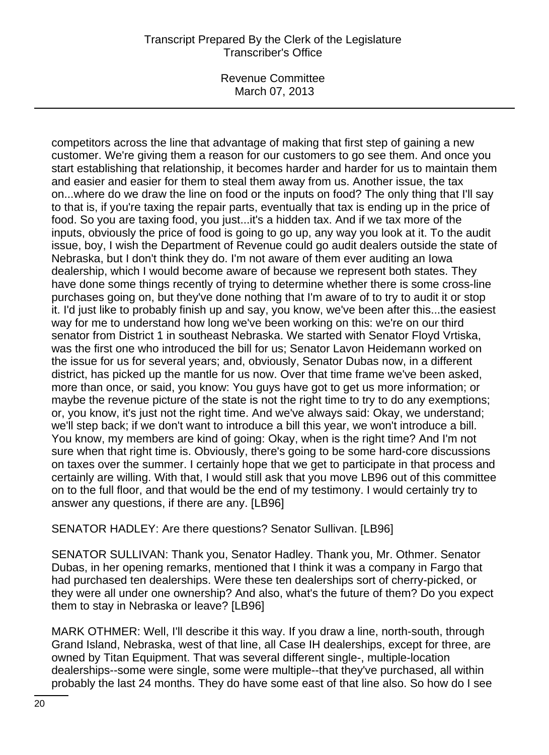competitors across the line that advantage of making that first step of gaining a new customer. We're giving them a reason for our customers to go see them. And once you start establishing that relationship, it becomes harder and harder for us to maintain them and easier and easier for them to steal them away from us. Another issue, the tax on...where do we draw the line on food or the inputs on food? The only thing that I'll say to that is, if you're taxing the repair parts, eventually that tax is ending up in the price of food. So you are taxing food, you just...it's a hidden tax. And if we tax more of the inputs, obviously the price of food is going to go up, any way you look at it. To the audit issue, boy, I wish the Department of Revenue could go audit dealers outside the state of Nebraska, but I don't think they do. I'm not aware of them ever auditing an Iowa dealership, which I would become aware of because we represent both states. They have done some things recently of trying to determine whether there is some cross-line purchases going on, but they've done nothing that I'm aware of to try to audit it or stop it. I'd just like to probably finish up and say, you know, we've been after this...the easiest way for me to understand how long we've been working on this: we're on our third senator from District 1 in southeast Nebraska. We started with Senator Floyd Vrtiska, was the first one who introduced the bill for us; Senator Lavon Heidemann worked on the issue for us for several years; and, obviously, Senator Dubas now, in a different district, has picked up the mantle for us now. Over that time frame we've been asked, more than once, or said, you know: You guys have got to get us more information; or maybe the revenue picture of the state is not the right time to try to do any exemptions; or, you know, it's just not the right time. And we've always said: Okay, we understand; we'll step back; if we don't want to introduce a bill this year, we won't introduce a bill. You know, my members are kind of going: Okay, when is the right time? And I'm not sure when that right time is. Obviously, there's going to be some hard-core discussions on taxes over the summer. I certainly hope that we get to participate in that process and certainly are willing. With that, I would still ask that you move LB96 out of this committee on to the full floor, and that would be the end of my testimony. I would certainly try to answer any questions, if there are any. [LB96]

SENATOR HADLEY: Are there questions? Senator Sullivan. [LB96]

SENATOR SULLIVAN: Thank you, Senator Hadley. Thank you, Mr. Othmer. Senator Dubas, in her opening remarks, mentioned that I think it was a company in Fargo that had purchased ten dealerships. Were these ten dealerships sort of cherry-picked, or they were all under one ownership? And also, what's the future of them? Do you expect them to stay in Nebraska or leave? [LB96]

MARK OTHMER: Well, I'll describe it this way. If you draw a line, north-south, through Grand Island, Nebraska, west of that line, all Case IH dealerships, except for three, are owned by Titan Equipment. That was several different single-, multiple-location dealerships--some were single, some were multiple--that they've purchased, all within probably the last 24 months. They do have some east of that line also. So how do I see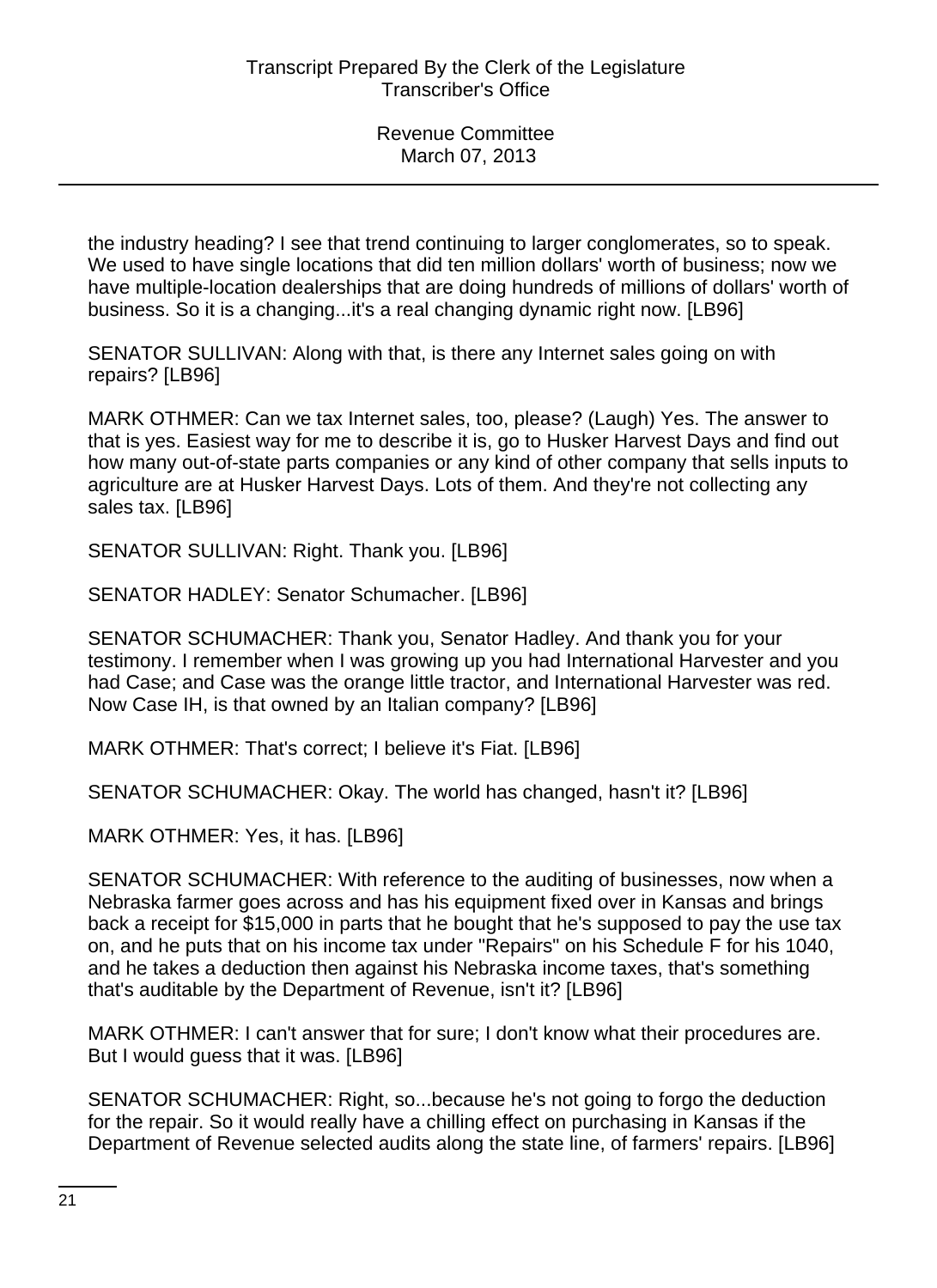the industry heading? I see that trend continuing to larger conglomerates, so to speak. We used to have single locations that did ten million dollars' worth of business; now we have multiple-location dealerships that are doing hundreds of millions of dollars' worth of business. So it is a changing...it's a real changing dynamic right now. [LB96]

SENATOR SULLIVAN: Along with that, is there any Internet sales going on with repairs? [LB96]

MARK OTHMER: Can we tax Internet sales, too, please? (Laugh) Yes. The answer to that is yes. Easiest way for me to describe it is, go to Husker Harvest Days and find out how many out-of-state parts companies or any kind of other company that sells inputs to agriculture are at Husker Harvest Days. Lots of them. And they're not collecting any sales tax. [LB96]

SENATOR SULLIVAN: Right. Thank you. [LB96]

SENATOR HADLEY: Senator Schumacher. [LB96]

SENATOR SCHUMACHER: Thank you, Senator Hadley. And thank you for your testimony. I remember when I was growing up you had International Harvester and you had Case; and Case was the orange little tractor, and International Harvester was red. Now Case IH, is that owned by an Italian company? [LB96]

MARK OTHMER: That's correct; I believe it's Fiat. [LB96]

SENATOR SCHUMACHER: Okay. The world has changed, hasn't it? [LB96]

MARK OTHMER: Yes, it has. [LB96]

SENATOR SCHUMACHER: With reference to the auditing of businesses, now when a Nebraska farmer goes across and has his equipment fixed over in Kansas and brings back a receipt for $15,000 in parts that he bought that he's supposed to pay the use tax on, and he puts that on his income tax under "Repairs" on his Schedule F for his 1040, and he takes a deduction then against his Nebraska income taxes, that's something that's auditable by the Department of Revenue, isn't it? [LB96]

MARK OTHMER: I can't answer that for sure; I don't know what their procedures are. But I would guess that it was. [LB96]

SENATOR SCHUMACHER: Right, so...because he's not going to forgo the deduction for the repair. So it would really have a chilling effect on purchasing in Kansas if the Department of Revenue selected audits along the state line, of farmers' repairs. [LB96]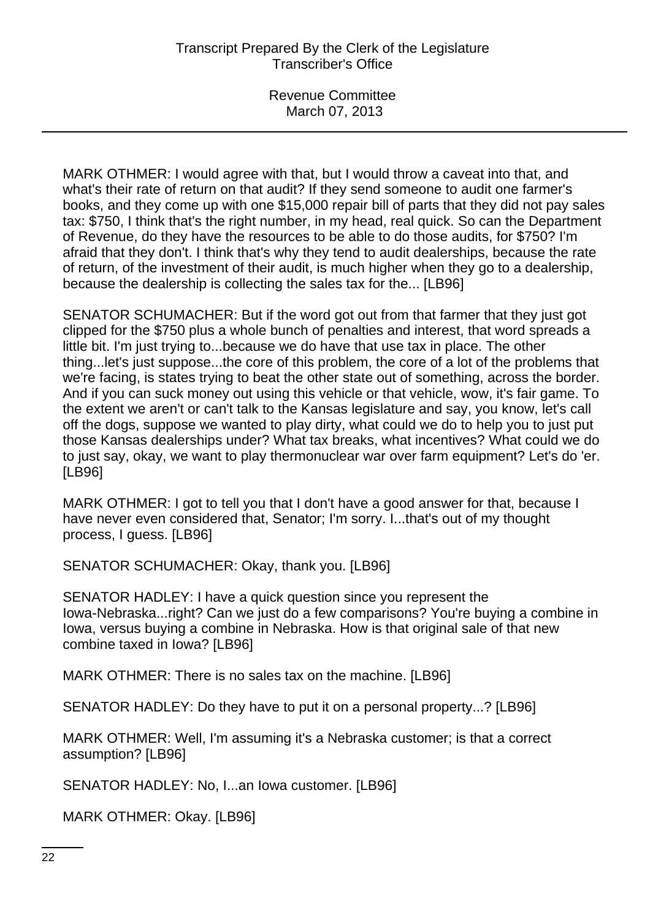MARK OTHMER: I would agree with that, but I would throw a caveat into that, and what's their rate of return on that audit? If they send someone to audit one farmer's books, and they come up with one $15,000 repair bill of parts that they did not pay sales tax: $750, I think that's the right number, in my head, real quick. So can the Department of Revenue, do they have the resources to be able to do those audits, for $750? I'm afraid that they don't. I think that's why they tend to audit dealerships, because the rate of return, of the investment of their audit, is much higher when they go to a dealership, because the dealership is collecting the sales tax for the... [LB96]

SENATOR SCHUMACHER: But if the word got out from that farmer that they just got clipped for the $750 plus a whole bunch of penalties and interest, that word spreads a little bit. I'm just trying to...because we do have that use tax in place. The other thing...let's just suppose...the core of this problem, the core of a lot of the problems that we're facing, is states trying to beat the other state out of something, across the border. And if you can suck money out using this vehicle or that vehicle, wow, it's fair game. To the extent we aren't or can't talk to the Kansas legislature and say, you know, let's call off the dogs, suppose we wanted to play dirty, what could we do to help you to just put those Kansas dealerships under? What tax breaks, what incentives? What could we do to just say, okay, we want to play thermonuclear war over farm equipment? Let's do 'er. [LB96]

MARK OTHMER: I got to tell you that I don't have a good answer for that, because I have never even considered that, Senator; I'm sorry. I...that's out of my thought process, I guess. [LB96]

SENATOR SCHUMACHER: Okay, thank you. [LB96]

SENATOR HADLEY: I have a quick question since you represent the Iowa-Nebraska...right? Can we just do a few comparisons? You're buying a combine in Iowa, versus buying a combine in Nebraska. How is that original sale of that new combine taxed in Iowa? [LB96]

MARK OTHMER: There is no sales tax on the machine. [LB96]

SENATOR HADLEY: Do they have to put it on a personal property...? [LB96]

MARK OTHMER: Well, I'm assuming it's a Nebraska customer; is that a correct assumption? [LB96]

SENATOR HADLEY: No, I...an Iowa customer. [LB96]

MARK OTHMER: Okay. [LB96]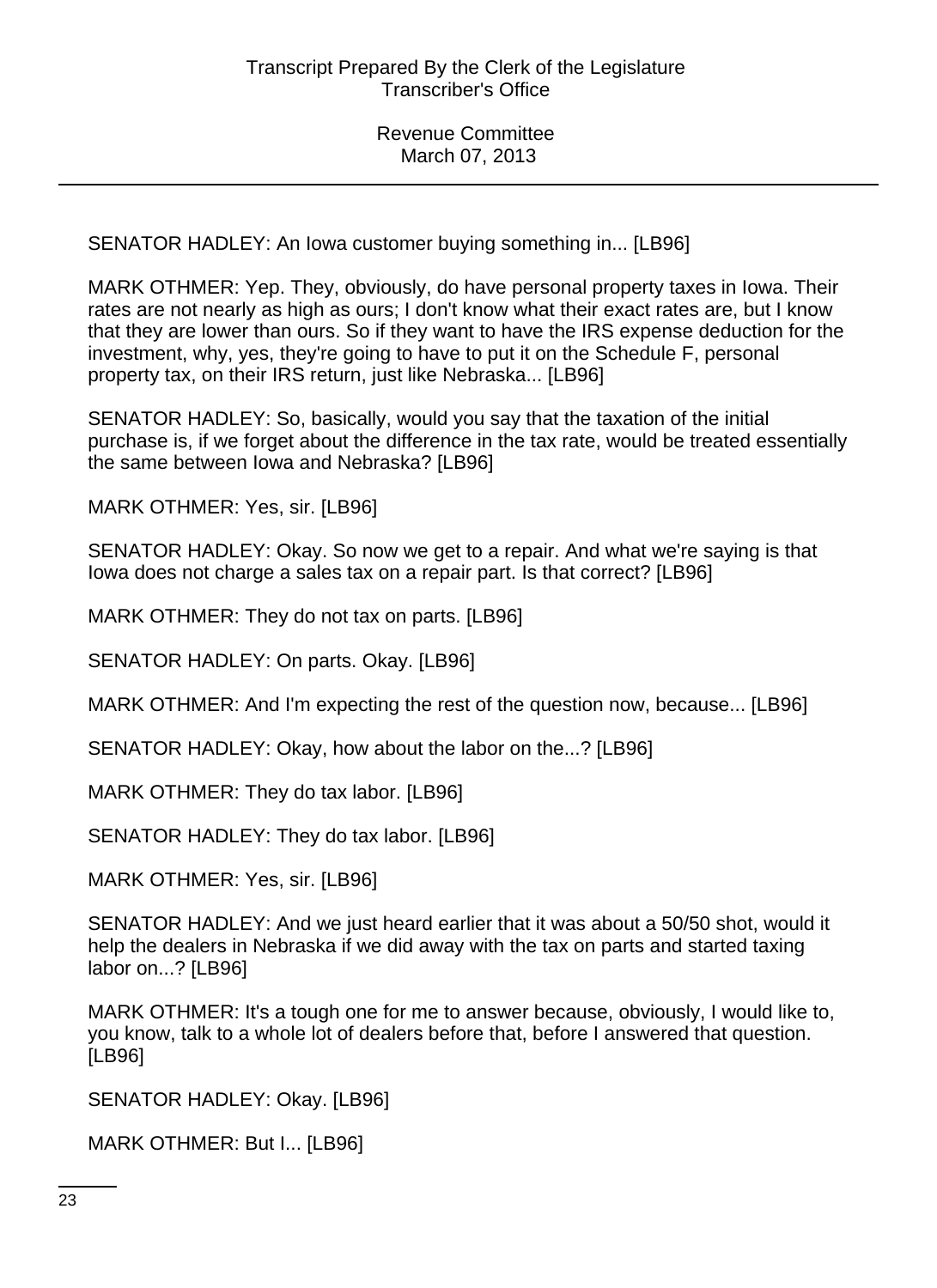SENATOR HADLEY: An Iowa customer buying something in... [LB96]

MARK OTHMER: Yep. They, obviously, do have personal property taxes in Iowa. Their rates are not nearly as high as ours; I don't know what their exact rates are, but I know that they are lower than ours. So if they want to have the IRS expense deduction for the investment, why, yes, they're going to have to put it on the Schedule F, personal property tax, on their IRS return, just like Nebraska... [LB96]

SENATOR HADLEY: So, basically, would you say that the taxation of the initial purchase is, if we forget about the difference in the tax rate, would be treated essentially the same between Iowa and Nebraska? [LB96]

MARK OTHMER: Yes, sir. [LB96]

SENATOR HADLEY: Okay. So now we get to a repair. And what we're saying is that Iowa does not charge a sales tax on a repair part. Is that correct? [LB96]

MARK OTHMER: They do not tax on parts. [LB96]

SENATOR HADLEY: On parts. Okay. [LB96]

MARK OTHMER: And I'm expecting the rest of the question now, because... [LB96]

SENATOR HADLEY: Okay, how about the labor on the...? [LB96]

MARK OTHMER: They do tax labor. [LB96]

SENATOR HADLEY: They do tax labor. [LB96]

MARK OTHMER: Yes, sir. [LB96]

SENATOR HADLEY: And we just heard earlier that it was about a 50/50 shot, would it help the dealers in Nebraska if we did away with the tax on parts and started taxing labor on...? [LB96]

MARK OTHMER: It's a tough one for me to answer because, obviously, I would like to, you know, talk to a whole lot of dealers before that, before I answered that question. [LB96]

SENATOR HADLEY: Okay. [LB96]

MARK OTHMER: But I... [LB96]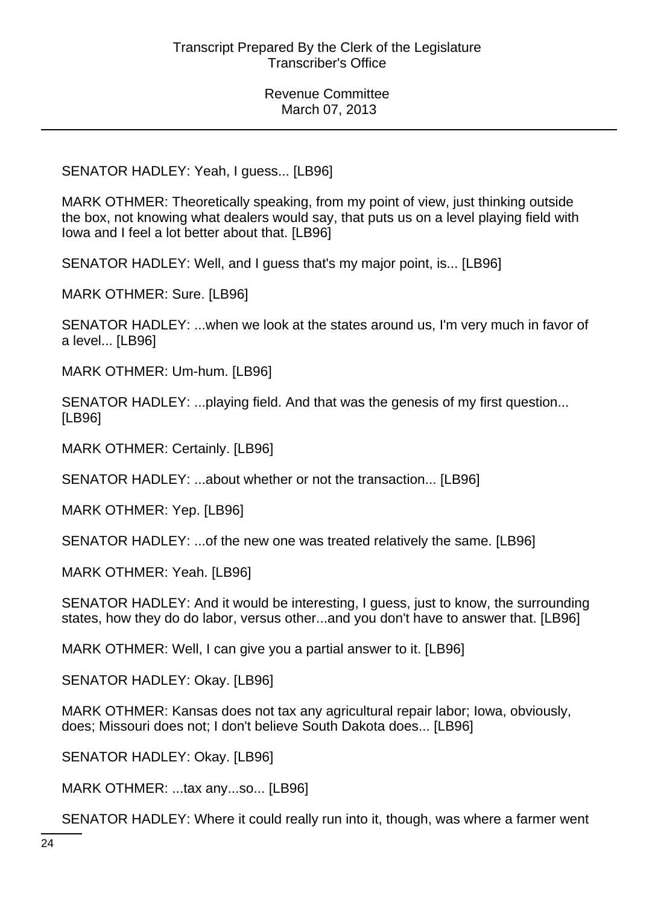SENATOR HADLEY: Yeah, I guess... [LB96]

MARK OTHMER: Theoretically speaking, from my point of view, just thinking outside the box, not knowing what dealers would say, that puts us on a level playing field with Iowa and I feel a lot better about that. [LB96]

SENATOR HADLEY: Well, and I guess that's my major point, is... [LB96]

MARK OTHMER: Sure. [LB96]

SENATOR HADLEY: ...when we look at the states around us, I'm very much in favor of a level... [LB96]

MARK OTHMER: Um-hum. [LB96]

SENATOR HADLEY: ...playing field. And that was the genesis of my first question... [LB96]

MARK OTHMER: Certainly. [LB96]

SENATOR HADLEY: ...about whether or not the transaction... [LB96]

MARK OTHMER: Yep. [LB96]

SENATOR HADLEY: ...of the new one was treated relatively the same. [LB96]

MARK OTHMER: Yeah. [LB96]

SENATOR HADLEY: And it would be interesting, I guess, just to know, the surrounding states, how they do do labor, versus other...and you don't have to answer that. [LB96]

MARK OTHMER: Well, I can give you a partial answer to it. [LB96]

SENATOR HADLEY: Okay. [LB96]

MARK OTHMER: Kansas does not tax any agricultural repair labor; Iowa, obviously, does; Missouri does not; I don't believe South Dakota does... [LB96]

SENATOR HADLEY: Okay. [LB96]

MARK OTHMER: ...tax any...so... [LB96]

SENATOR HADLEY: Where it could really run into it, though, was where a farmer went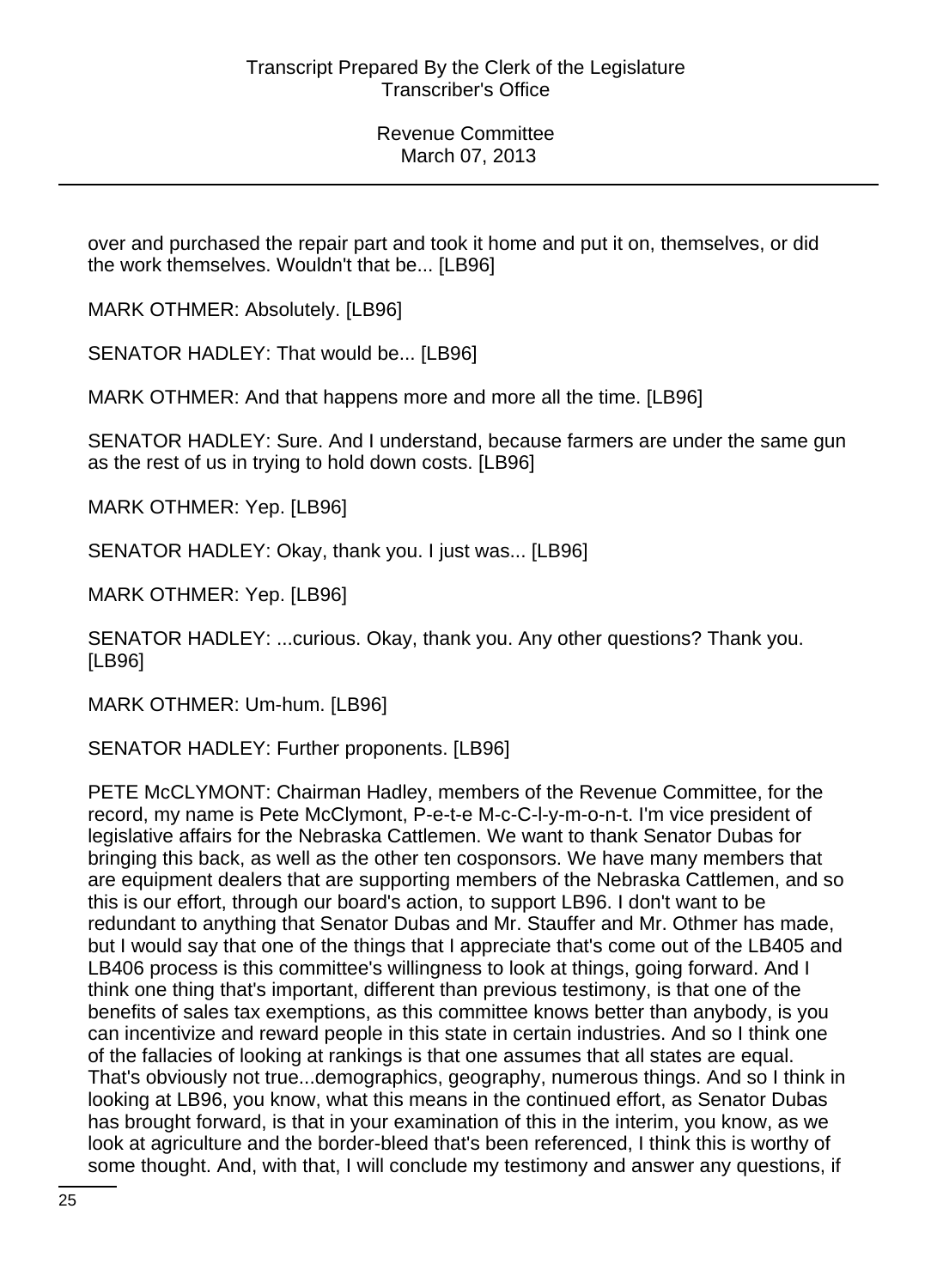over and purchased the repair part and took it home and put it on, themselves, or did the work themselves. Wouldn't that be... [LB96]

MARK OTHMER: Absolutely. [LB96]

SENATOR HADLEY: That would be... [LB96]

MARK OTHMER: And that happens more and more all the time. [LB96]

SENATOR HADLEY: Sure. And I understand, because farmers are under the same gun as the rest of us in trying to hold down costs. [LB96]

MARK OTHMER: Yep. [LB96]

SENATOR HADLEY: Okay, thank you. I just was... [LB96]

MARK OTHMER: Yep. [LB96]

SENATOR HADLEY: ...curious. Okay, thank you. Any other questions? Thank you. [LB96]

MARK OTHMER: Um-hum. [LB96]

SENATOR HADLEY: Further proponents. [LB96]

PETE McCLYMONT: Chairman Hadley, members of the Revenue Committee, for the record, my name is Pete McClymont, P-e-t-e M-c-C-l-y-m-o-n-t. I'm vice president of legislative affairs for the Nebraska Cattlemen. We want to thank Senator Dubas for bringing this back, as well as the other ten cosponsors. We have many members that are equipment dealers that are supporting members of the Nebraska Cattlemen, and so this is our effort, through our board's action, to support LB96. I don't want to be redundant to anything that Senator Dubas and Mr. Stauffer and Mr. Othmer has made, but I would say that one of the things that I appreciate that's come out of the LB405 and LB406 process is this committee's willingness to look at things, going forward. And I think one thing that's important, different than previous testimony, is that one of the benefits of sales tax exemptions, as this committee knows better than anybody, is you can incentivize and reward people in this state in certain industries. And so I think one of the fallacies of looking at rankings is that one assumes that all states are equal. That's obviously not true...demographics, geography, numerous things. And so I think in looking at LB96, you know, what this means in the continued effort, as Senator Dubas has brought forward, is that in your examination of this in the interim, you know, as we look at agriculture and the border-bleed that's been referenced, I think this is worthy of some thought. And, with that, I will conclude my testimony and answer any questions, if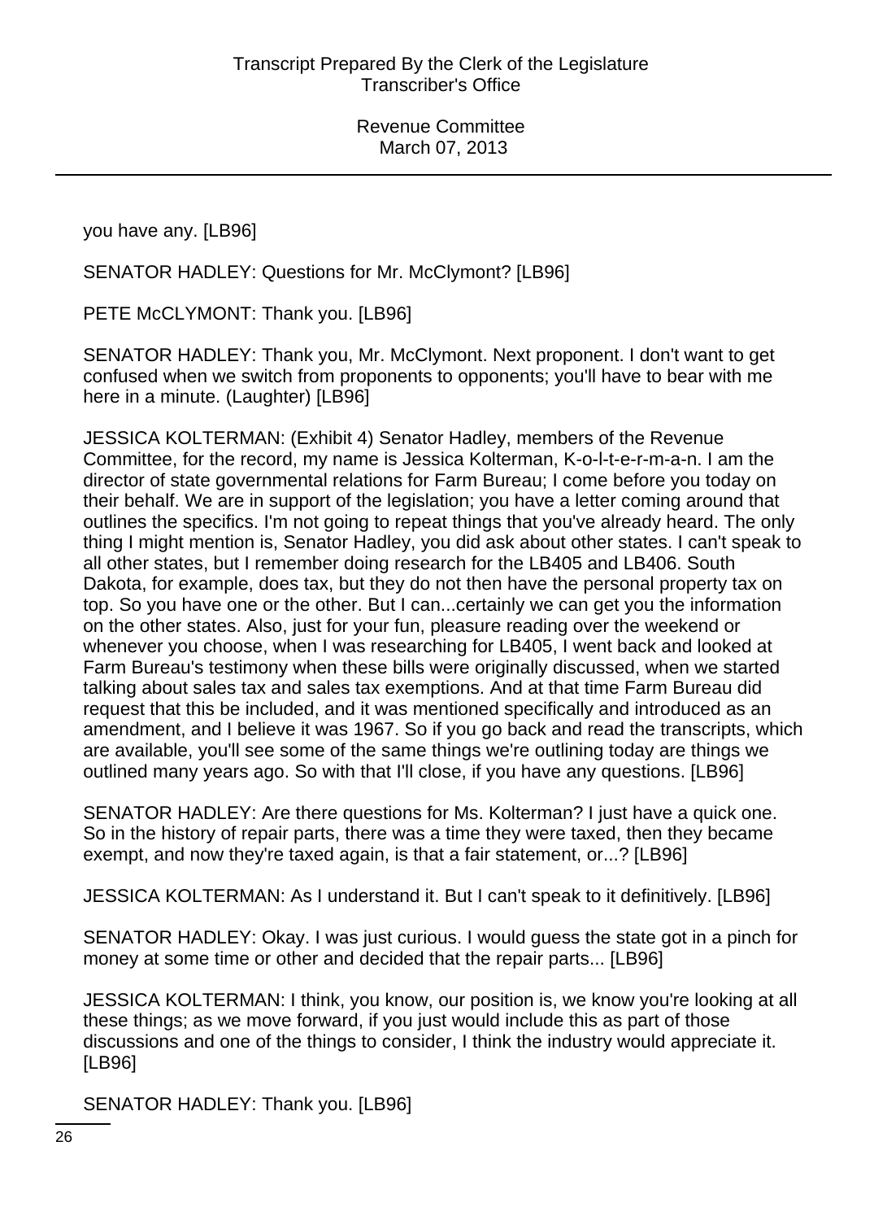you have any. [LB96]

SENATOR HADLEY: Questions for Mr. McClymont? [LB96]

PETE McCLYMONT: Thank you. [LB96]

SENATOR HADLEY: Thank you, Mr. McClymont. Next proponent. I don't want to get confused when we switch from proponents to opponents; you'll have to bear with me here in a minute. (Laughter) [LB96]

JESSICA KOLTERMAN: (Exhibit 4) Senator Hadley, members of the Revenue Committee, for the record, my name is Jessica Kolterman, K-o-l-t-e-r-m-a-n. I am the director of state governmental relations for Farm Bureau; I come before you today on their behalf. We are in support of the legislation; you have a letter coming around that outlines the specifics. I'm not going to repeat things that you've already heard. The only thing I might mention is, Senator Hadley, you did ask about other states. I can't speak to all other states, but I remember doing research for the LB405 and LB406. South Dakota, for example, does tax, but they do not then have the personal property tax on top. So you have one or the other. But I can...certainly we can get you the information on the other states. Also, just for your fun, pleasure reading over the weekend or whenever you choose, when I was researching for LB405, I went back and looked at Farm Bureau's testimony when these bills were originally discussed, when we started talking about sales tax and sales tax exemptions. And at that time Farm Bureau did request that this be included, and it was mentioned specifically and introduced as an amendment, and I believe it was 1967. So if you go back and read the transcripts, which are available, you'll see some of the same things we're outlining today are things we outlined many years ago. So with that I'll close, if you have any questions. [LB96]

SENATOR HADLEY: Are there questions for Ms. Kolterman? I just have a quick one. So in the history of repair parts, there was a time they were taxed, then they became exempt, and now they're taxed again, is that a fair statement, or...? [LB96]

JESSICA KOLTERMAN: As I understand it. But I can't speak to it definitively. [LB96]

SENATOR HADLEY: Okay. I was just curious. I would guess the state got in a pinch for money at some time or other and decided that the repair parts... [LB96]

JESSICA KOLTERMAN: I think, you know, our position is, we know you're looking at all these things; as we move forward, if you just would include this as part of those discussions and one of the things to consider, I think the industry would appreciate it. [LB96]

SENATOR HADLEY: Thank you. [LB96]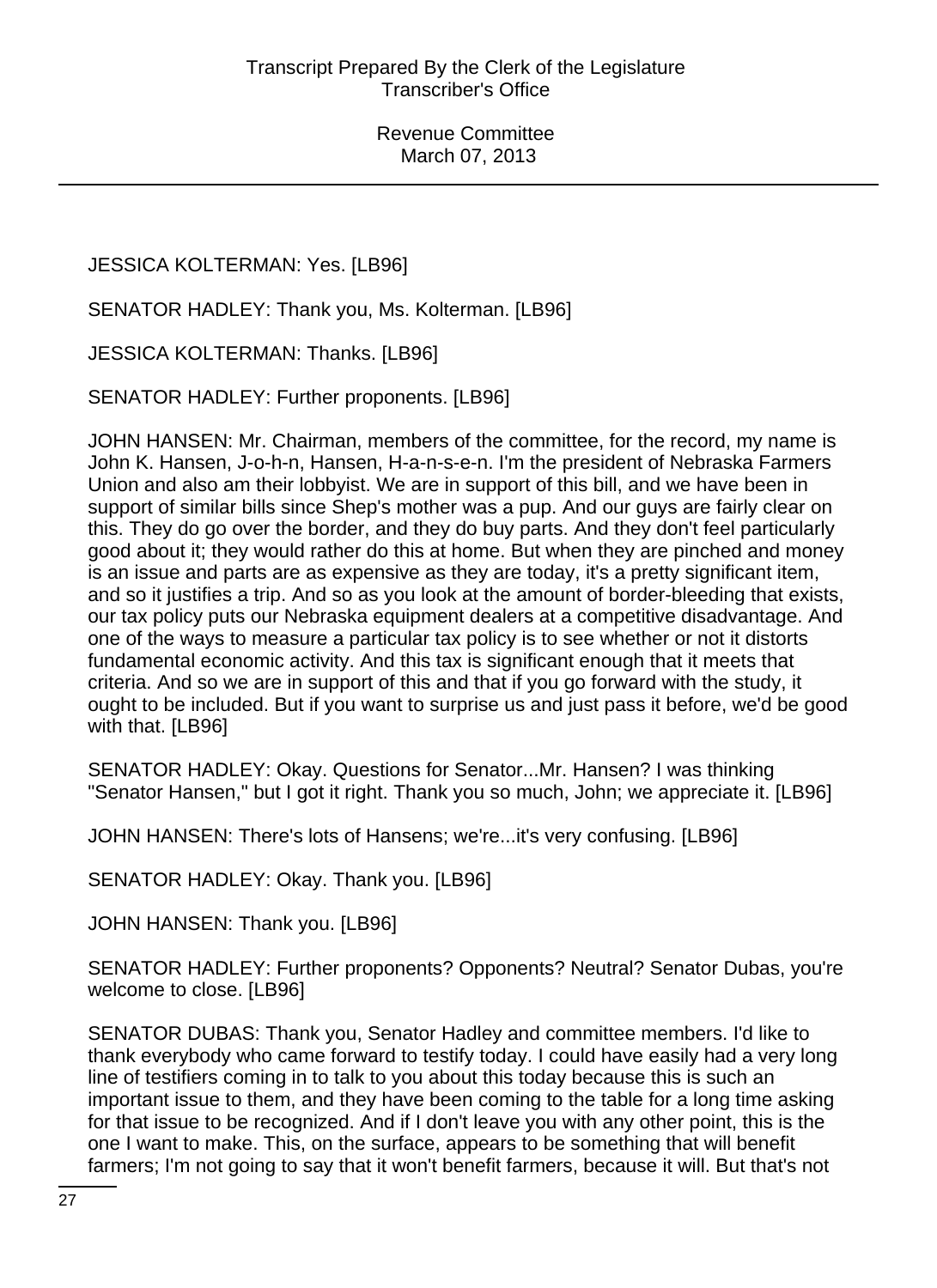JESSICA KOLTERMAN: Yes. [LB96]

SENATOR HADLEY: Thank you, Ms. Kolterman. [LB96]

JESSICA KOLTERMAN: Thanks. [LB96]

SENATOR HADLEY: Further proponents. [LB96]

JOHN HANSEN: Mr. Chairman, members of the committee, for the record, my name is John K. Hansen, J-o-h-n, Hansen, H-a-n-s-e-n. I'm the president of Nebraska Farmers Union and also am their lobbyist. We are in support of this bill, and we have been in support of similar bills since Shep's mother was a pup. And our guys are fairly clear on this. They do go over the border, and they do buy parts. And they don't feel particularly good about it; they would rather do this at home. But when they are pinched and money is an issue and parts are as expensive as they are today, it's a pretty significant item, and so it justifies a trip. And so as you look at the amount of border-bleeding that exists, our tax policy puts our Nebraska equipment dealers at a competitive disadvantage. And one of the ways to measure a particular tax policy is to see whether or not it distorts fundamental economic activity. And this tax is significant enough that it meets that criteria. And so we are in support of this and that if you go forward with the study, it ought to be included. But if you want to surprise us and just pass it before, we'd be good with that. [LB96]

SENATOR HADLEY: Okay. Questions for Senator...Mr. Hansen? I was thinking "Senator Hansen," but I got it right. Thank you so much, John; we appreciate it. [LB96]

JOHN HANSEN: There's lots of Hansens; we're...it's very confusing. [LB96]

SENATOR HADLEY: Okay. Thank you. [LB96]

JOHN HANSEN: Thank you. [LB96]

SENATOR HADLEY: Further proponents? Opponents? Neutral? Senator Dubas, you're welcome to close. [LB96]

SENATOR DUBAS: Thank you, Senator Hadley and committee members. I'd like to thank everybody who came forward to testify today. I could have easily had a very long line of testifiers coming in to talk to you about this today because this is such an important issue to them, and they have been coming to the table for a long time asking for that issue to be recognized. And if I don't leave you with any other point, this is the one I want to make. This, on the surface, appears to be something that will benefit farmers; I'm not going to say that it won't benefit farmers, because it will. But that's not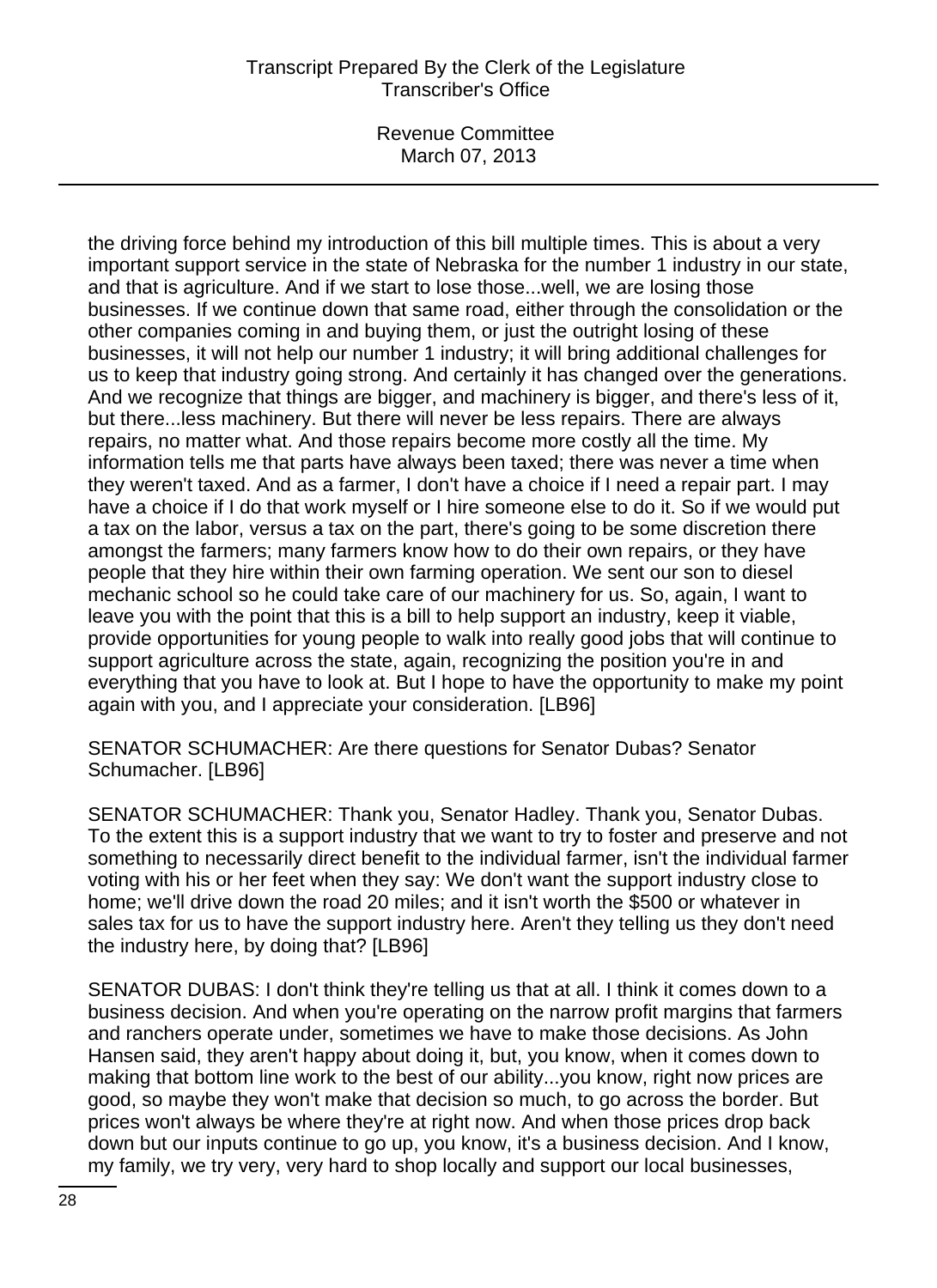the driving force behind my introduction of this bill multiple times. This is about a very important support service in the state of Nebraska for the number 1 industry in our state, and that is agriculture. And if we start to lose those...well, we are losing those businesses. If we continue down that same road, either through the consolidation or the other companies coming in and buying them, or just the outright losing of these businesses, it will not help our number 1 industry; it will bring additional challenges for us to keep that industry going strong. And certainly it has changed over the generations. And we recognize that things are bigger, and machinery is bigger, and there's less of it, but there...less machinery. But there will never be less repairs. There are always repairs, no matter what. And those repairs become more costly all the time. My information tells me that parts have always been taxed; there was never a time when they weren't taxed. And as a farmer, I don't have a choice if I need a repair part. I may have a choice if I do that work myself or I hire someone else to do it. So if we would put a tax on the labor, versus a tax on the part, there's going to be some discretion there amongst the farmers; many farmers know how to do their own repairs, or they have people that they hire within their own farming operation. We sent our son to diesel mechanic school so he could take care of our machinery for us. So, again, I want to leave you with the point that this is a bill to help support an industry, keep it viable, provide opportunities for young people to walk into really good jobs that will continue to support agriculture across the state, again, recognizing the position you're in and everything that you have to look at. But I hope to have the opportunity to make my point again with you, and I appreciate your consideration. [LB96]

SENATOR SCHUMACHER: Are there questions for Senator Dubas? Senator Schumacher. [LB96]

SENATOR SCHUMACHER: Thank you, Senator Hadley. Thank you, Senator Dubas. To the extent this is a support industry that we want to try to foster and preserve and not something to necessarily direct benefit to the individual farmer, isn't the individual farmer voting with his or her feet when they say: We don't want the support industry close to home; we'll drive down the road 20 miles; and it isn't worth the $500 or whatever in sales tax for us to have the support industry here. Aren't they telling us they don't need the industry here, by doing that? [LB96]

SENATOR DUBAS: I don't think they're telling us that at all. I think it comes down to a business decision. And when you're operating on the narrow profit margins that farmers and ranchers operate under, sometimes we have to make those decisions. As John Hansen said, they aren't happy about doing it, but, you know, when it comes down to making that bottom line work to the best of our ability...you know, right now prices are good, so maybe they won't make that decision so much, to go across the border. But prices won't always be where they're at right now. And when those prices drop back down but our inputs continue to go up, you know, it's a business decision. And I know, my family, we try very, very hard to shop locally and support our local businesses,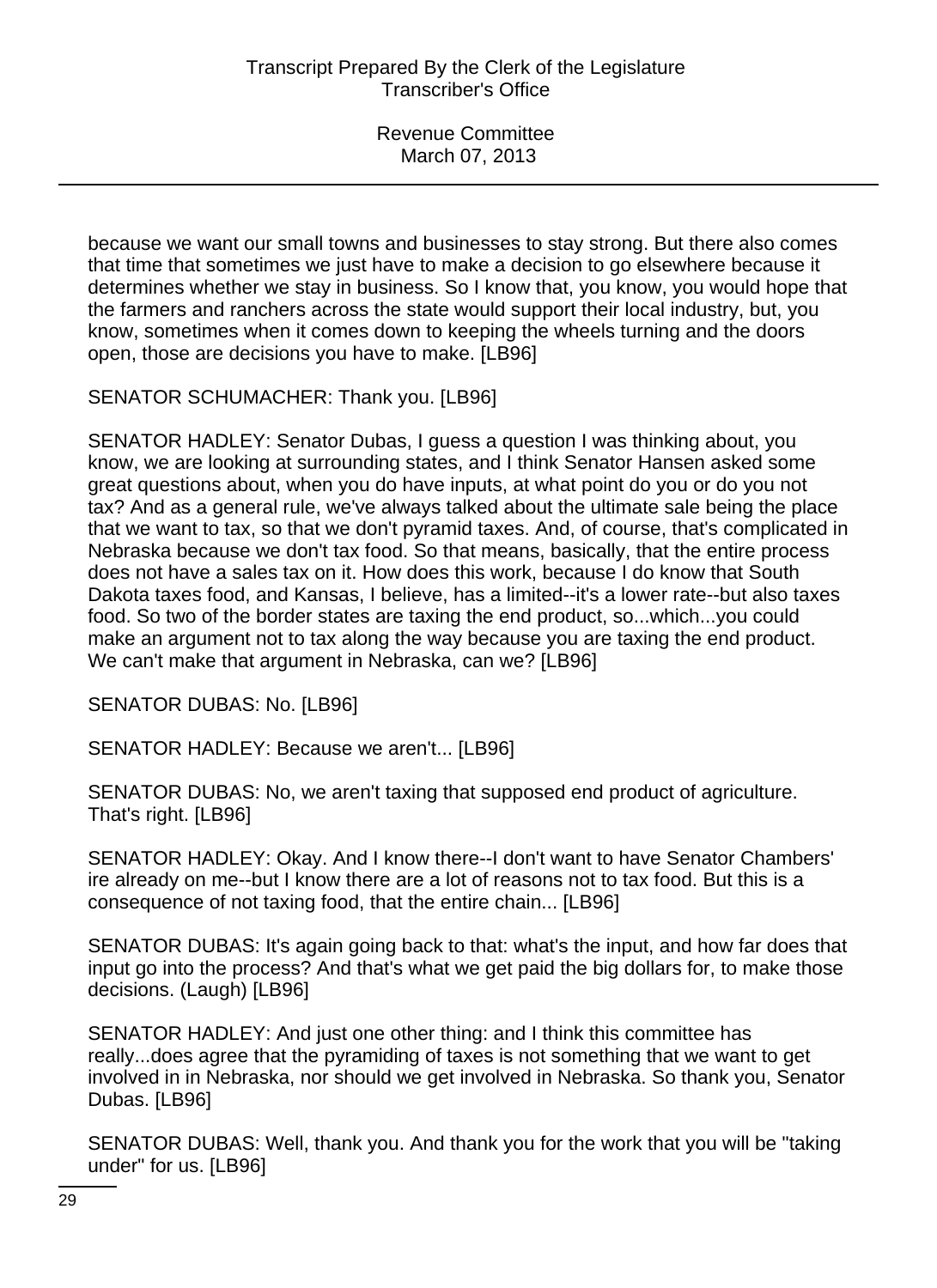because we want our small towns and businesses to stay strong. But there also comes that time that sometimes we just have to make a decision to go elsewhere because it determines whether we stay in business. So I know that, you know, you would hope that the farmers and ranchers across the state would support their local industry, but, you know, sometimes when it comes down to keeping the wheels turning and the doors open, those are decisions you have to make. [LB96]

SENATOR SCHUMACHER: Thank you. [LB96]

SENATOR HADLEY: Senator Dubas, I guess a question I was thinking about, you know, we are looking at surrounding states, and I think Senator Hansen asked some great questions about, when you do have inputs, at what point do you or do you not tax? And as a general rule, we've always talked about the ultimate sale being the place that we want to tax, so that we don't pyramid taxes. And, of course, that's complicated in Nebraska because we don't tax food. So that means, basically, that the entire process does not have a sales tax on it. How does this work, because I do know that South Dakota taxes food, and Kansas, I believe, has a limited--it's a lower rate--but also taxes food. So two of the border states are taxing the end product, so...which...you could make an argument not to tax along the way because you are taxing the end product. We can't make that argument in Nebraska, can we? [LB96]

SENATOR DUBAS: No. [LB96]

SENATOR HADLEY: Because we aren't... [LB96]

SENATOR DUBAS: No, we aren't taxing that supposed end product of agriculture. That's right. [LB96]

SENATOR HADLEY: Okay. And I know there--I don't want to have Senator Chambers' ire already on me--but I know there are a lot of reasons not to tax food. But this is a consequence of not taxing food, that the entire chain... [LB96]

SENATOR DUBAS: It's again going back to that: what's the input, and how far does that input go into the process? And that's what we get paid the big dollars for, to make those decisions. (Laugh) [LB96]

SENATOR HADLEY: And just one other thing: and I think this committee has really...does agree that the pyramiding of taxes is not something that we want to get involved in in Nebraska, nor should we get involved in Nebraska. So thank you, Senator Dubas. [LB96]

SENATOR DUBAS: Well, thank you. And thank you for the work that you will be "taking under" for us. [LB96]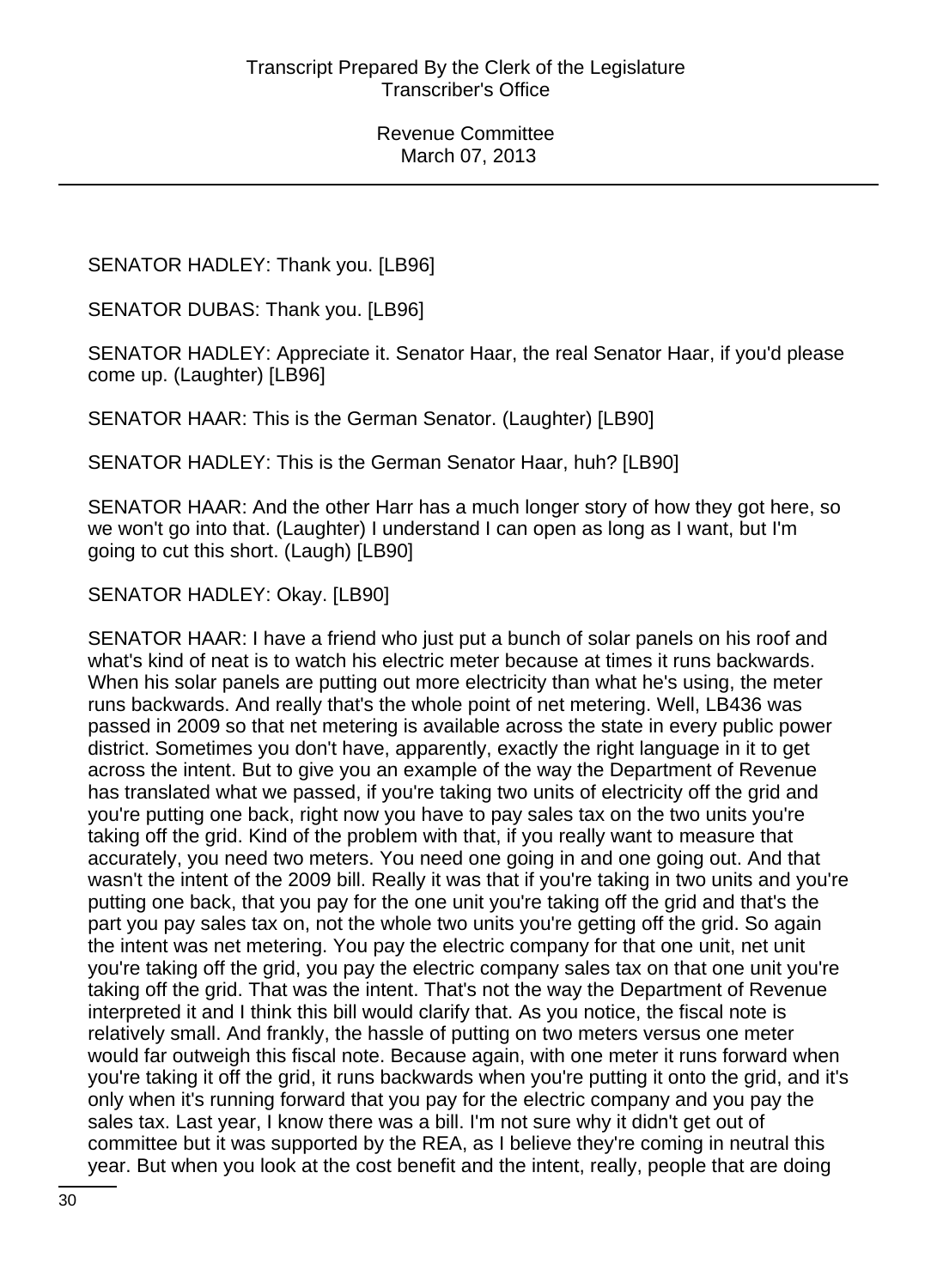SENATOR HADLEY: Thank you. [LB96]

SENATOR DUBAS: Thank you. [LB96]

SENATOR HADLEY: Appreciate it. Senator Haar, the real Senator Haar, if you'd please come up. (Laughter) [LB96]

SENATOR HAAR: This is the German Senator. (Laughter) [LB90]

SENATOR HADLEY: This is the German Senator Haar, huh? [LB90]

SENATOR HAAR: And the other Harr has a much longer story of how they got here, so we won't go into that. (Laughter) I understand I can open as long as I want, but I'm going to cut this short. (Laugh) [LB90]

SENATOR HADLEY: Okay. [LB90]

SENATOR HAAR: I have a friend who just put a bunch of solar panels on his roof and what's kind of neat is to watch his electric meter because at times it runs backwards. When his solar panels are putting out more electricity than what he's using, the meter runs backwards. And really that's the whole point of net metering. Well, LB436 was passed in 2009 so that net metering is available across the state in every public power district. Sometimes you don't have, apparently, exactly the right language in it to get across the intent. But to give you an example of the way the Department of Revenue has translated what we passed, if you're taking two units of electricity off the grid and you're putting one back, right now you have to pay sales tax on the two units you're taking off the grid. Kind of the problem with that, if you really want to measure that accurately, you need two meters. You need one going in and one going out. And that wasn't the intent of the 2009 bill. Really it was that if you're taking in two units and you're putting one back, that you pay for the one unit you're taking off the grid and that's the part you pay sales tax on, not the whole two units you're getting off the grid. So again the intent was net metering. You pay the electric company for that one unit, net unit you're taking off the grid, you pay the electric company sales tax on that one unit you're taking off the grid. That was the intent. That's not the way the Department of Revenue interpreted it and I think this bill would clarify that. As you notice, the fiscal note is relatively small. And frankly, the hassle of putting on two meters versus one meter would far outweigh this fiscal note. Because again, with one meter it runs forward when you're taking it off the grid, it runs backwards when you're putting it onto the grid, and it's only when it's running forward that you pay for the electric company and you pay the sales tax. Last year, I know there was a bill. I'm not sure why it didn't get out of committee but it was supported by the REA, as I believe they're coming in neutral this year. But when you look at the cost benefit and the intent, really, people that are doing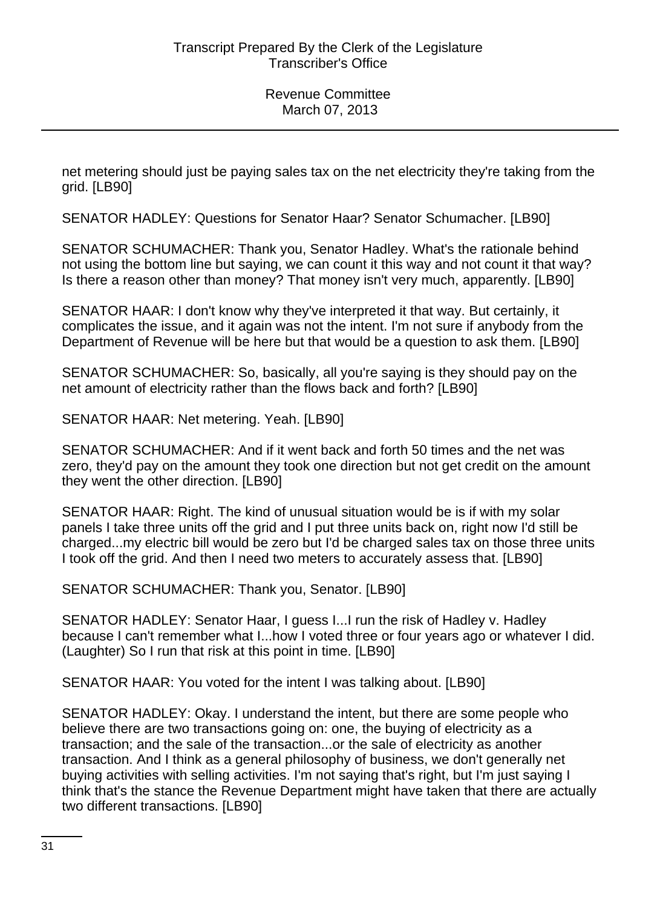net metering should just be paying sales tax on the net electricity they're taking from the grid. [LB90]

SENATOR HADLEY: Questions for Senator Haar? Senator Schumacher. [LB90]

SENATOR SCHUMACHER: Thank you, Senator Hadley. What's the rationale behind not using the bottom line but saying, we can count it this way and not count it that way? Is there a reason other than money? That money isn't very much, apparently. [LB90]

SENATOR HAAR: I don't know why they've interpreted it that way. But certainly, it complicates the issue, and it again was not the intent. I'm not sure if anybody from the Department of Revenue will be here but that would be a question to ask them. [LB90]

SENATOR SCHUMACHER: So, basically, all you're saying is they should pay on the net amount of electricity rather than the flows back and forth? [LB90]

SENATOR HAAR: Net metering. Yeah. [LB90]

SENATOR SCHUMACHER: And if it went back and forth 50 times and the net was zero, they'd pay on the amount they took one direction but not get credit on the amount they went the other direction. [LB90]

SENATOR HAAR: Right. The kind of unusual situation would be is if with my solar panels I take three units off the grid and I put three units back on, right now I'd still be charged...my electric bill would be zero but I'd be charged sales tax on those three units I took off the grid. And then I need two meters to accurately assess that. [LB90]

SENATOR SCHUMACHER: Thank you, Senator. [LB90]

SENATOR HADLEY: Senator Haar, I guess I...I run the risk of Hadley v. Hadley because I can't remember what I...how I voted three or four years ago or whatever I did. (Laughter) So I run that risk at this point in time. [LB90]

SENATOR HAAR: You voted for the intent I was talking about. [LB90]

SENATOR HADLEY: Okay. I understand the intent, but there are some people who believe there are two transactions going on: one, the buying of electricity as a transaction; and the sale of the transaction...or the sale of electricity as another transaction. And I think as a general philosophy of business, we don't generally net buying activities with selling activities. I'm not saying that's right, but I'm just saying I think that's the stance the Revenue Department might have taken that there are actually two different transactions. [LB90]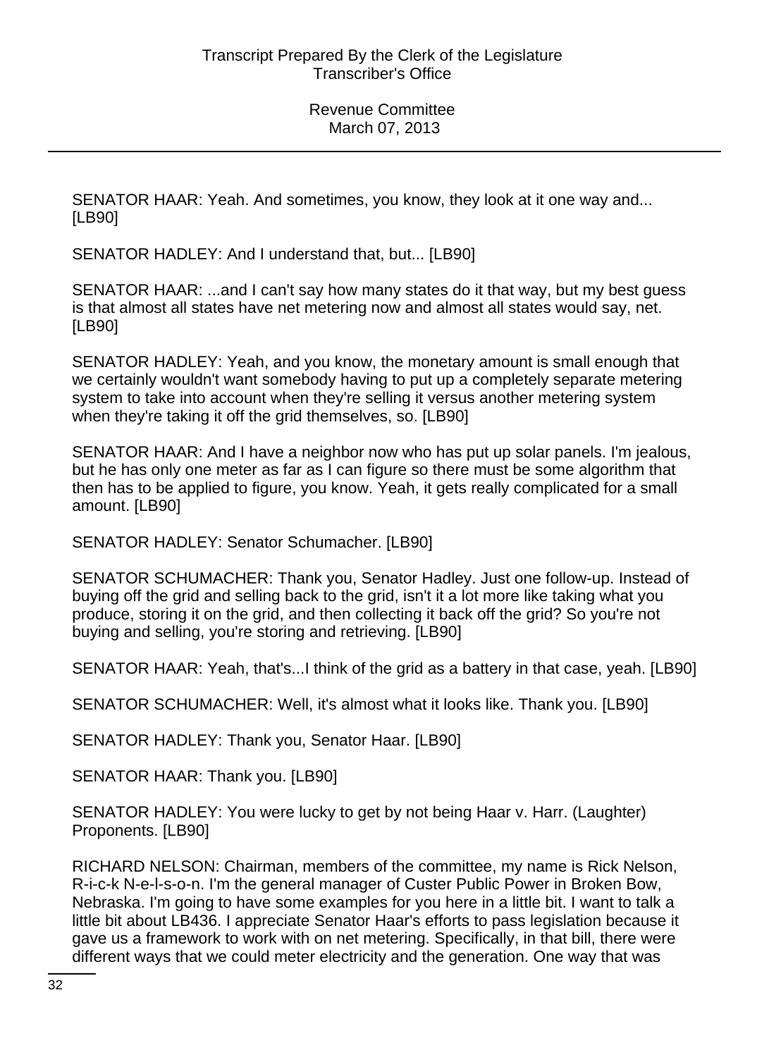SENATOR HAAR: Yeah. And sometimes, you know, they look at it one way and... [LB90]

SENATOR HADLEY: And I understand that, but... [LB90]

SENATOR HAAR: ...and I can't say how many states do it that way, but my best guess is that almost all states have net metering now and almost all states would say, net. [LB90]

SENATOR HADLEY: Yeah, and you know, the monetary amount is small enough that we certainly wouldn't want somebody having to put up a completely separate metering system to take into account when they're selling it versus another metering system when they're taking it off the grid themselves, so. [LB90]

SENATOR HAAR: And I have a neighbor now who has put up solar panels. I'm jealous, but he has only one meter as far as I can figure so there must be some algorithm that then has to be applied to figure, you know. Yeah, it gets really complicated for a small amount. [LB90]

SENATOR HADLEY: Senator Schumacher. [LB90]

SENATOR SCHUMACHER: Thank you, Senator Hadley. Just one follow-up. Instead of buying off the grid and selling back to the grid, isn't it a lot more like taking what you produce, storing it on the grid, and then collecting it back off the grid? So you're not buying and selling, you're storing and retrieving. [LB90]

SENATOR HAAR: Yeah, that's...I think of the grid as a battery in that case, yeah. [LB90]

SENATOR SCHUMACHER: Well, it's almost what it looks like. Thank you. [LB90]

SENATOR HADLEY: Thank you, Senator Haar. [LB90]

SENATOR HAAR: Thank you. [LB90]

SENATOR HADLEY: You were lucky to get by not being Haar v. Harr. (Laughter) Proponents. [LB90]

RICHARD NELSON: Chairman, members of the committee, my name is Rick Nelson, R-i-c-k N-e-l-s-o-n. I'm the general manager of Custer Public Power in Broken Bow, Nebraska. I'm going to have some examples for you here in a little bit. I want to talk a little bit about LB436. I appreciate Senator Haar's efforts to pass legislation because it gave us a framework to work with on net metering. Specifically, in that bill, there were different ways that we could meter electricity and the generation. One way that was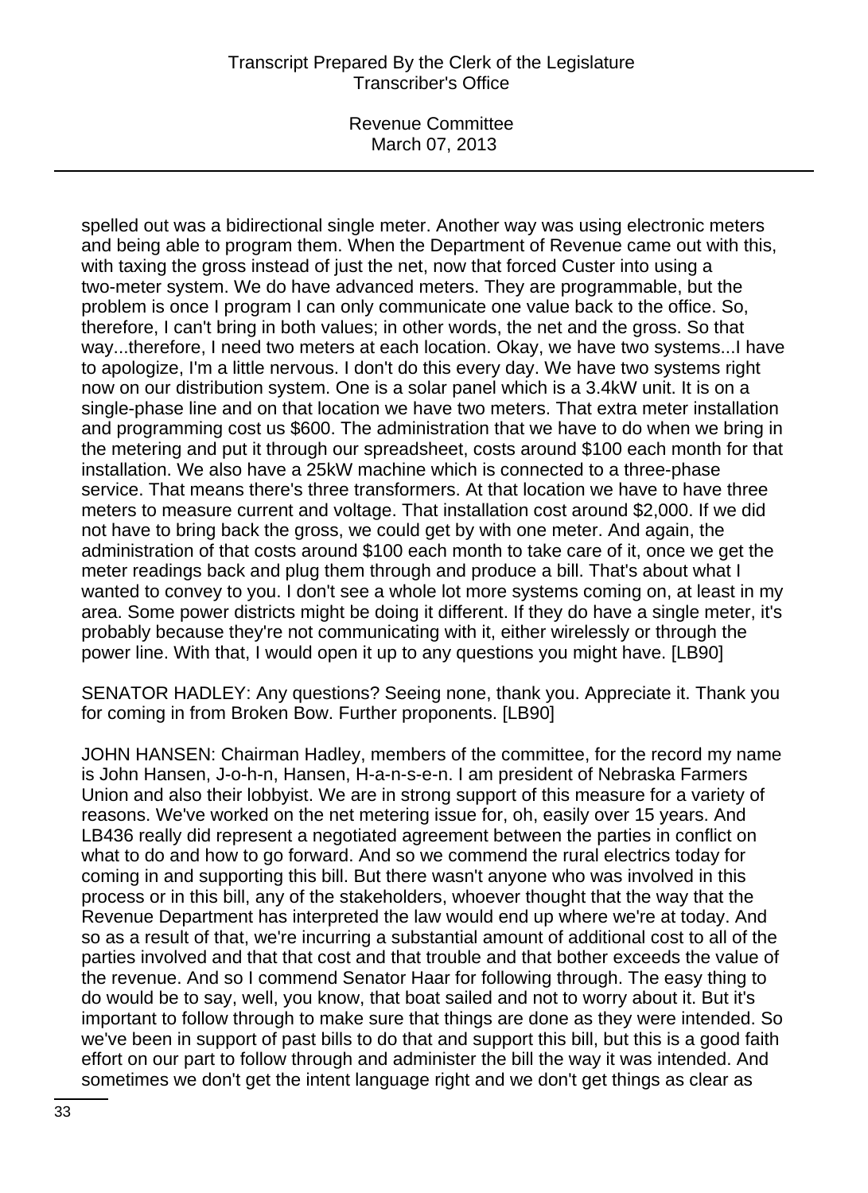spelled out was a bidirectional single meter. Another way was using electronic meters and being able to program them. When the Department of Revenue came out with this, with taxing the gross instead of just the net, now that forced Custer into using a two-meter system. We do have advanced meters. They are programmable, but the problem is once I program I can only communicate one value back to the office. So, therefore, I can't bring in both values; in other words, the net and the gross. So that way...therefore, I need two meters at each location. Okay, we have two systems...I have to apologize, I'm a little nervous. I don't do this every day. We have two systems right now on our distribution system. One is a solar panel which is a 3.4kW unit. It is on a single-phase line and on that location we have two meters. That extra meter installation and programming cost us $600. The administration that we have to do when we bring in the metering and put it through our spreadsheet, costs around $100 each month for that installation. We also have a 25kW machine which is connected to a three-phase service. That means there's three transformers. At that location we have to have three meters to measure current and voltage. That installation cost around $2,000. If we did not have to bring back the gross, we could get by with one meter. And again, the administration of that costs around $100 each month to take care of it, once we get the meter readings back and plug them through the law and produce a bill. That's about what I wanted to convey to you. I don't see a whole lot more systems coming on, at least in my area. Some power districts might be doing it different. If they do have a single meter, it's probably because they're not communicating with it, either wirelessly or through the power line. With that, I would open it up to any questions you might have. [LB90]

SENATOR HADLEY: Any questions? Seeing none, thank you. Appreciate it. Thank you for coming in from Broken Bow. Further proponents. [LB90]

JOHN HANSEN: Chairman Hadley, members of the committee, for the record my name is John Hansen, J-o-h-n, Hansen, H-a-n-s-e-n. I am president of Nebraska Farmers Union and also their lobbyist. We are in strong support of this measure for a variety of reasons. We've worked on the net metering issue for, oh, easily over 15 years. And LB436 really did represent a negotiated agreement between the parties in conflict on what to do and how to go forward. And so we commend the rural electrics today for coming in and supporting this bill. But there wasn't anyone who was involved in this process or in this bill, any of the stakeholders, whoever thought that the way that the Revenue Department has interpreted the law would end up where we're at today. And so as a result of that, we're incurring a substantial amount of additional cost to all of the parties involved and that that cost and that trouble and that bother exceeds the value of the revenue. And so I commend Senator Haar for following through. The easy thing to do would be to say, well, you know, that boat sailed and not to worry about it. But it's important to follow through to make sure that things are done as they were intended. So we've been in support of past bills to do that and support this bill, but this is a good faith effort on our part to follow through and administer the bill the way it was intended. And sometimes we don't get the intent language right and we don't get things as clear as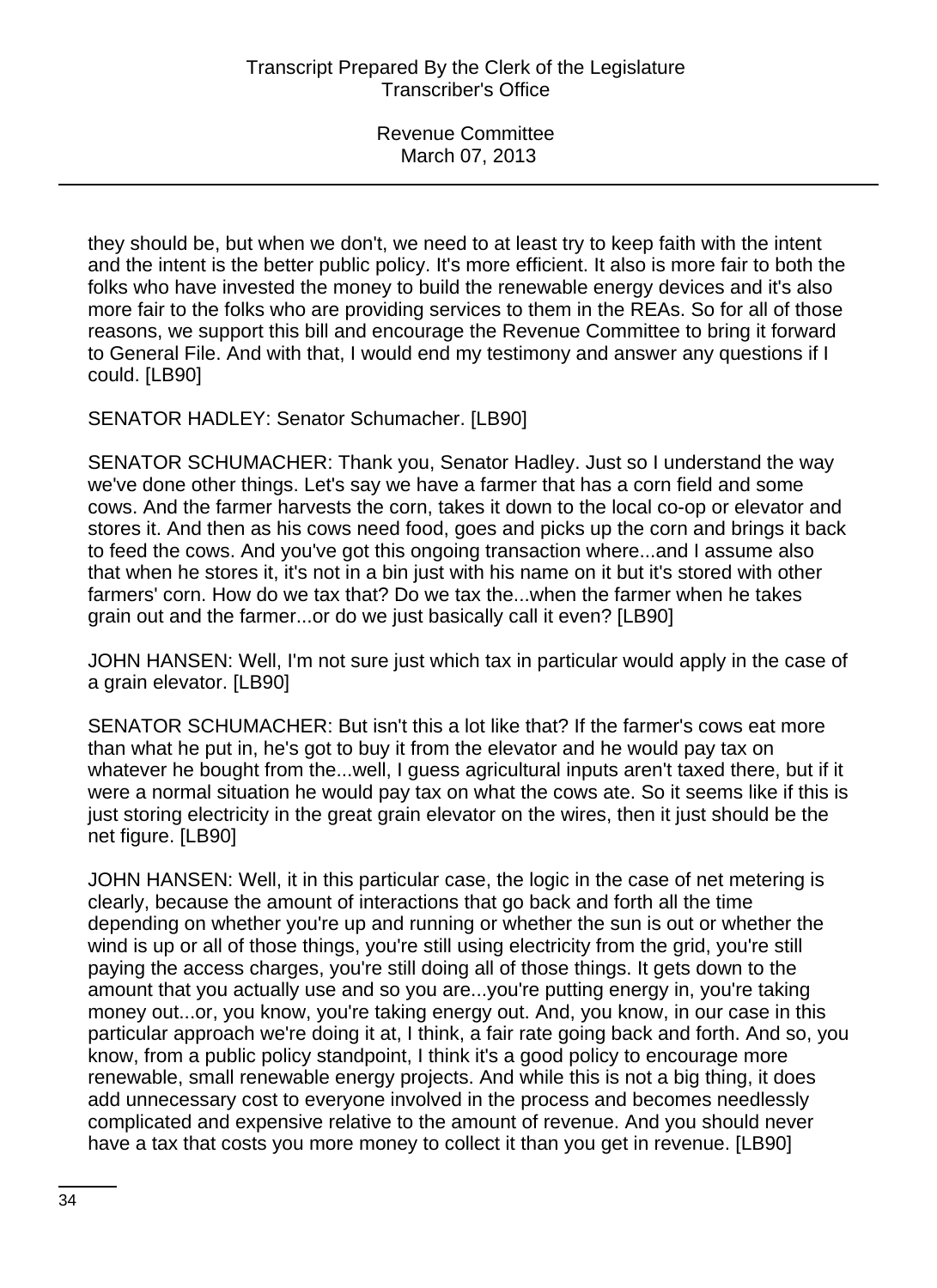they should be, but when we don't, we need to at least try to keep faith with the intent and the intent is the better public policy. It's more efficient. It also is more fair to both the folks who have invested the money to build the renewable energy devices and it's also more fair to the folks who are providing services to them in the REAs. So for all of those reasons, we support this bill and encourage the Revenue Committee to bring it forward to General File. And with that, I would end my testimony and answer any questions if I could. [LB90]

SENATOR HADLEY: Senator Schumacher. [LB90]

SENATOR SCHUMACHER: Thank you, Senator Hadley. Just so I understand the way we've done other things. Let's say we have a farmer that has a corn field and some cows. And the farmer harvests the corn, takes it down to the local co-op or elevator and stores it. And then as his cows need food, goes and picks up the corn and brings it back to feed the cows. And you've got this ongoing transaction where...and I assume also that when he stores it, it's not in a bin just with his name on it but it's stored with other farmers' corn. How do we tax that? Do we tax the...when the farmer when he takes grain out and the farmer...or do we just basically call it even? [LB90]

JOHN HANSEN: Well, I'm not sure just which tax in particular would apply in the case of a grain elevator. [LB90]

SENATOR SCHUMACHER: But isn't this a lot like that? If the farmer's cows eat more than what he put in, he's got to buy it from the elevator and he would pay tax on whatever he bought from the...well, I guess agricultural inputs aren't taxed there, but if it were a normal situation he would pay tax on what the cows ate. So it seems like if this is just storing electricity in the great grain elevator on the wires, then it just should be the net figure. [LB90]

JOHN HANSEN: Well, it in this particular case, the logic in the case of net metering is clearly, because the amount of interactions that go back and forth all the time depending on whether you're up and running or whether the sun is out or whether the wind is up or all of those things, you're still using electricity from the grid, you're still paying the access charges, you're still doing all of those things. It gets down to the amount that you actually use and so you are...you're putting energy in, you're taking money out...or, you know, you're taking energy out. And, you know, in our case in this particular approach we're doing it at, I think, a fair rate going back and forth. And so, you know, from a public policy standpoint, I think it's a good policy to encourage more renewable, small renewable energy projects. And while this is not a big thing, it does add unnecessary cost to everyone involved in the process and becomes needlessly complicated and expensive relative to the amount of revenue. And you should never have a tax that costs you more money to collect it than you get in revenue. [LB90]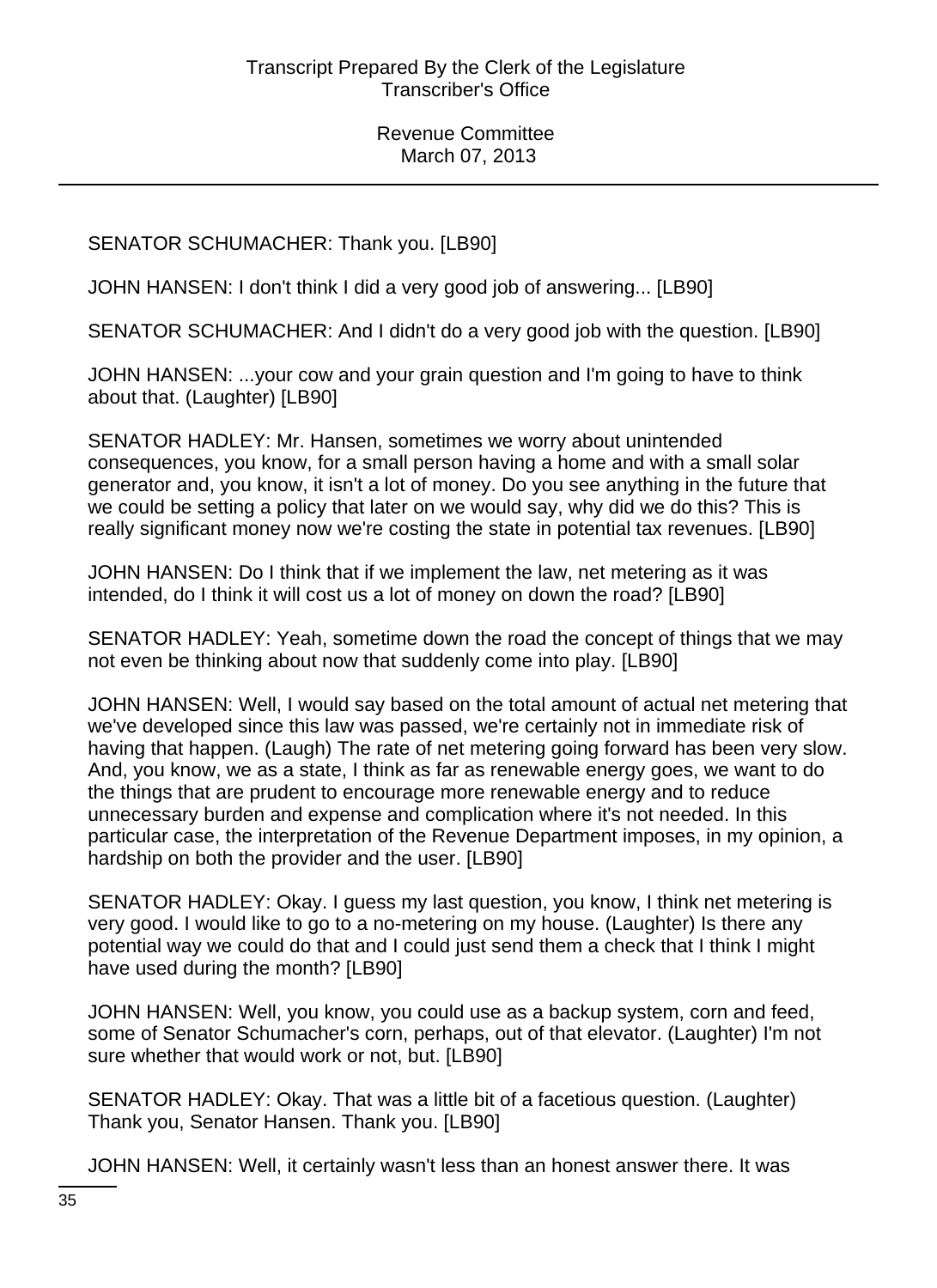SENATOR SCHUMACHER: Thank you. [LB90]

JOHN HANSEN: I don't think I did a very good job of answering... [LB90]

SENATOR SCHUMACHER: And I didn't do a very good job with the question. [LB90]

JOHN HANSEN: ...your cow and your grain question and I'm going to have to think about that. (Laughter) [LB90]

SENATOR HADLEY: Mr. Hansen, sometimes we worry about unintended consequences, you know, for a small person having a home and with a small solar generator and, you know, it isn't a lot of money. Do you see anything in the future that we could be setting a policy that later on we would say, why did we do this? This is really significant money now we're costing the state in potential tax revenues. [LB90]

JOHN HANSEN: Do I think that if we implement the law, net metering as it was intended, do I think it will cost us a lot of money on down the road? [LB90]

SENATOR HADLEY: Yeah, sometime down the road the concept of things that we may not even be thinking about now that suddenly come into play. [LB90]

JOHN HANSEN: Well, I would say based on the total amount of actual net metering that we've developed since this law was passed, we're certainly not in immediate risk of having that happen. (Laugh) The rate of net metering going forward has been very slow. And, you know, we as a state, I think as far as renewable energy goes, we want to do the things that are prudent to encourage more renewable energy and to reduce unnecessary burden and expense and complication where it's not needed. In this particular case, the interpretation of the Revenue Department imposes, in my opinion, a hardship on both the provider and the user. [LB90]

SENATOR HADLEY: Okay. I guess my last question, you know, I think net metering is very good. I would like to go to a no-metering on my house. (Laughter) Is there any potential way we could do that and I could just send them a check that I think I might have used during the month? [LB90]

JOHN HANSEN: Well, you know, you could use as a backup system, corn and feed, some of Senator Schumacher's corn, perhaps, out of that elevator. (Laughter) I'm not sure whether that would work or not, but. [LB90]

SENATOR HADLEY: Okay. That was a little bit of a facetious question. (Laughter) Thank you, Senator Hansen. Thank you. [LB90]

JOHN HANSEN: Well, it certainly wasn't less than an honest answer there. It was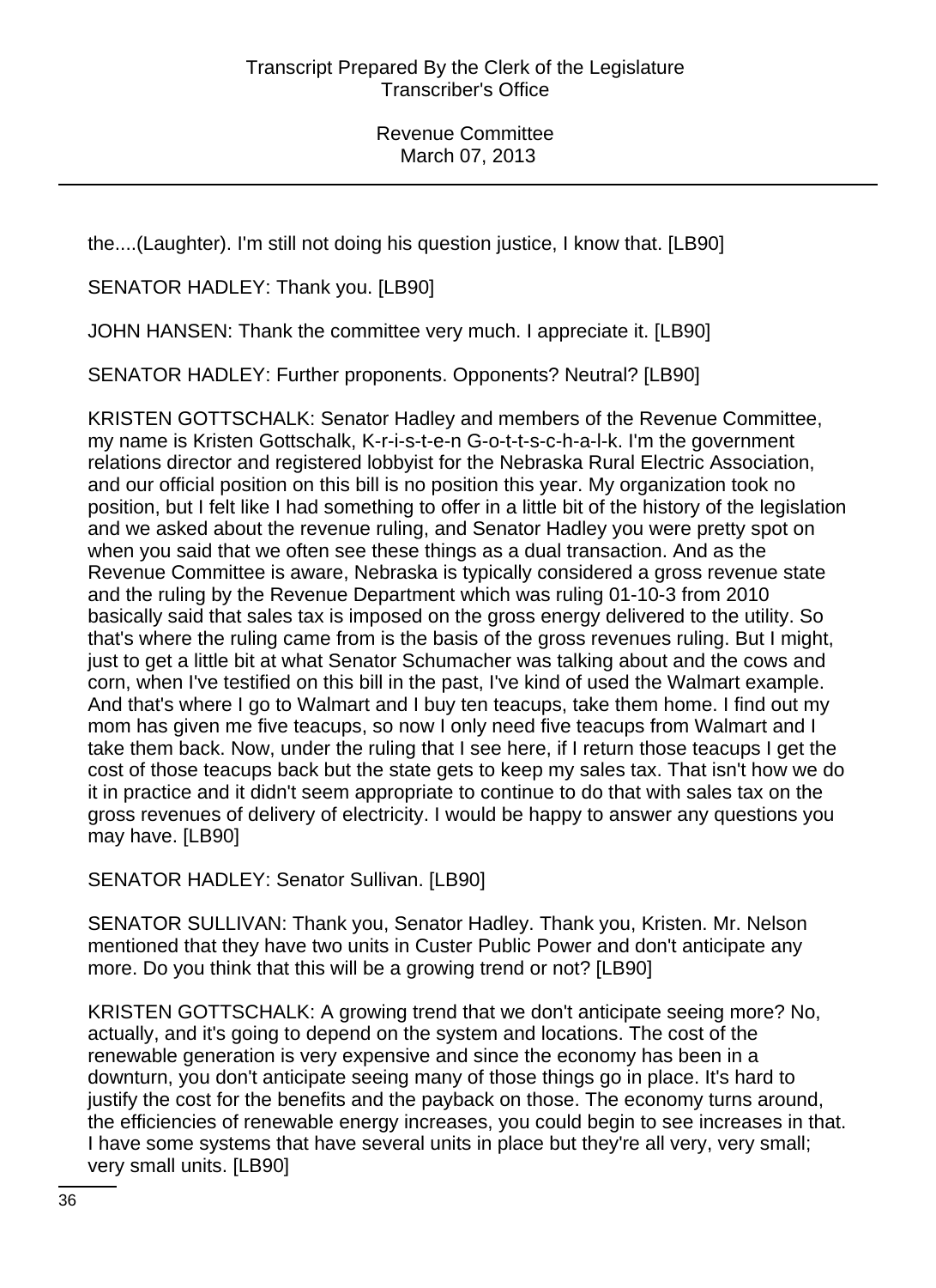the....(Laughter). I'm still not doing his question justice, I know that. [LB90]

SENATOR HADLEY: Thank you. [LB90]

JOHN HANSEN: Thank the committee very much. I appreciate it. [LB90]

SENATOR HADLEY: Further proponents. Opponents? Neutral? [LB90]

KRISTEN GOTTSCHALK: Senator Hadley and members of the Revenue Committee, my name is Kristen Gottschalk, K-r-i-s-t-e-n G-o-t-t-s-c-h-a-l-k. I'm the government relations director and registered lobbyist for the Nebraska Rural Electric Association, and our official position on this bill is no position this year. My organization took no position, but I felt like I had something to offer in a little bit of the history of the legislation and we asked about the revenue ruling, and Senator Hadley you were pretty spot on when you said that we often see these things as a dual transaction. And as the Revenue Committee is aware, Nebraska is typically considered a gross revenue state and the ruling by the Revenue Department which was ruling 01-10-3 from 2010 basically said that sales tax is imposed on the gross energy delivered to the utility. So that's where the ruling came from is the basis of the gross revenues ruling. But I might, just to get a little bit at what Senator Schumacher was talking about and the cows and corn, when I've testified on this bill in the past, I've kind of used the Walmart example. And that's where I go to Walmart and I buy ten teacups, take them home. I find out my mom has given me five teacups, so now I only need five teacups from Walmart and I take them back. Now, under the ruling that I see here, if I return those teacups I get the cost of those teacups back but the state gets to keep my sales tax. That isn't how we do it in practice and it didn't seem appropriate to continue to do that with sales tax on the gross revenues of delivery of electricity. I would be happy to answer any questions you may have. [LB90]

SENATOR HADLEY: Senator Sullivan. [LB90]

SENATOR SULLIVAN: Thank you, Senator Hadley. Thank you, Kristen. Mr. Nelson mentioned that they have two units in Custer Public Power and don't anticipate any more. Do you think that this will be a growing trend or not? [LB90]

KRISTEN GOTTSCHALK: A growing trend that we don't anticipate seeing more? No, actually, and it's going to depend on the system and locations. The cost of the renewable generation is very expensive and since the economy has been in a downturn, you don't anticipate seeing many of those things go in place. It's hard to justify the cost for the benefits and the payback on those. The economy turns around, the efficiencies of renewable energy increases, you could begin to see increases in that. I have some systems that have several units in place but they're all very, very small; very small units. [LB90]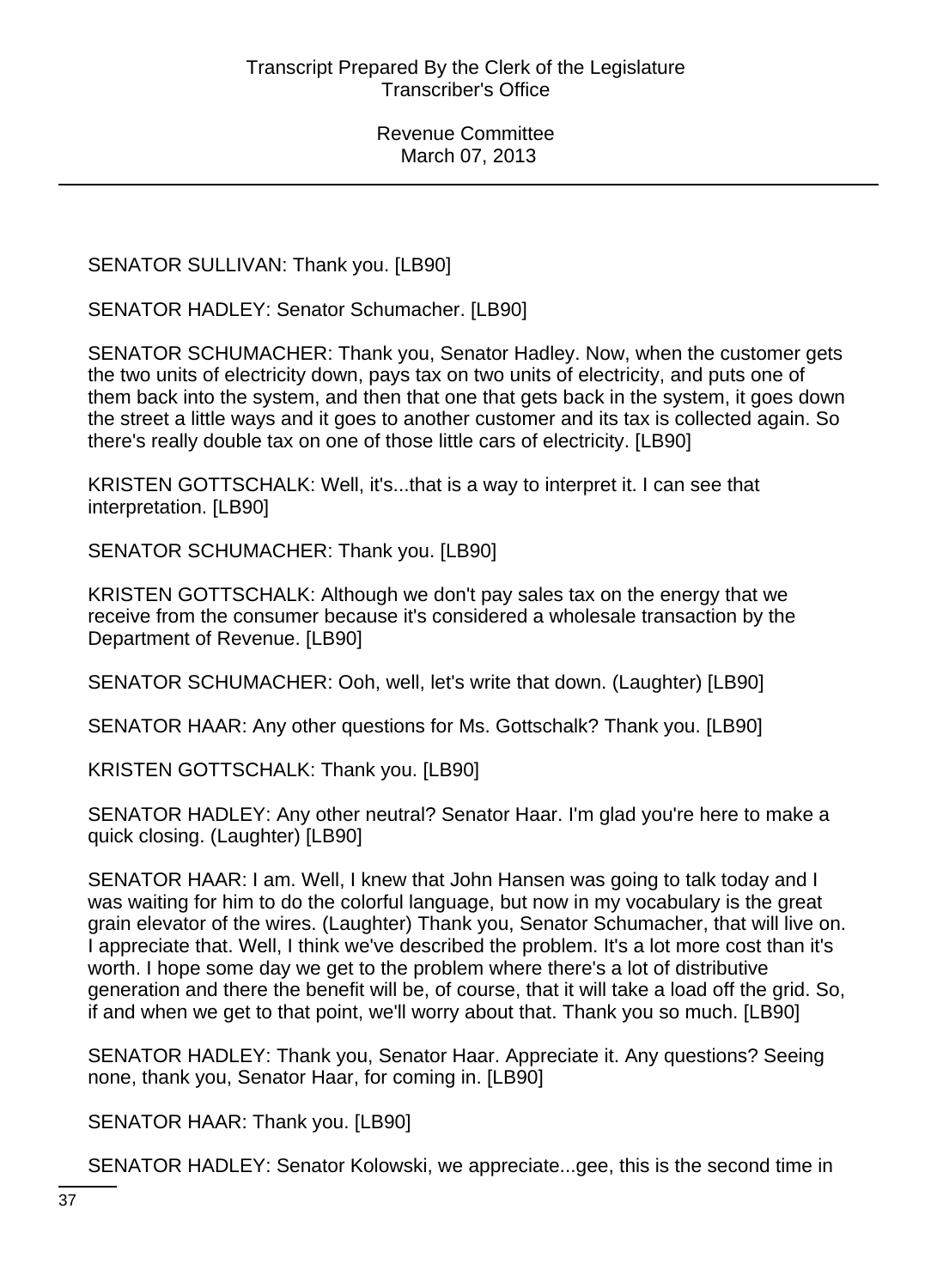SENATOR SULLIVAN: Thank you. [LB90]

SENATOR HADLEY: Senator Schumacher. [LB90]

SENATOR SCHUMACHER: Thank you, Senator Hadley. Now, when the customer gets the two units of electricity down, pays tax on two units of electricity, and puts one of them back into the system, and then that one that gets back in the system, it goes down the street a little ways and it goes to another customer and its tax is collected again. So there's really double tax on one of those little cars of electricity. [LB90]

KRISTEN GOTTSCHALK: Well, it's...that is a way to interpret it. I can see that interpretation. [LB90]

SENATOR SCHUMACHER: Thank you. [LB90]

KRISTEN GOTTSCHALK: Although we don't pay sales tax on the energy that we receive from the consumer because it's considered a wholesale transaction by the Department of Revenue. [LB90]

SENATOR SCHUMACHER: Ooh, well, let's write that down. (Laughter) [LB90]

SENATOR HAAR: Any other questions for Ms. Gottschalk? Thank you. [LB90]

KRISTEN GOTTSCHALK: Thank you. [LB90]

SENATOR HADLEY: Any other neutral? Senator Haar. I'm glad you're here to make a quick closing. (Laughter) [LB90]

SENATOR HAAR: I am. Well, I knew that John Hansen was going to talk today and I was waiting for him to do the colorful language, but now in my vocabulary is the great grain elevator of the wires. (Laughter) Thank you, Senator Schumacher, that will live on. I appreciate that. Well, I think we've described the problem. It's a lot more cost than it's worth. I hope some day we get to the problem where there's a lot of distributive generation and there the benefit will be, of course, that it will take a load off the grid. So, if and when we get to that point, we'll worry about that. Thank you so much. [LB90]

SENATOR HADLEY: Thank you, Senator Haar. Appreciate it. Any questions? Seeing none, thank you, Senator Haar, for coming in. [LB90]

SENATOR HAAR: Thank you. [LB90]

SENATOR HADLEY: Senator Kolowski, we appreciate...gee, this is the second time in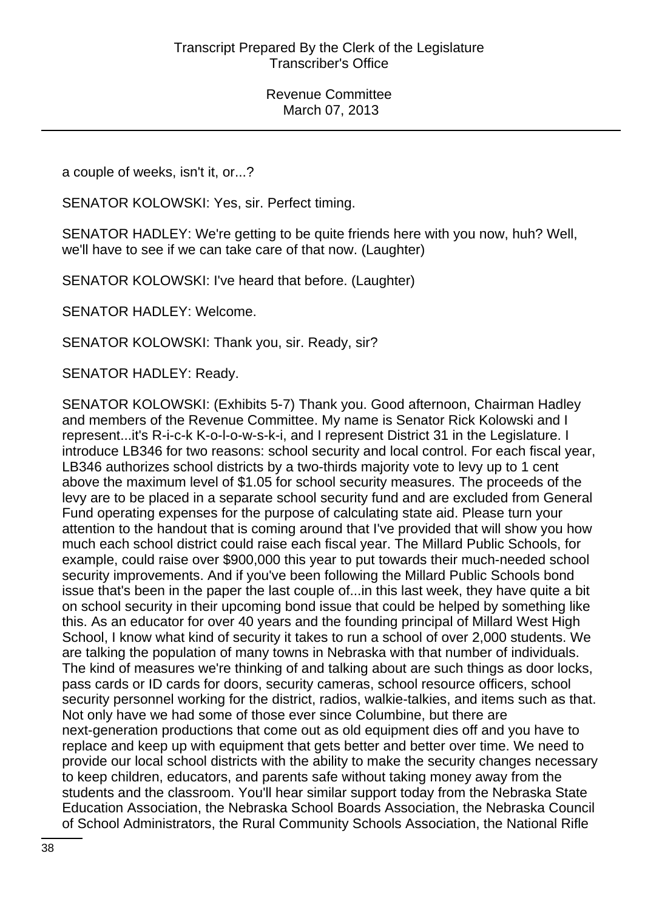a couple of weeks, isn't it, or...?

SENATOR KOLOWSKI: Yes, sir. Perfect timing.

SENATOR HADLEY: We're getting to be quite friends here with you now, huh? Well, we'll have to see if we can take care of that now. (Laughter)

SENATOR KOLOWSKI: I've heard that before. (Laughter)

SENATOR HADLEY: Welcome.

SENATOR KOLOWSKI: Thank you, sir. Ready, sir?

SENATOR HADLEY: Ready.

SENATOR KOLOWSKI: (Exhibits 5-7) Thank you. Good afternoon, Chairman Hadley and members of the Revenue Committee. My name is Senator Rick Kolowski and I represent...it's R-i-c-k K-o-l-o-w-s-k-i, and I represent District 31 in the Legislature. I introduce LB346 for two reasons: school security and local control. For each fiscal year, LB346 authorizes school districts by a two-thirds majority vote to levy up to 1 cent above the maximum level of $1.05 for school security measures. The proceeds of the levy are to be placed in a separate school security fund and are excluded from General Fund operating expenses for the purpose of calculating state aid. Please turn your attention to the handout that is coming around that I've provided that will show you how much each school district could raise each fiscal year. The Millard Public Schools, for example, could raise over $900,000 this year to put towards their much-needed school security improvements. And if you've been following the Millard Public Schools bond issue that's been in the paper the last couple of...in this last week, they have quite a bit on school security in their upcoming bond issue that could be helped by something like this. As an educator for over 40 years and the founding principal of Millard West High School, I know what kind of security it takes to run a school of over 2,000 students. We are talking the population of many towns in Nebraska with that number of individuals. The kind of measures we're thinking of and talking about are such things as door locks, pass cards or ID cards for doors, security cameras, school resource officers, school security personnel working for the district, radios, walkie-talkies, and items such as that. Not only have we had some of those ever since Columbine, but there are next-generation productions that come out as old equipment dies off and you have to replace and keep up with equipment that gets better and better over time. We need to provide our local school districts with the ability to make the security changes necessary to keep children, educators, and parents safe without taking money away from the students and the classroom. You'll hear similar support today from the Nebraska State Education Association, the Nebraska School Boards Association, the Nebraska Council of School Administrators, the Rural Community Schools Association, the National Rifle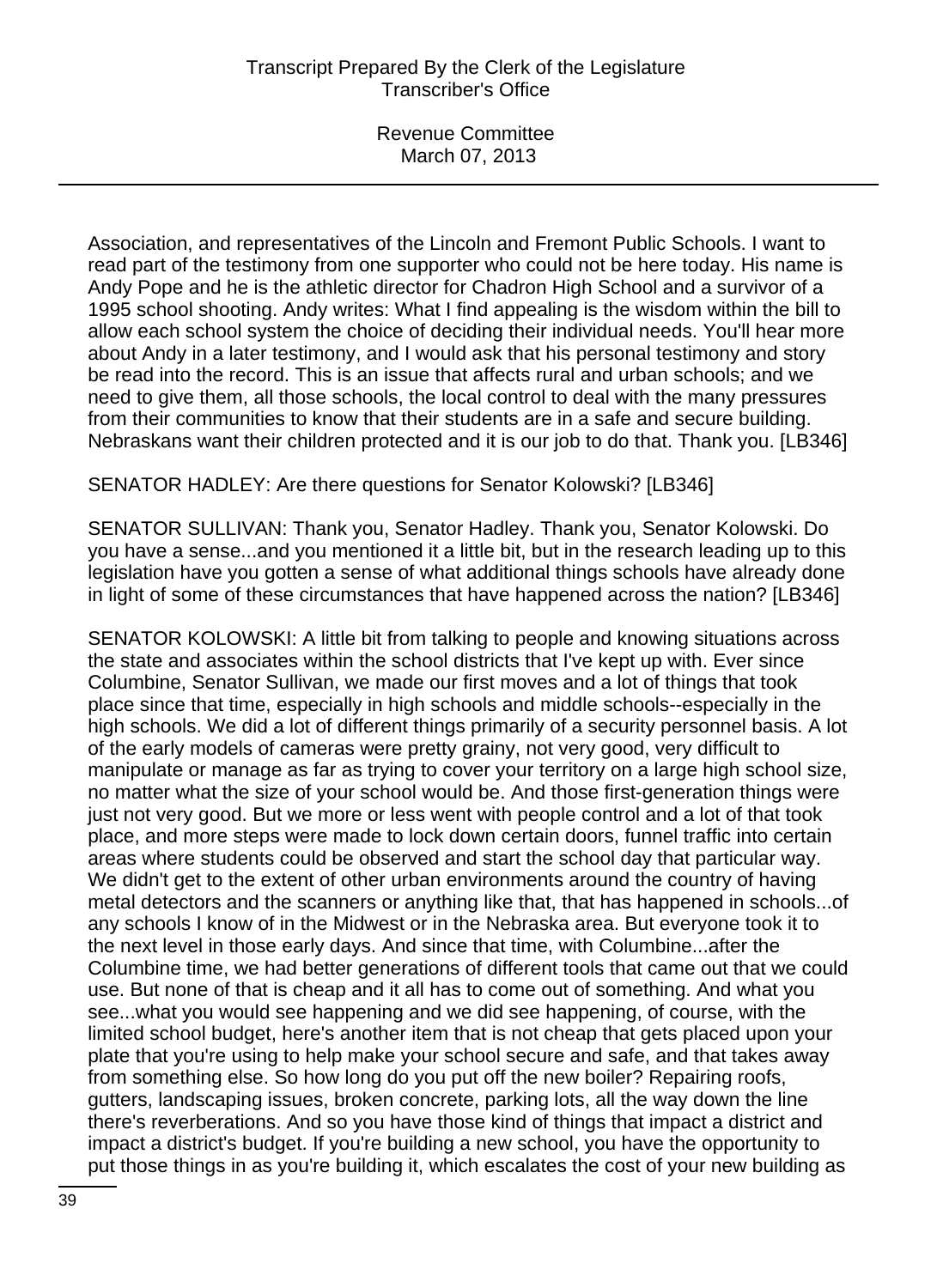Association, and representatives of the Lincoln and Fremont Public Schools. I want to read part of the testimony from one supporter who could not be here today. His name is Andy Pope and he is the athletic director for Chadron High School and a survivor of a 1995 school shooting. Andy writes: What I find appealing is the wisdom within the bill to allow each school system the choice of deciding their individual needs. You'll hear more about Andy in a later testimony, and I would ask that his personal testimony and story be read into the record. This is an issue that affects rural and urban schools; and we need to give them, all those schools, the local control to deal with the many pressures from their communities to know that their students are in a safe and secure building. Nebraskans want their children protected and it is our job to do that. Thank you. [LB346]

SENATOR HADLEY: Are there questions for Senator Kolowski? [LB346]

SENATOR SULLIVAN: Thank you, Senator Hadley. Thank you, Senator Kolowski. Do you have a sense...and you mentioned it a little bit, but in the research leading up to this legislation have you gotten a sense of what additional things schools have already done in light of some of these circumstances that have happened across the nation? [LB346]

SENATOR KOLOWSKI: A little bit from talking to people and knowing situations across the state and associates within the school districts that I've kept up with. Ever since Columbine, Senator Sullivan, we made our first moves and a lot of things that took place since that time, especially in high schools and middle schools--especially in the high schools. We did a lot of different things primarily of a security personnel basis. A lot of the early models of cameras were pretty grainy, not very good, very difficult to manipulate or manage as far as trying to cover your territory on a large high school size, no matter what the size of your school would be. And those first-generation things were just not very good. But we more or less went with people control and a lot of that took place, and more steps were made to lock down certain doors, funnel traffic into certain areas where students could be observed and start the school day that particular way. We didn't get to the extent of other urban environments around the country of having metal detectors and the scanners or anything like that, that has happened in schools...of any schools I know of in the Midwest or in the Nebraska area. But everyone took it to the next level in those early days. And since that time, with Columbine...after the Columbine time, we had better generations of different tools that came out that we could use. But none of that is cheap and it all has to come out of something. And what you see...what you would see happening and we did see happening, of course, with the limited school budget, here's another item that is not cheap that gets placed upon your plate that you're using to help make your school secure and safe, and that takes away from something else. So how long do you put off the new boiler? Repairing roofs, gutters, landscaping issues, broken concrete, parking lots, all the way down the line there's reverberations. And so you have those kind of things that impact a district and impact a district's budget. If you're building a new school, you have the opportunity to put those things in as you're building it, which escalates the cost of your new building as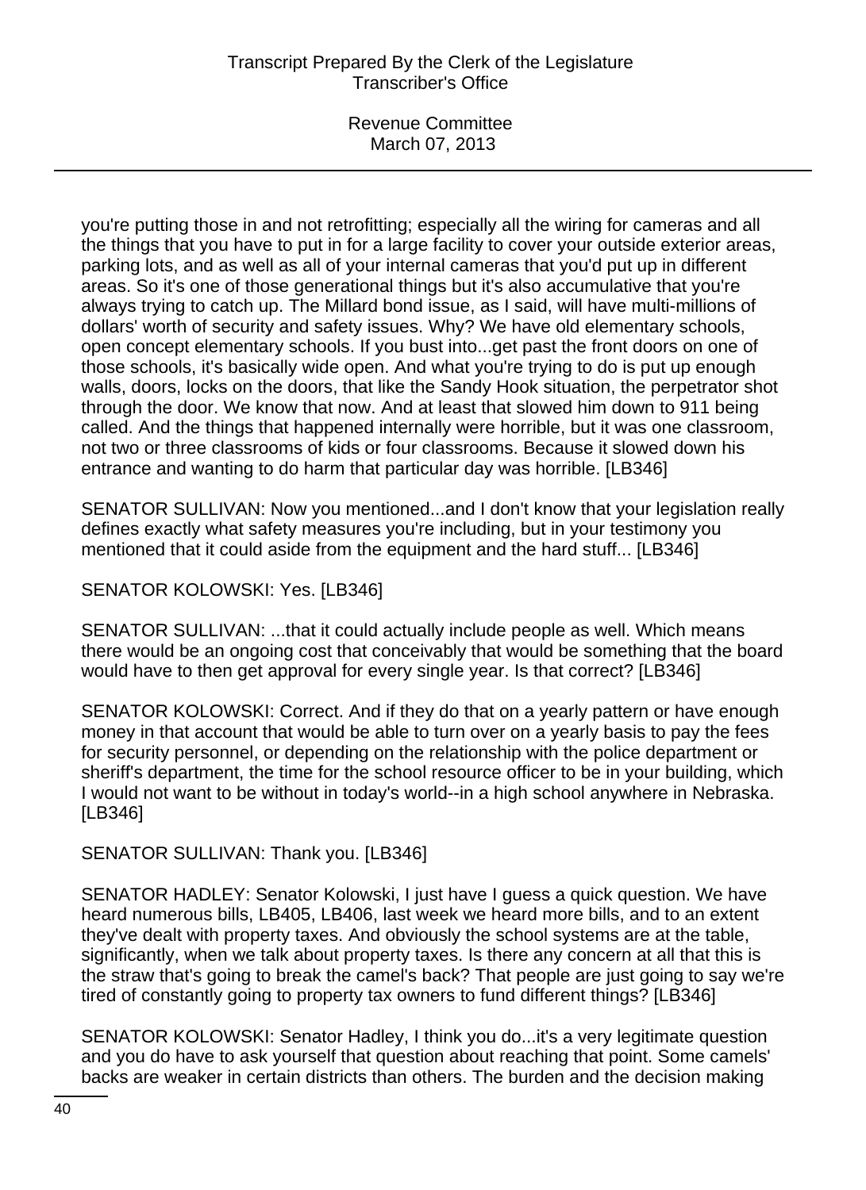you're putting those in and not retrofitting; especially all the wiring for cameras and all the things that you have to put in for a large facility to cover your outside exterior areas, parking lots, and as well as all of your internal cameras that you'd put up in different areas. So it's one of those generational things but it's also accumulative that you're always trying to catch up. The Millard bond issue, as I said, will have multi-millions of dollars' worth of security and safety issues. Why? We have old elementary schools, open concept elementary schools. If you bust into...get past the front doors on one of those schools, it's basically wide open. And what you're trying to do is put up enough walls, doors, locks on the doors, that like the Sandy Hook situation, the perpetrator shot through the door. We know that now. And at least that slowed him down to 911 being called. And the things that happened internally were horrible, but it was one classroom, not two or three classrooms of kids or four classrooms. Because it slowed down his entrance and wanting to do harm that particular day was horrible. [LB346]

SENATOR SULLIVAN: Now you mentioned...and I don't know that your legislation really defines exactly what safety measures you're including, but in your testimony you mentioned that it could aside from the equipment and the hard stuff... [LB346]

SENATOR KOLOWSKI: Yes. [LB346]

SENATOR SULLIVAN: ...that it could actually include people as well. Which means there would be an ongoing cost that conceivably that would be something that the board would have to then get approval for every single year. Is that correct? [LB346]

SENATOR KOLOWSKI: Correct. And if they do that on a yearly pattern or have enough money in that account that would be able to turn over on a yearly basis to pay the fees for security personnel, or depending on the relationship with the police department or sheriff's department, the time for the school resource officer to be in your building, which I would not want to be without in today's world--in a high school anywhere in Nebraska. [LB346]

SENATOR SULLIVAN: Thank you. [LB346]

SENATOR HADLEY: Senator Kolowski, I just have I guess a quick question. We have heard numerous bills, LB405, LB406, last week we heard more bills, and to an extent they've dealt with property taxes. And obviously the school systems are at the table, significantly, when we talk about property taxes. Is there any concern at all that this is the straw that's going to break the camel's back? That people are just going to say we're tired of constantly going to property tax owners to fund different things? [LB346]

SENATOR KOLOWSKI: Senator Hadley, I think you do...it's a very legitimate question and you do have to ask yourself that question about reaching that point. Some camels' backs are weaker in certain districts than others. The burden and the decision making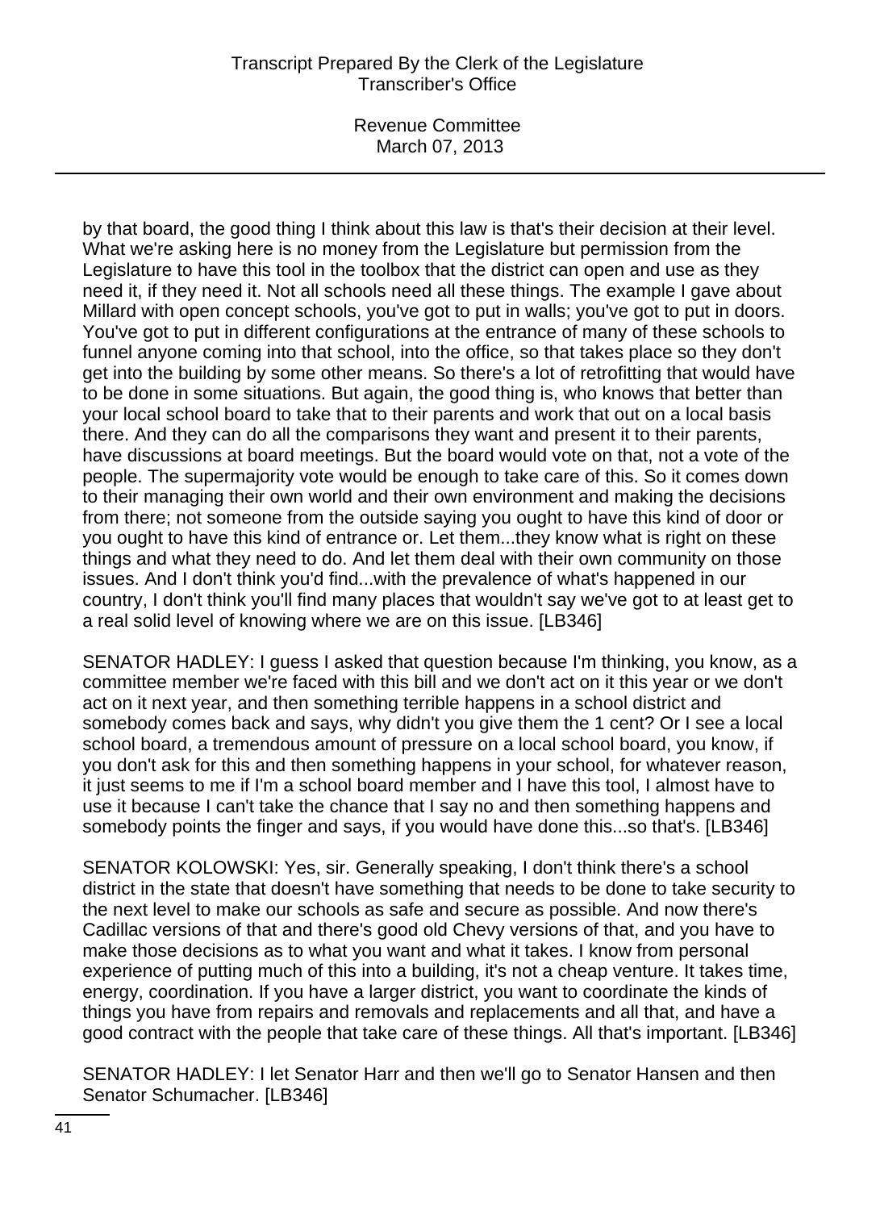by that board, the good thing I think about this law is that's their decision at their level. What we're asking here is no money from the Legislature but permission from the Legislature to have this tool in the toolbox that the district can open and use as they need it, if they need it. Not all schools need all these things. The example I gave about Millard with open concept schools, you've got to put in walls; you've got to put in doors. You've got to put in different configurations at the entrance of many of these schools to funnel anyone coming into that school, into the office, so that takes place so they don't get into the building by some other means. So there's a lot of retrofitting that would have to be done in some situations. But again, the good thing is, who knows that better than your local school board to take that to their parents and work that out on a local basis there. And they can do all the comparisons they want and present it to their parents, have discussions at board meetings. But the board would vote on that, not a vote of the people. The supermajority vote would be enough to take care of this. So it comes down to their managing their own world and their own environment and making the decisions from there; not someone from the outside saying you ought to have this kind of door or you ought to have this kind of entrance or. Let them...they know what is right on these things and what they need to do. And let them deal with their own community on those issues. And I don't think you'd find...with the prevalence of what's happened in our country, I don't think you'll find many places that wouldn't say we've got to at least get to a real solid level of knowing where we are on this issue. [LB346]

SENATOR HADLEY: I guess I asked that question because I'm thinking, you know, as a committee member we're faced with this bill and we don't act on it this year or we don't act on it next year, and then something terrible happens in a school district and somebody comes back and says, why didn't you give them the 1 cent? Or I see a local school board, a tremendous amount of pressure on a local school board, you know, if you don't ask for this and then something happens in your school, for whatever reason, it just seems to me if I'm a school board member and I have this tool, I almost have to use it because I can't take the chance that I say no and then something happens and somebody points the finger and says, if you would have done this...so that's. [LB346]

SENATOR KOLOWSKI: Yes, sir. Generally speaking, I don't think there's a school district in the state that doesn't have something that needs to be done to take security to the next level to make our schools as safe and secure as possible. And now there's Cadillac versions of that and there's good old Chevy versions of that, and you have to make those decisions as to what you want and what it takes. I know from personal experience of putting much of this into a building, it's not a cheap venture. It takes time, energy, coordination. If you have a larger district, you want to coordinate the kinds of things you have from repairs and removals and replacements and all that, and have a good contract with the people that take care of these things. All that's important. [LB346]

SENATOR HADLEY: I let Senator Harr and then we'll go to Senator Hansen and then Senator Schumacher. [LB346]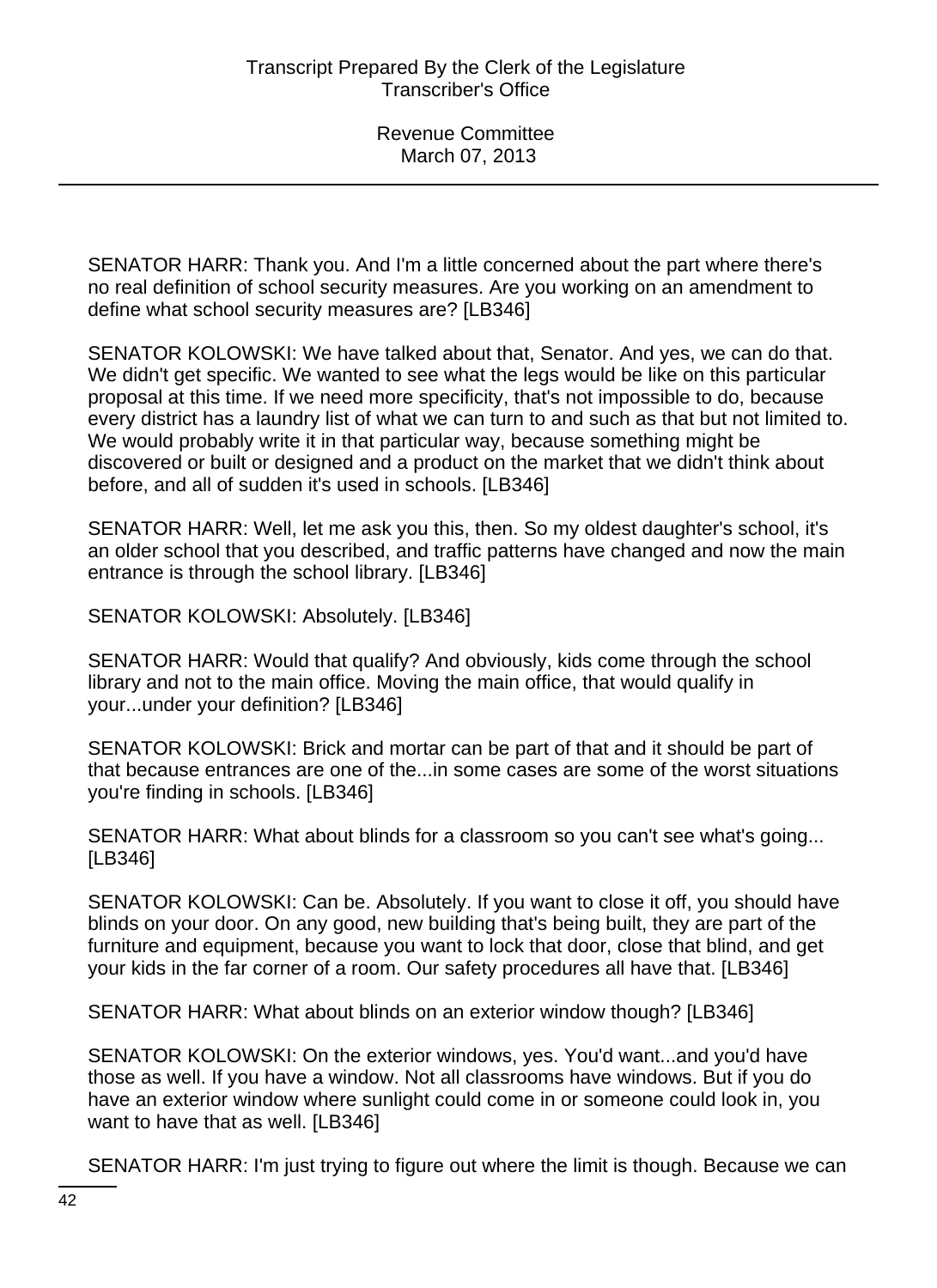SENATOR HARR: Thank you. And I'm a little concerned about the part where there's no real definition of school security measures. Are you working on an amendment to define what school security measures are? [LB346]

SENATOR KOLOWSKI: We have talked about that, Senator. And yes, we can do that. We didn't get specific. We wanted to see what the legs would be like on this particular proposal at this time. If we need more specificity, that's not impossible to do, because every district has a laundry list of what we can turn to and such as that but not limited to. We would probably write it in that particular way, because something might be discovered or built or designed and a product on the market that we didn't think about before, and all of sudden it's used in schools. [LB346]

SENATOR HARR: Well, let me ask you this, then. So my oldest daughter's school, it's an older school that you described, and traffic patterns have changed and now the main entrance is through the school library. [LB346]

SENATOR KOLOWSKI: Absolutely. [LB346]

SENATOR HARR: Would that qualify? And obviously, kids come through the school library and not to the main office. Moving the main office, that would qualify in your...under your definition? [LB346]

SENATOR KOLOWSKI: Brick and mortar can be part of that and it should be part of that because entrances are one of the...in some cases are some of the worst situations you're finding in schools. [LB346]

SENATOR HARR: What about blinds for a classroom so you can't see what's going... [LB346]

SENATOR KOLOWSKI: Can be. Absolutely. If you want to close it off, you should have blinds on your door. On any good, new building that's being built, they are part of the furniture and equipment, because you want to lock that door, close that blind, and get your kids in the far corner of a room. Our safety procedures all have that. [LB346]

SENATOR HARR: What about blinds on an exterior window though? [LB346]

SENATOR KOLOWSKI: On the exterior windows, yes. You'd want...and you'd have those as well. If you have a window. Not all classrooms have windows. But if you do have an exterior window where sunlight could come in or someone could look in, you want to have that as well. [LB346]

SENATOR HARR: I'm just trying to figure out where the limit is though. Because we can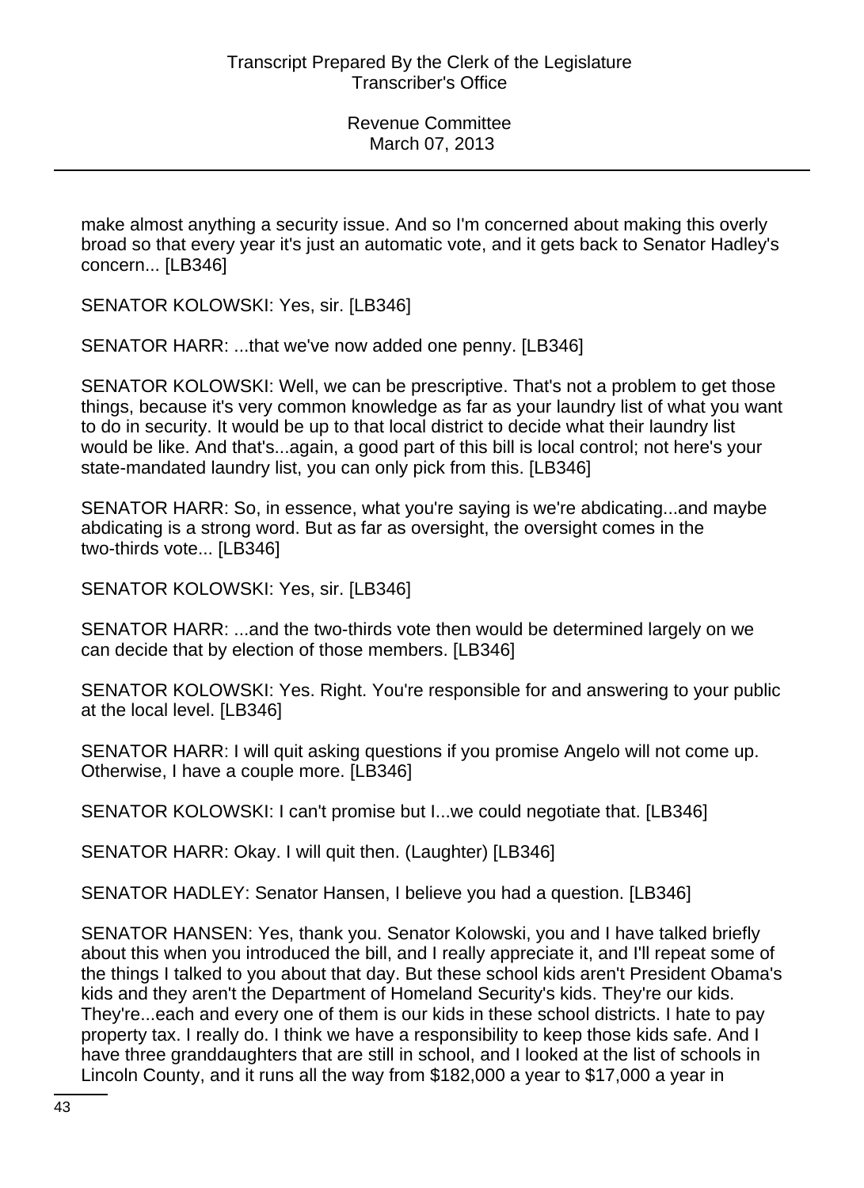make almost anything a security issue. And so I'm concerned about making this overly broad so that every year it's just an automatic vote, and it gets back to Senator Hadley's concern... [LB346]

SENATOR KOLOWSKI: Yes, sir. [LB346]

SENATOR HARR: ...that we've now added one penny. [LB346]

SENATOR KOLOWSKI: Well, we can be prescriptive. That's not a problem to get those things, because it's very common knowledge as far as your laundry list of what you want to do in security. It would be up to that local district to decide what their laundry list would be like. And that's...again, a good part of this bill is local control; not here's your state-mandated laundry list, you can only pick from this. [LB346]

SENATOR HARR: So, in essence, what you're saying is we're abdicating...and maybe abdicating is a strong word. But as far as oversight, the oversight comes in the two-thirds vote... [LB346]

SENATOR KOLOWSKI: Yes, sir. [LB346]

SENATOR HARR: ...and the two-thirds vote then would be determined largely on we can decide that by election of those members. [LB346]

SENATOR KOLOWSKI: Yes. Right. You're responsible for and answering to your public at the local level. [LB346]

SENATOR HARR: I will quit asking questions if you promise Angelo will not come up. Otherwise, I have a couple more. [LB346]

SENATOR KOLOWSKI: I can't promise but I...we could negotiate that. [LB346]

SENATOR HARR: Okay. I will quit then. (Laughter) [LB346]

SENATOR HADLEY: Senator Hansen, I believe you had a question. [LB346]

SENATOR HANSEN: Yes, thank you. Senator Kolowski, you and I have talked briefly about this when you introduced the bill, and I really appreciate it, and I'll repeat some of the things I talked to you about that day. But these school kids aren't President Obama's kids and they aren't the Department of Homeland Security's kids. They're our kids. They're...each and every one of them is our kids in these school districts. I hate to pay property tax. I really do. I think we have a responsibility to keep those kids safe. And I have three granddaughters that are still in school, and I looked at the list of schools in Lincoln County, and it runs all the way from $182,000 a year to $17,000 a year in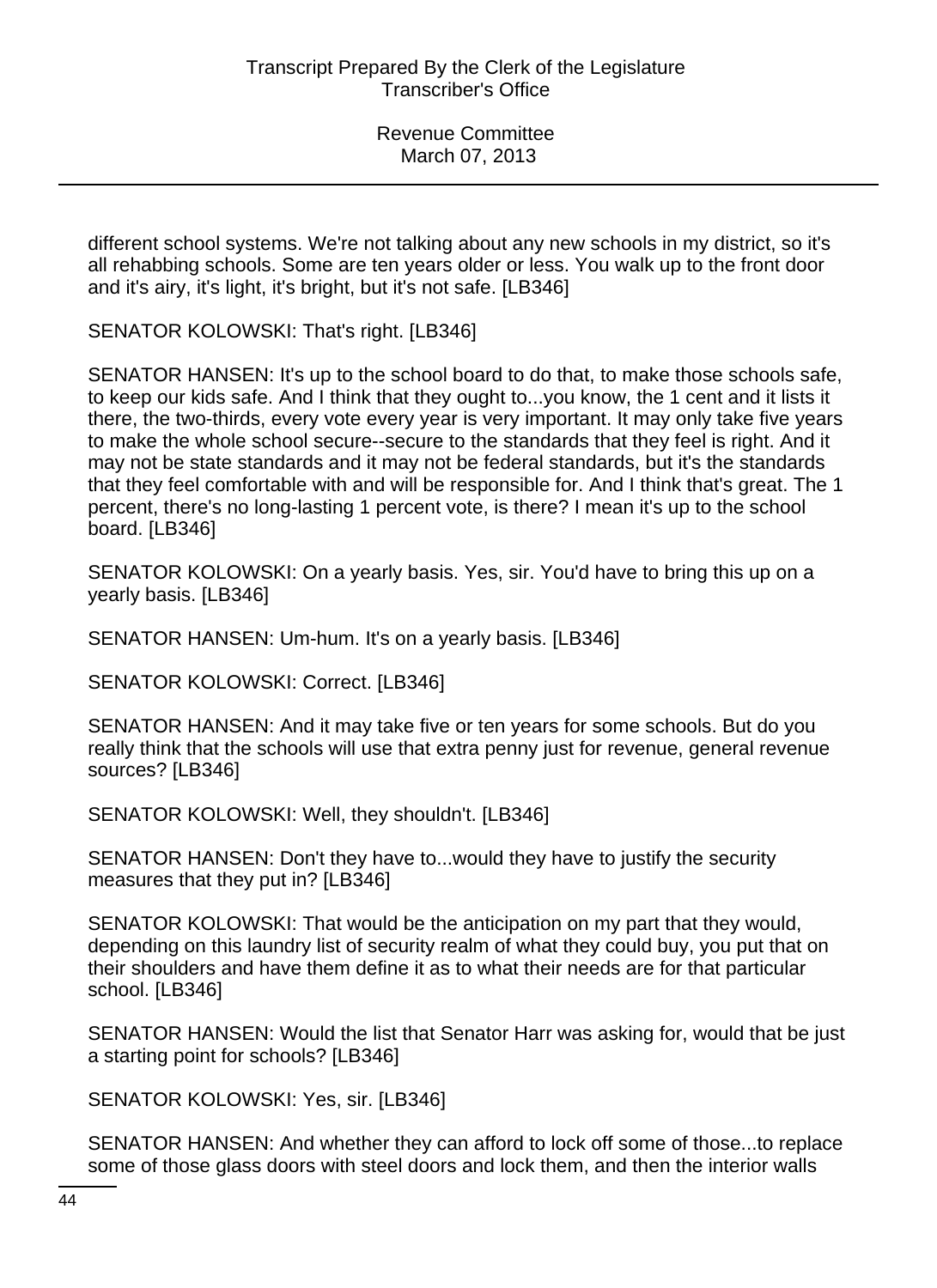different school systems. We're not talking about any new schools in my district, so it's all rehabbing schools. Some are ten years older or less. You walk up to the front door and it's airy, it's light, it's bright, but it's not safe. [LB346]

SENATOR KOLOWSKI: That's right. [LB346]

SENATOR HANSEN: It's up to the school board to do that, to make those schools safe, to keep our kids safe. And I think that they ought to...you know, the 1 cent and it lists it there, the two-thirds, every vote every year is very important. It may only take five years to make the whole school secure--secure to the standards that they feel is right. And it may not be state standards and it may not be federal standards, but it's the standards that they feel comfortable with and will be responsible for. And I think that's great. The 1 percent, there's no long-lasting 1 percent vote, is there? I mean it's up to the school board. [LB346]

SENATOR KOLOWSKI: On a yearly basis. Yes, sir. You'd have to bring this up on a yearly basis. [LB346]

SENATOR HANSEN: Um-hum. It's on a yearly basis. [LB346]

SENATOR KOLOWSKI: Correct. [LB346]

SENATOR HANSEN: And it may take five or ten years for some schools. But do you really think that the schools will use that extra penny just for revenue, general revenue sources? [LB346]

SENATOR KOLOWSKI: Well, they shouldn't. [LB346]

SENATOR HANSEN: Don't they have to...would they have to justify the security measures that they put in? [LB346]

SENATOR KOLOWSKI: That would be the anticipation on my part that they would, depending on this laundry list of security realm of what they could buy, you put that on their shoulders and have them define it as to what their needs are for that particular school. [LB346]

SENATOR HANSEN: Would the list that Senator Harr was asking for, would that be just a starting point for schools? [LB346]

SENATOR KOLOWSKI: Yes, sir. [LB346]

SENATOR HANSEN: And whether they can afford to lock off some of those...to replace some of those glass doors with steel doors and lock them, and then the interior walls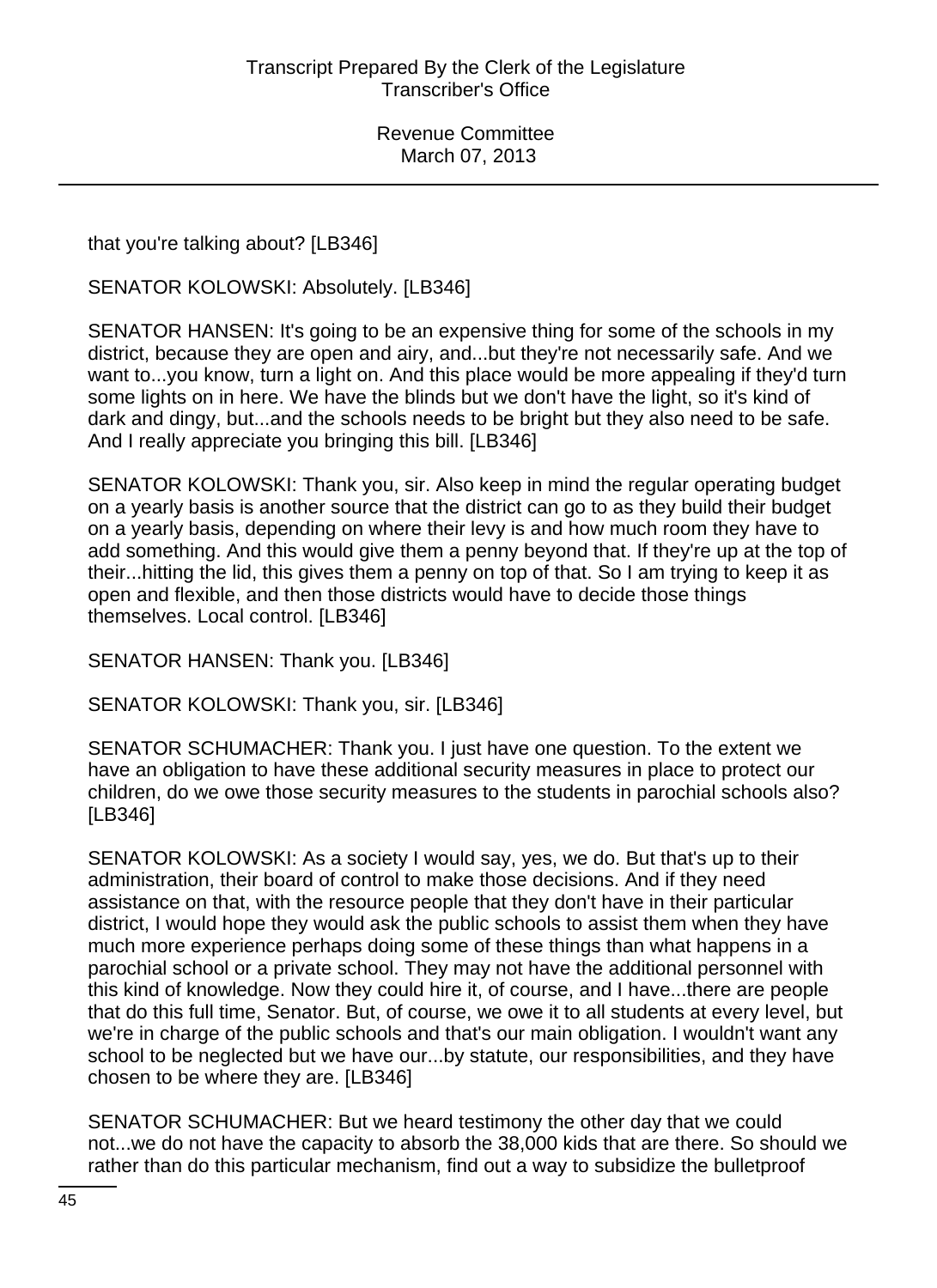that you're talking about? [LB346]

SENATOR KOLOWSKI: Absolutely. [LB346]

SENATOR HANSEN: It's going to be an expensive thing for some of the schools in my district, because they are open and airy, and...but they're not necessarily safe. And we want to...you know, turn a light on. And this place would be more appealing if they'd turn some lights on in here. We have the blinds but we don't have the light, so it's kind of dark and dingy, but...and the schools needs to be bright but they also need to be safe. And I really appreciate you bringing this bill. [LB346]

SENATOR KOLOWSKI: Thank you, sir. Also keep in mind the regular operating budget on a yearly basis is another source that the district can go to as they build their budget on a yearly basis, depending on where their levy is and how much room they have to add something. And this would give them a penny beyond that. If they're up at the top of their...hitting the lid, this gives them a penny on top of that. So I am trying to keep it as open and flexible, and then those districts would have to decide those things themselves. Local control. [LB346]

SENATOR HANSEN: Thank you. [LB346]

SENATOR KOLOWSKI: Thank you, sir. [LB346]

SENATOR SCHUMACHER: Thank you. I just have one question. To the extent we have an obligation to have these additional security measures in place to protect our children, do we owe those security measures to the students in parochial schools also? [LB346]

SENATOR KOLOWSKI: As a society I would say, yes, we do. But that's up to their administration, their board of control to make those decisions. And if they need assistance on that, with the resource people that they don't have in their particular district, I would hope they would ask the public schools to assist them when they have much more experience perhaps doing some of these things than what happens in a parochial school or a private school. They may not have the additional personnel with this kind of knowledge. Now they could hire it, of course, and I have...there are people that do this full time, Senator. But, of course, we owe it to all students at every level, but we're in charge of the public schools and that's our main obligation. I wouldn't want any school to be neglected but we have our...by statute, our responsibilities, and they have chosen to be where they are. [LB346]

SENATOR SCHUMACHER: But we heard testimony the other day that we could not...we do not have the capacity to absorb the 38,000 kids that are there. So should we rather than do this particular mechanism, find out a way to subsidize the bulletproof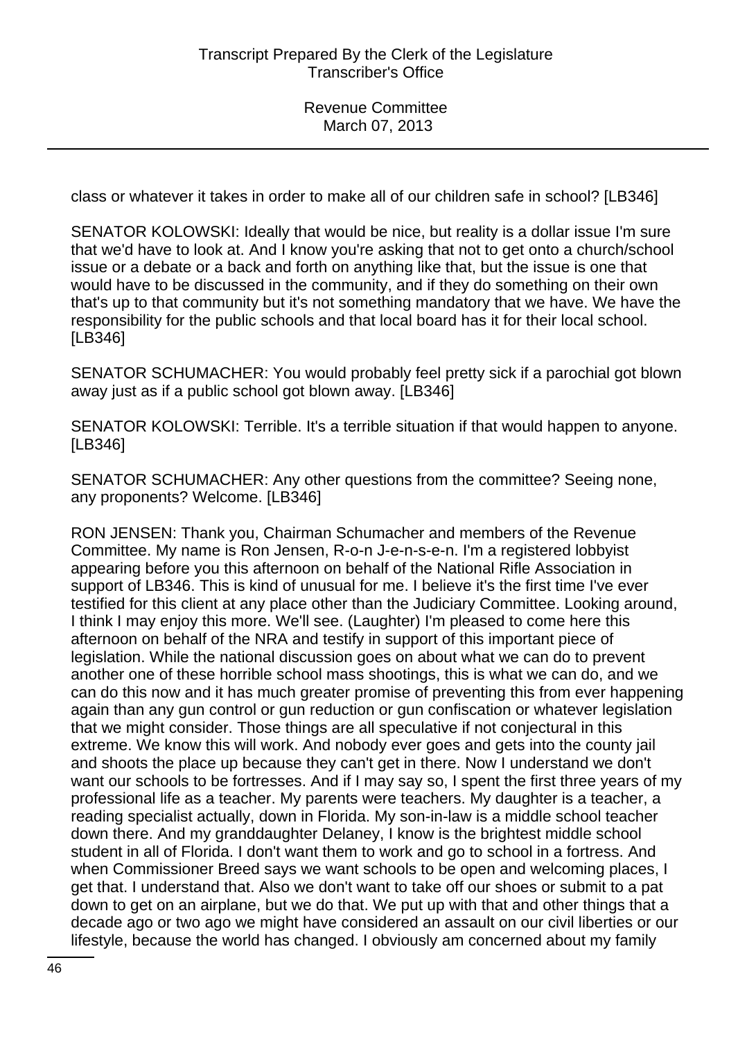class or whatever it takes in order to make all of our children safe in school? [LB346]

SENATOR KOLOWSKI: Ideally that would be nice, but reality is a dollar issue I'm sure that we'd have to look at. And I know you're asking that not to get onto a church/school issue or a debate or a back and forth on anything like that, but the issue is one that would have to be discussed in the community, and if they do something on their own that's up to that community but it's not something mandatory that we have. We have the responsibility for the public schools and that local board has it for their local school. [LB346]

SENATOR SCHUMACHER: You would probably feel pretty sick if a parochial got blown away just as if a public school got blown away. [LB346]

SENATOR KOLOWSKI: Terrible. It's a terrible situation if that would happen to anyone. [LB346]

SENATOR SCHUMACHER: Any other questions from the committee? Seeing none, any proponents? Welcome. [LB346]

RON JENSEN: Thank you, Chairman Schumacher and members of the Revenue Committee. My name is Ron Jensen, R-o-n J-e-n-s-e-n. I'm a registered lobbyist appearing before you this afternoon on behalf of the National Rifle Association in support of LB346. This is kind of unusual for me. I believe it's the first time I've ever testified for this client at any place other than the Judiciary Committee. Looking around, I think I may enjoy this more. We'll see. (Laughter) I'm pleased to come here this afternoon on behalf of the NRA and testify in support of this important piece of legislation. While the national discussion goes on about what we can do to prevent another one of these horrible school mass shootings, this is what we can do, and we can do this now and it has much greater promise of preventing this from ever happening again than any gun control or gun reduction or gun confiscation or whatever legislation that we might consider. Those things are all speculative if not conjectural in this extreme. We know this will work. And nobody ever goes and gets into the county jail and shoots the place up because they can't get in there. Now I understand we don't want our schools to be fortresses. And if I may say so, I spent the first three years of my professional life as a teacher. My parents were teachers. My daughter is a teacher, a reading specialist actually, down in Florida. My son-in-law is a middle school teacher down there. And my granddaughter Delaney, I know is the brightest middle school student in all of Florida. I don't want them to work and go to school in a fortress. And when Commissioner Breed says we want schools to be open and welcoming places, I get that. I understand that. Also we don't want to take off our shoes or submit to a pat down to get on an airplane, but we do that. We put up with that and other things that a decade ago or two ago we might have considered an assault on our civil liberties or our lifestyle, because the world has changed. I obviously am concerned about my family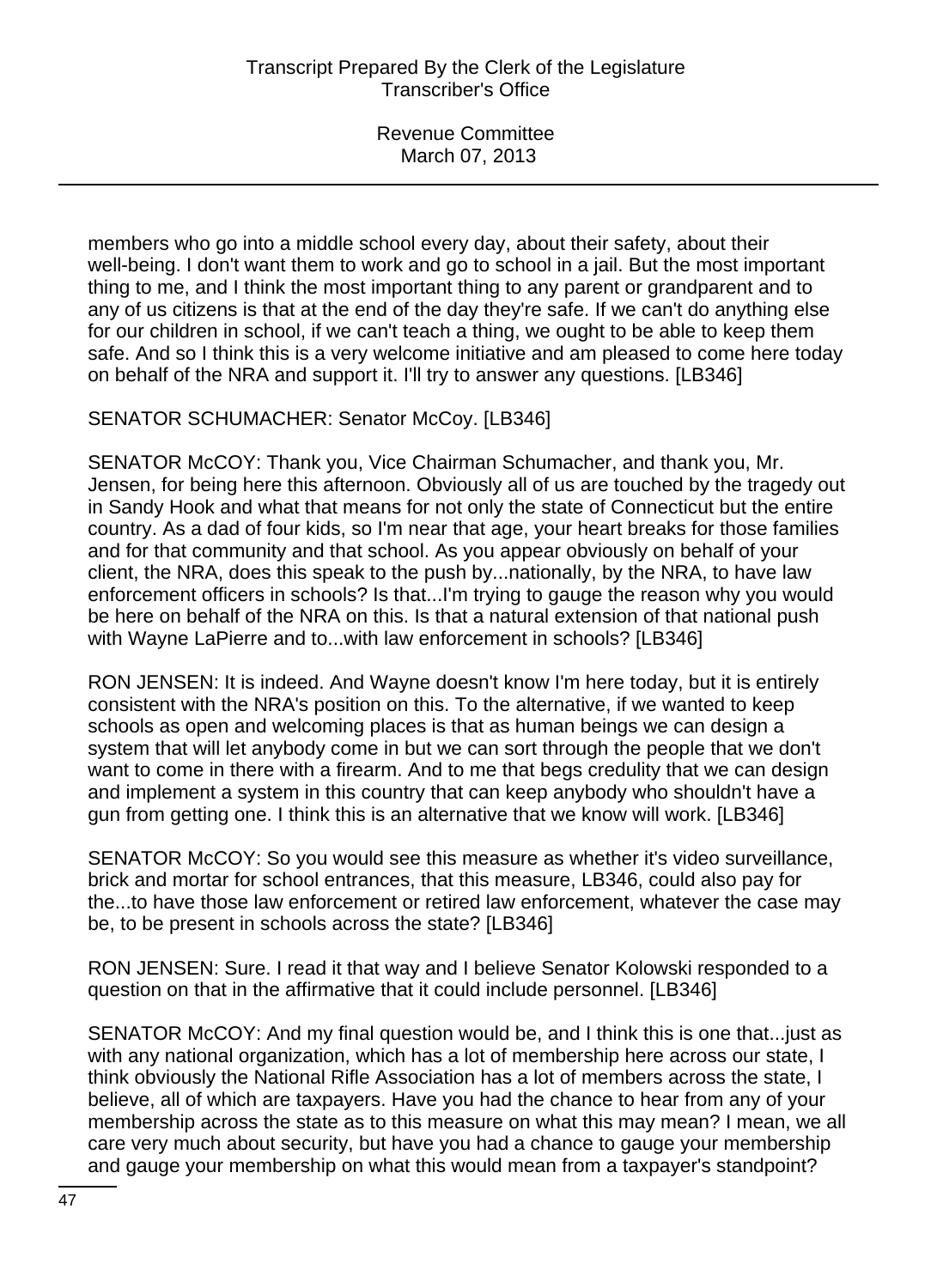members who go into a middle school every day, about their safety, about their well-being. I don't want them to work and go to school in a jail. But the most important thing to me, and I think the most important thing to any parent or grandparent and to any of us citizens is that at the end of the day they're safe. If we can't do anything else for our children in school, if we can't teach a thing, we ought to be able to keep them safe. And so I think this is a very welcome initiative and am pleased to come here today on behalf of the NRA and support it. I'll try to answer any questions. [LB346]

SENATOR SCHUMACHER: Senator McCoy. [LB346]

SENATOR McCOY: Thank you, Vice Chairman Schumacher, and thank you, Mr. Jensen, for being here this afternoon. Obviously all of us are touched by the tragedy out in Sandy Hook and what that means for not only the state of Connecticut but the entire country. As a dad of four kids, so I'm near that age, your heart breaks for those families and for that community and that school. As you appear obviously on behalf of your client, the NRA, does this speak to the push by...nationally, by the NRA, to have law enforcement officers in schools? Is that...I'm trying to gauge the reason why you would be here on behalf of the NRA on this. Is that a natural extension of that national push with Wayne LaPierre and to...with law enforcement in schools? [LB346]

RON JENSEN: It is indeed. And Wayne doesn't know I'm here today, but it is entirely consistent with the NRA's position on this. To the alternative, if we wanted to keep schools as open and welcoming places is that as human beings we can design a system that will let anybody come in but we can sort through the people that we don't want to come in there with a firearm. And to me that begs credulity that we can design and implement a system in this country that can keep anybody who shouldn't have a gun from getting one. I think this is an alternative that we know will work. [LB346]

SENATOR McCOY: So you would see this measure as whether it's video surveillance, brick and mortar for school entrances, that this measure, LB346, could also pay for the...to have those law enforcement or retired law enforcement, whatever the case may be, to be present in schools across the state? [LB346]

RON JENSEN: Sure. I read it that way and I believe Senator Kolowski responded to a question on that in the affirmative that it could include personnel. [LB346]

SENATOR McCOY: And my final question would be, and I think this is one that...just as with any national organization, which has a lot of membership here across our state, I think obviously the National Rifle Association has a lot of members across the state, I believe, all of which are taxpayers. Have you had the chance to hear from any of your membership across the state as to this measure on what this may mean? I mean, we all care very much about security, but have you had a chance to gauge your membership and gauge your membership on what this would mean from a taxpayer's standpoint?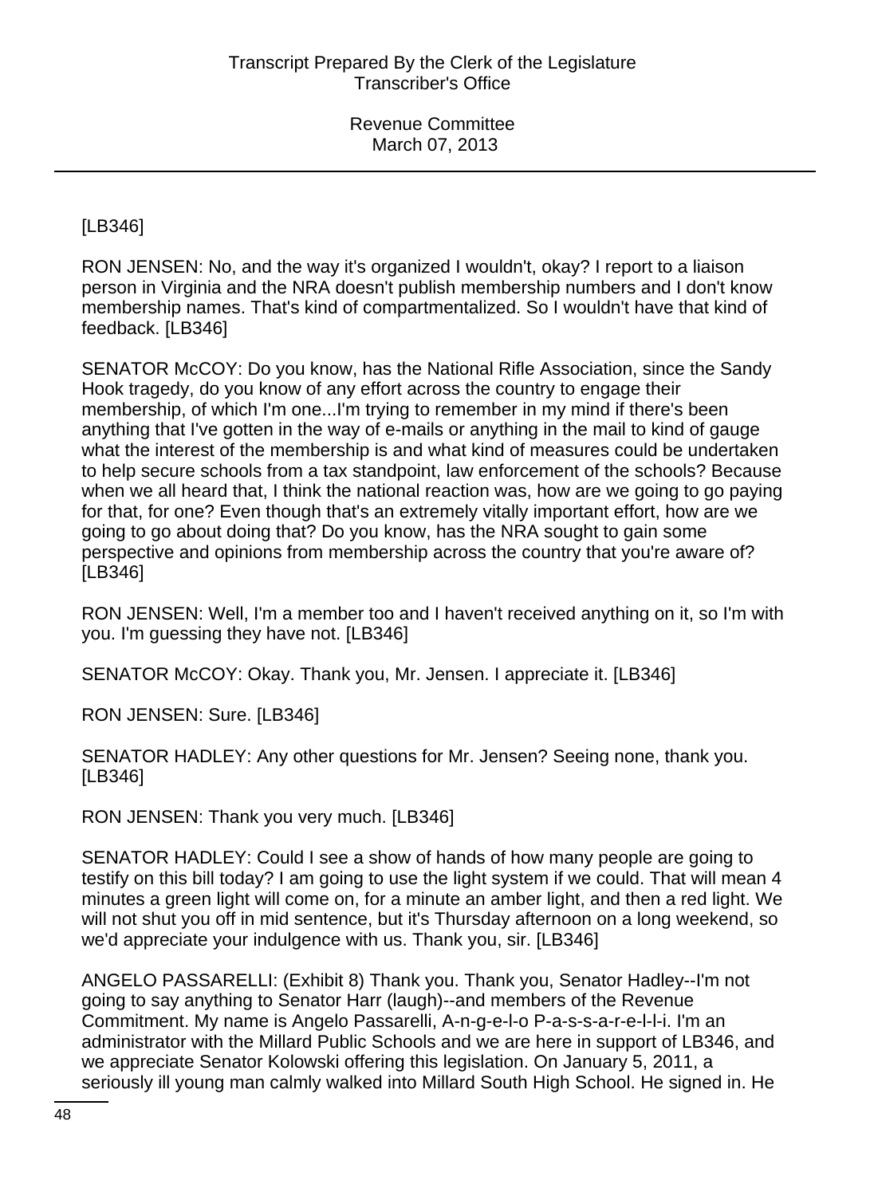[LB346]

RON JENSEN: No, and the way it's organized I wouldn't, okay? I report to a liaison person in Virginia and the NRA doesn't publish membership numbers and I don't know membership names. That's kind of compartmentalized. So I wouldn't have that kind of feedback. [LB346]

SENATOR McCOY: Do you know, has the National Rifle Association, since the Sandy Hook tragedy, do you know of any effort across the country to engage their membership, of which I'm one...I'm trying to remember in my mind if there's been anything that I've gotten in the way of e-mails or anything in the mail to kind of gauge what the interest of the membership is and what kind of measures could be undertaken to help secure schools from a tax standpoint, law enforcement of the schools? Because when we all heard that, I think the national reaction was, how are we going to go paying for that, for one? Even though that's an extremely vitally important effort, how are we going to go about doing that? Do you know, has the NRA sought to gain some perspective and opinions from membership across the country that you're aware of? [LB346]

RON JENSEN: Well, I'm a member too and I haven't received anything on it, so I'm with you. I'm guessing they have not. [LB346]

SENATOR McCOY: Okay. Thank you, Mr. Jensen. I appreciate it. [LB346]

RON JENSEN: Sure. [LB346]

SENATOR HADLEY: Any other questions for Mr. Jensen? Seeing none, thank you. [LB346]

RON JENSEN: Thank you very much. [LB346]

SENATOR HADLEY: Could I see a show of hands of how many people are going to testify on this bill today? I am going to use the light system if we could. That will mean 4 minutes a green light will come on, for a minute an amber light, and then a red light. We will not shut you off in mid sentence, but it's Thursday afternoon on a long weekend, so we'd appreciate your indulgence with us. Thank you, sir. [LB346]

ANGELO PASSARELLI: (Exhibit 8) Thank you. Thank you, Senator Hadley--I'm not going to say anything to Senator Harr (laugh)--and members of the Revenue Commitment. My name is Angelo Passarelli, A-n-g-e-l-o P-a-s-s-a-r-e-l-l-i. I'm an administrator with the Millard Public Schools and we are here in support of LB346, and we appreciate Senator Kolowski offering this legislation. On January 5, 2011, a seriously ill young man calmly walked into Millard South High School. He signed in. He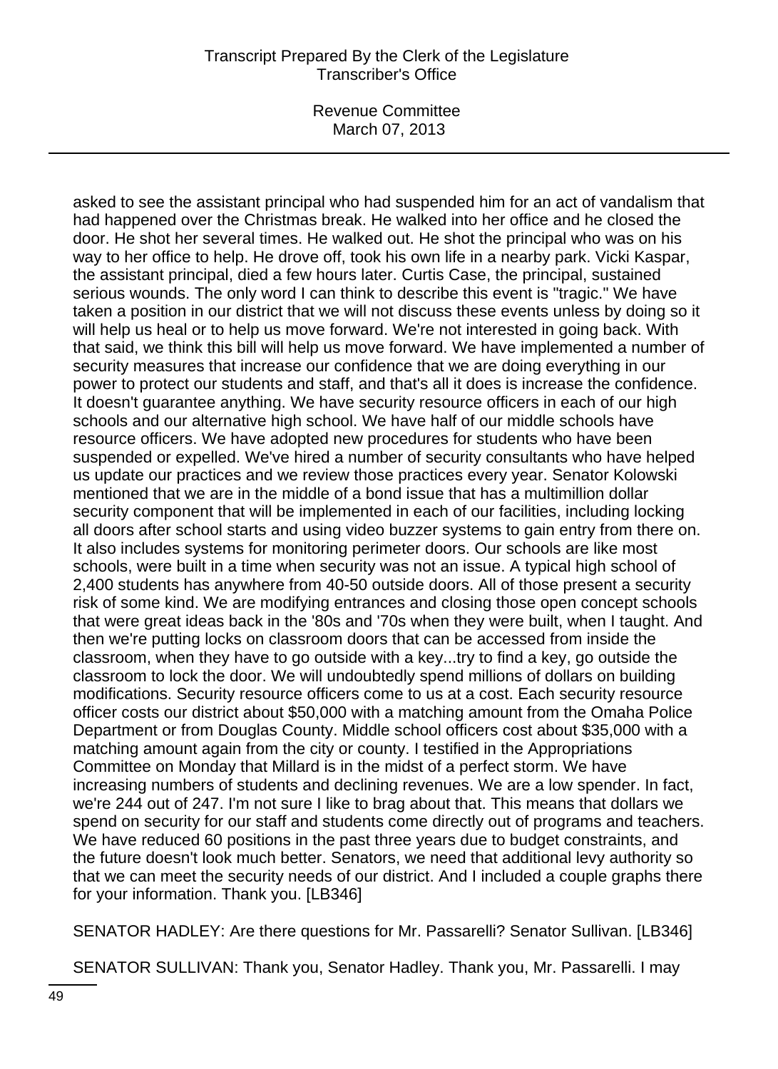asked to see the assistant principal who had suspended him for an act of vandalism that had happened over the Christmas break. He walked into her office and he closed the door. He shot her several times. He walked out. He shot the principal who was on his way to her office to help. He drove off, took his own life in a nearby park. Vicki Kaspar, the assistant principal, died a few hours later. Curtis Case, the principal, sustained serious wounds. The only word I can think to describe this event is "tragic." We have taken a position in our district that we will not discuss these events unless by doing so it will help us heal or to help us move forward. We're not interested in going back. With that said, we think this bill will help us move forward. We have implemented a number of security measures that increase our confidence that we are doing everything in our power to protect our students and staff, and that's all it does is increase the confidence. It doesn't guarantee anything. We have security resource officers in each of our high schools and our alternative high school. We have half of our middle schools have resource officers. We have adopted new procedures for students who have been suspended or expelled. We've hired a number of security consultants who have helped us update our practices and we review those practices every year. Senator Kolowski mentioned that we are in the middle of a bond issue that has a multimillion dollar security component that will be implemented in each of our facilities, including locking all doors after school starts and using video buzzer systems to gain entry from there on. It also includes systems for monitoring perimeter doors. Our schools are like most schools, were built in a time when security was not an issue. A typical high school of 2,400 students has anywhere from 40-50 outside doors. All of those present a security risk of some kind. We are modifying entrances and closing those open concept schools that were great ideas back in the '80s and '70s when they were built, when I taught. And then we're putting locks on classroom doors that can be accessed from inside the classroom, when they have to go outside with a key...try to find a key, go outside the classroom to lock the door. We will undoubtedly spend millions of dollars on building modifications. Security resource officers come to us at a cost. Each security resource officer costs our district about $50,000 with a matching amount from the Omaha Police Department or from Douglas County. Middle school officers cost about $35,000 with a matching amount again from the city or county. I testified in the Appropriations Committee on Monday that Millard is in the midst of a perfect storm. We have increasing numbers of students and declining revenues. We are a low spender. In fact, we're 244 out of 247. I'm not sure I like to brag about that. This means that dollars we spend on security for our staff and students come directly out of programs and teachers. We have reduced 60 positions in the past three years due to budget constraints, and the future doesn't look much better. Senators, we need that additional levy authority so that we can meet the security needs of our district. And I included a couple graphs there for your information. Thank you. [LB346]

SENATOR HADLEY: Are there questions for Mr. Passarelli? Senator Sullivan. [LB346]

SENATOR SULLIVAN: Thank you, Senator Hadley. Thank you, Mr. Passarelli. I may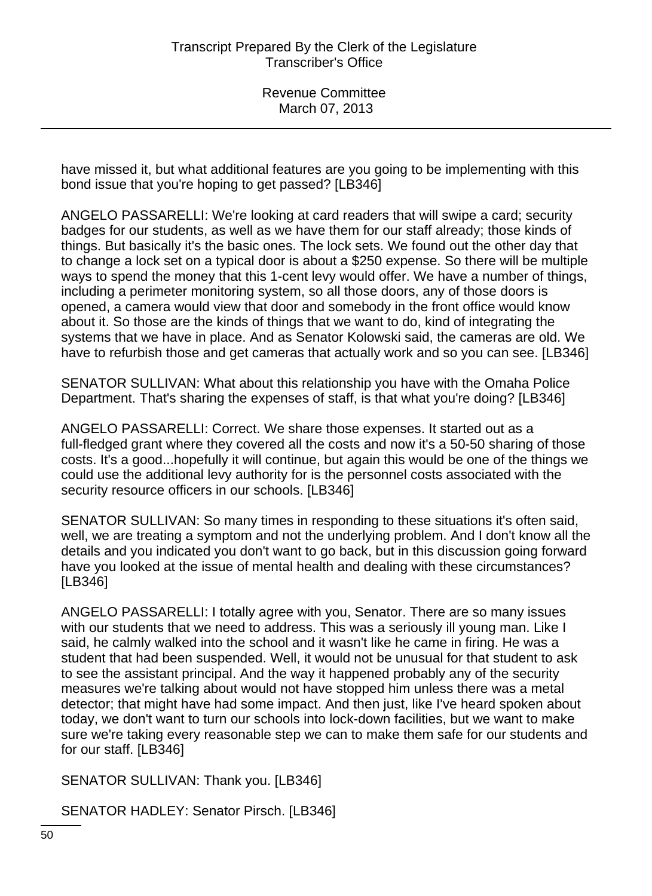have missed it, but what additional features are you going to be implementing with this bond issue that you're hoping to get passed? [LB346]

ANGELO PASSARELLI: We're looking at card readers that will swipe a card; security badges for our students, as well as we have them for our staff already; those kinds of things. But basically it's the basic ones. The lock sets. We found out the other day that to change a lock set on a typical door is about a $250 expense. So there will be multiple ways to spend the money that this 1-cent levy would offer. We have a number of things, including a perimeter monitoring system, so all those doors, any of those doors is opened, a camera would view that door and somebody in the front office would know about it. So those are the kinds of things that we want to do, kind of integrating the systems that we have in place. And as Senator Kolowski said, the cameras are old. We have to refurbish those and get cameras that actually work and so you can see. [LB346]

SENATOR SULLIVAN: What about this relationship you have with the Omaha Police Department. That's sharing the expenses of staff, is that what you're doing? [LB346]

ANGELO PASSARELLI: Correct. We share those expenses. It started out as a full-fledged grant where they covered all the costs and now it's a 50-50 sharing of those costs. It's a good...hopefully it will continue, but again this would be one of the things we could use the additional levy authority for is the personnel costs associated with the security resource officers in our schools. [LB346]

SENATOR SULLIVAN: So many times in responding to these situations it's often said, well, we are treating a symptom and not the underlying problem. And I don't know all the details and you indicated you don't want to go back, but in this discussion going forward have you looked at the issue of mental health and dealing with these circumstances? [LB346]

ANGELO PASSARELLI: I totally agree with you, Senator. There are so many issues with our students that we need to address. This was a seriously ill young man. Like I said, he calmly walked into the school and it wasn't like he came in firing. He was a student that had been suspended. Well, it would not be unusual for that student to ask to see the assistant principal. And the way it happened probably any of the security measures we're talking about would not have stopped him unless there was a metal detector; that might have had some impact. And then just, like I've heard spoken about today, we don't want to turn our schools into lock-down facilities, but we want to make sure we're taking every reasonable step we can to make them safe for our students and for our staff. [LB346]

SENATOR SULLIVAN: Thank you. [LB346]

SENATOR HADLEY: Senator Pirsch. [LB346]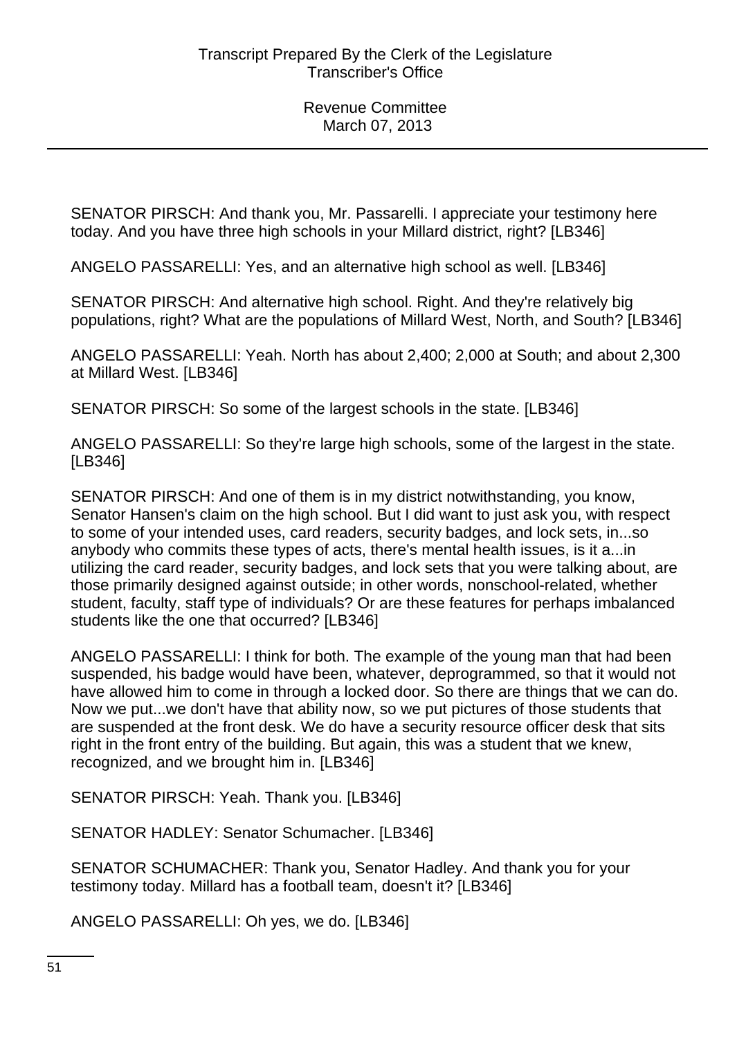SENATOR PIRSCH: And thank you, Mr. Passarelli. I appreciate your testimony here today. And you have three high schools in your Millard district, right? [LB346]

ANGELO PASSARELLI: Yes, and an alternative high school as well. [LB346]

SENATOR PIRSCH: And alternative high school. Right. And they're relatively big populations, right? What are the populations of Millard West, North, and South? [LB346]

ANGELO PASSARELLI: Yeah. North has about 2,400; 2,000 at South; and about 2,300 at Millard West. [LB346]

SENATOR PIRSCH: So some of the largest schools in the state. [LB346]

ANGELO PASSARELLI: So they're large high schools, some of the largest in the state. [LB346]

SENATOR PIRSCH: And one of them is in my district notwithstanding, you know, Senator Hansen's claim on the high school. But I did want to just ask you, with respect to some of your intended uses, card readers, security badges, and lock sets, in...so anybody who commits these types of acts, there's mental health issues, is it a...in utilizing the card reader, security badges, and lock sets that you were talking about, are those primarily designed against outside; in other words, nonschool-related, whether student, faculty, staff type of individuals? Or are these features for perhaps imbalanced students like the one that occurred? [LB346]

ANGELO PASSARELLI: I think for both. The example of the young man that had been suspended, his badge would have been, whatever, deprogrammed, so that it would not have allowed him to come in through a locked door. So there are things that we can do. Now we put...we don't have that ability now, so we put pictures of those students that are suspended at the front desk. We do have a security resource officer desk that sits right in the front entry of the building. But again, this was a student that we knew, recognized, and we brought him in. [LB346]

SENATOR PIRSCH: Yeah. Thank you. [LB346]

SENATOR HADLEY: Senator Schumacher. [LB346]

SENATOR SCHUMACHER: Thank you, Senator Hadley. And thank you for your testimony today. Millard has a football team, doesn't it? [LB346]

ANGELO PASSARELLI: Oh yes, we do. [LB346]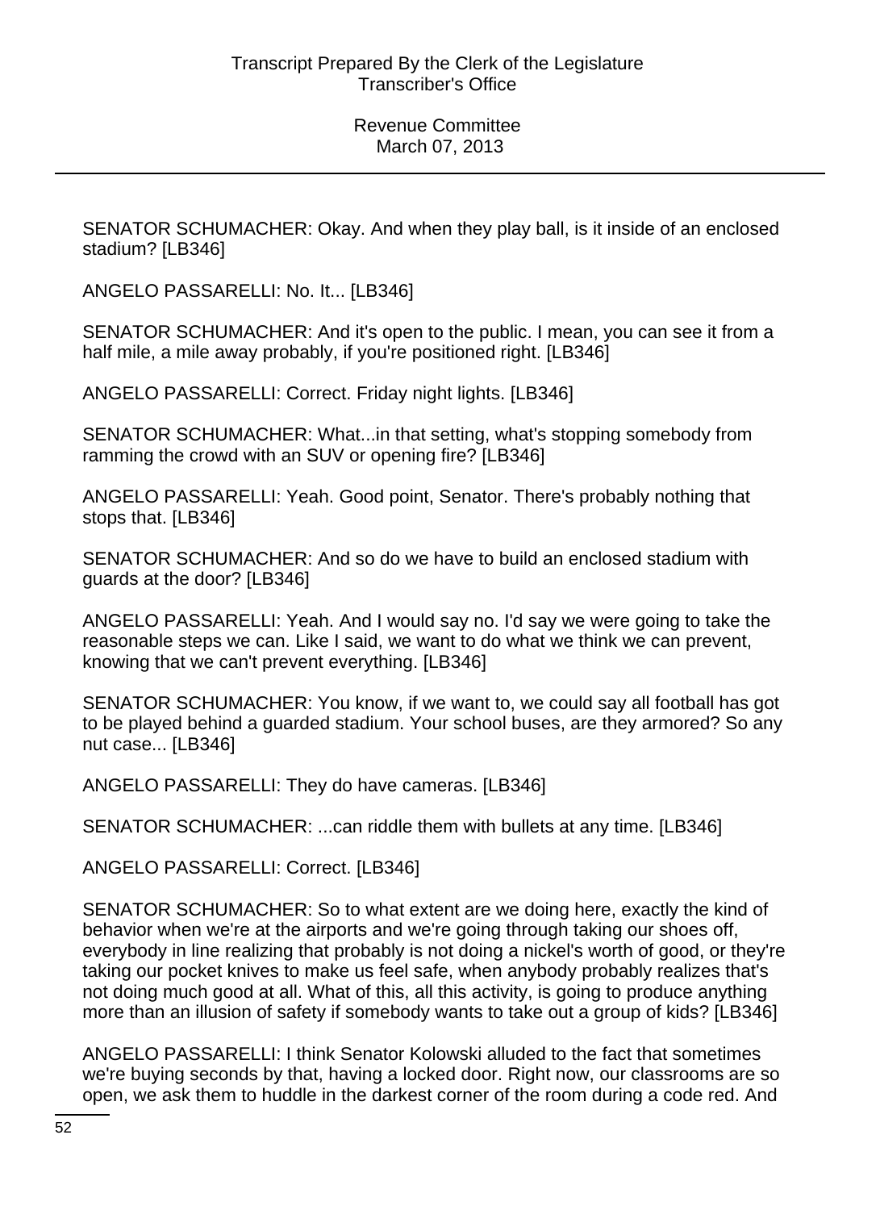SENATOR SCHUMACHER: Okay. And when they play ball, is it inside of an enclosed stadium? [LB346]

ANGELO PASSARELLI: No. It... [LB346]

SENATOR SCHUMACHER: And it's open to the public. I mean, you can see it from a half mile, a mile away probably, if you're positioned right. [LB346]

ANGELO PASSARELLI: Correct. Friday night lights. [LB346]

SENATOR SCHUMACHER: What...in that setting, what's stopping somebody from ramming the crowd with an SUV or opening fire? [LB346]

ANGELO PASSARELLI: Yeah. Good point, Senator. There's probably nothing that stops that. [LB346]

SENATOR SCHUMACHER: And so do we have to build an enclosed stadium with guards at the door? [LB346]

ANGELO PASSARELLI: Yeah. And I would say no. I'd say we were going to take the reasonable steps we can. Like I said, we want to do what we think we can prevent, knowing that we can't prevent everything. [LB346]

SENATOR SCHUMACHER: You know, if we want to, we could say all football has got to be played behind a guarded stadium. Your school buses, are they armored? So any nut case... [LB346]

ANGELO PASSARELLI: They do have cameras. [LB346]

SENATOR SCHUMACHER: ...can riddle them with bullets at any time. [LB346]

ANGELO PASSARELLI: Correct. [LB346]

SENATOR SCHUMACHER: So to what extent are we doing here, exactly the kind of behavior when we're at the airports and we're going through taking our shoes off, everybody in line realizing that probably is not doing a nickel's worth of good, or they're taking our pocket knives to make us feel safe, when anybody probably realizes that's not doing much good at all. What of this, all this activity, is going to produce anything more than an illusion of safety if somebody wants to take out a group of kids? [LB346]

ANGELO PASSARELLI: I think Senator Kolowski alluded to the fact that sometimes we're buying seconds by that, having a locked door. Right now, our classrooms are so open, we ask them to huddle in the darkest corner of the room during a code red. And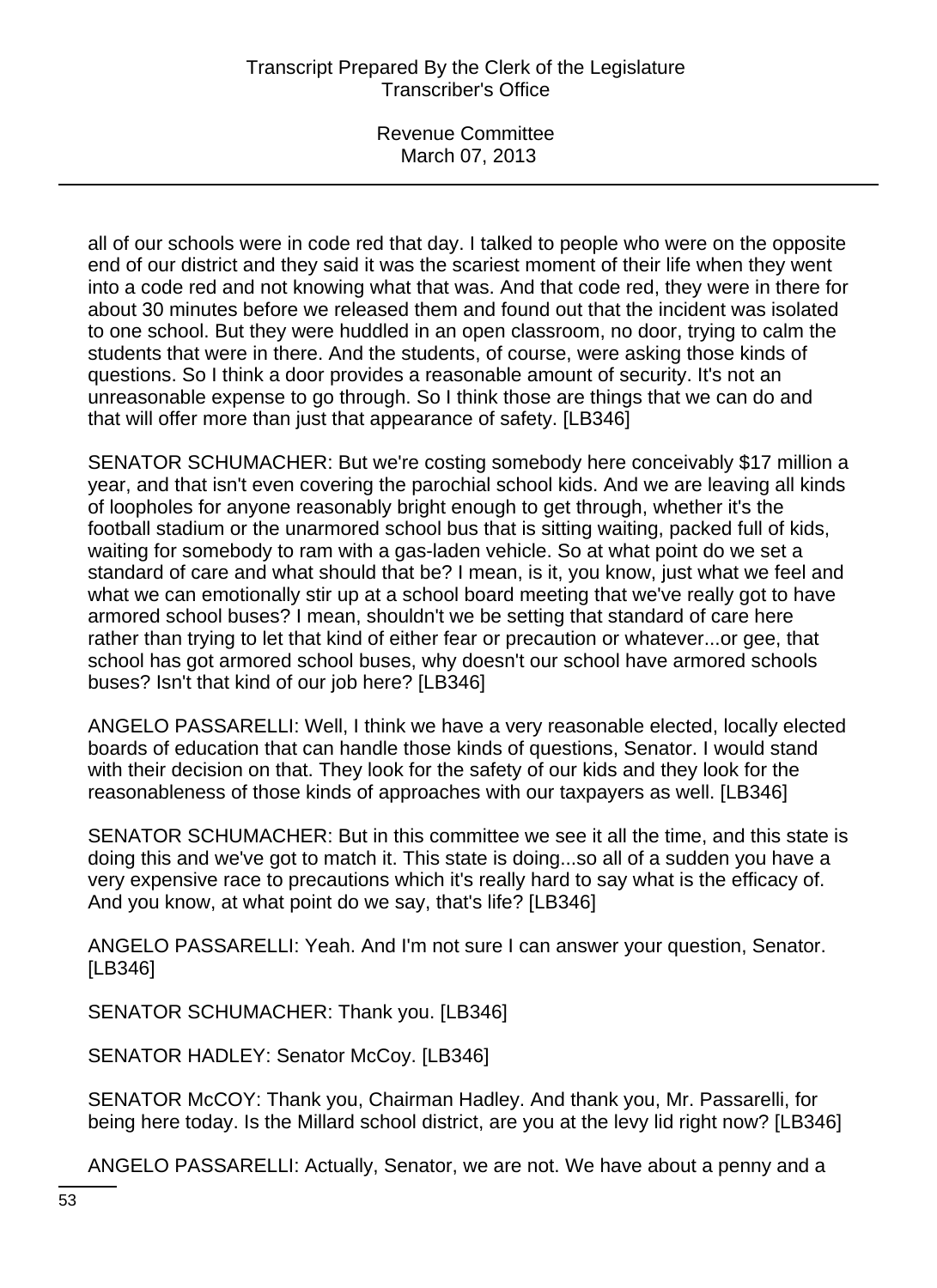all of our schools were in code red that day. I talked to people who were on the opposite end of our district and they said it was the scariest moment of their life when they went into a code red and not knowing what that was. And that code red, they were in there for about 30 minutes before we released them and found out that the incident was isolated to one school. But they were huddled in an open classroom, no door, trying to calm the students that were in there. And the students, of course, were asking those kinds of questions. So I think a door provides a reasonable amount of security. It's not an unreasonable expense to go through. So I think those are things that we can do and that will offer more than just that appearance of safety. [LB346]

SENATOR SCHUMACHER: But we're costing somebody here conceivably $17 million a year, and that isn't even covering the parochial school kids. And we are leaving all kinds of loopholes for anyone reasonably bright enough to get through, whether it's the football stadium or the unarmored school bus that is sitting waiting, packed full of kids, waiting for somebody to ram with a gas-laden vehicle. So at what point do we set a standard of care and what should that be? I mean, is it, you know, just what we feel and what we can emotionally stir up at a school board meeting that we've really got to have armored school buses? I mean, shouldn't we be setting that standard of care here rather than trying to let that kind of either fear or precaution or whatever...or gee, that school has got armored school buses, why doesn't our school have armored schools buses? Isn't that kind of our job here? [LB346]

ANGELO PASSARELLI: Well, I think we have a very reasonable elected, locally elected boards of education that can handle those kinds of questions, Senator. I would stand with their decision on that. They look for the safety of our kids and they look for the reasonableness of those kinds of approaches with our taxpayers as well. [LB346]

SENATOR SCHUMACHER: But in this committee we see it all the time, and this state is doing this and we've got to match it. This state is doing...so all of a sudden you have a very expensive race to precautions which it's really hard to say what is the efficacy of. And you know, at what point do we say, that's life? [LB346]

ANGELO PASSARELLI: Yeah. And I'm not sure I can answer your question, Senator. [LB346]

SENATOR SCHUMACHER: Thank you. [LB346]

SENATOR HADLEY: Senator McCoy. [LB346]

SENATOR McCOY: Thank you, Chairman Hadley. And thank you, Mr. Passarelli, for being here today. Is the Millard school district, are you at the levy lid right now? [LB346]

ANGELO PASSARELLI: Actually, Senator, we are not. We have about a penny and a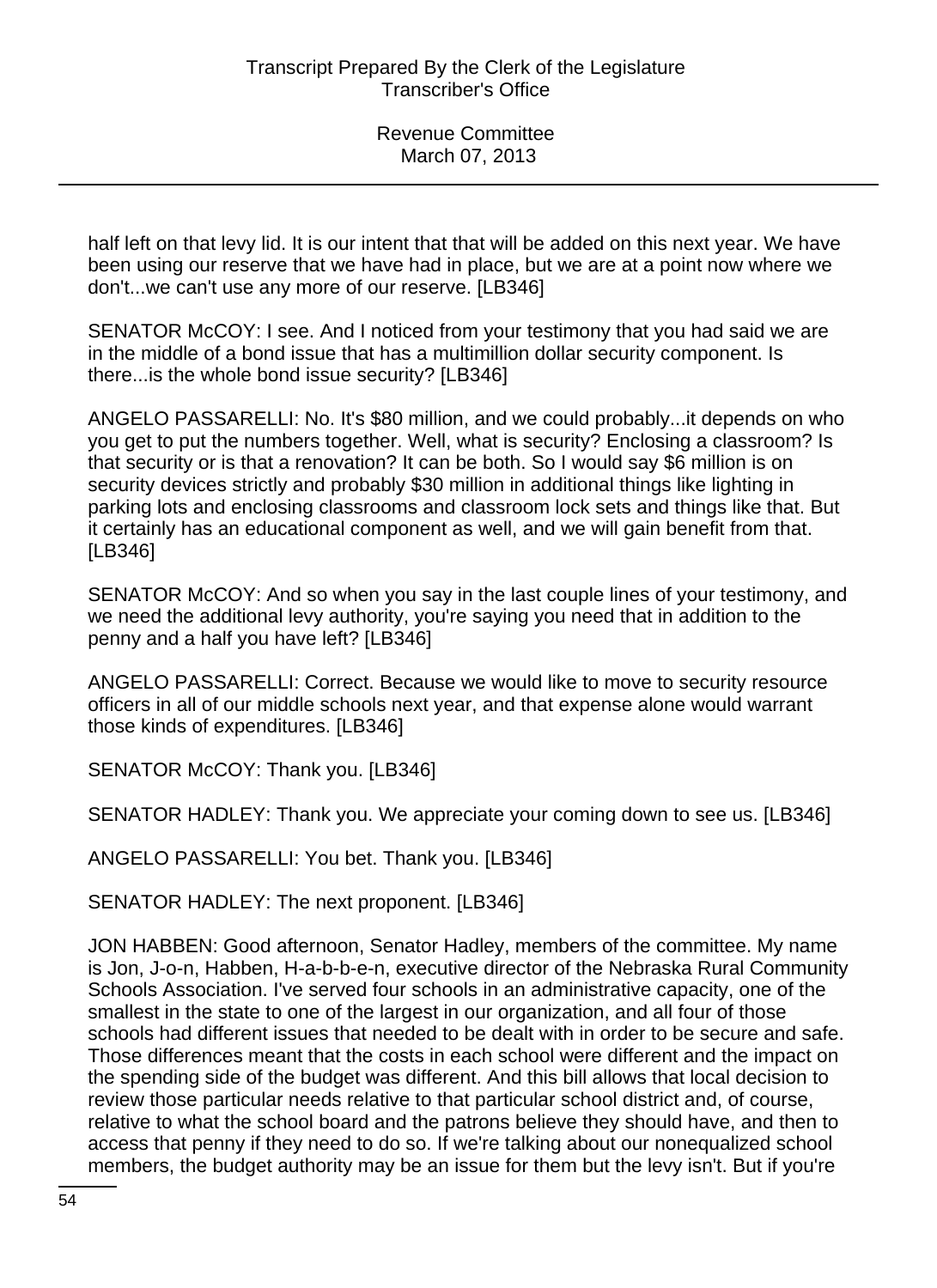half left on that levy lid. It is our intent that that will be added on this next year. We have been using our reserve that we have had in place, but we are at a point now where we don't...we can't use any more of our reserve. [LB346]

SENATOR McCOY: I see. And I noticed from your testimony that you had said we are in the middle of a bond issue that has a multimillion dollar security component. Is there...is the whole bond issue security? [LB346]

ANGELO PASSARELLI: No. It's $80 million, and we could probably...it depends on who you get to put the numbers together. Well, what is security? Enclosing a classroom? Is that security or is that a renovation? It can be both. So I would say $6 million is on security devices strictly and probably $30 million in additional things like lighting in parking lots and enclosing classrooms and classroom lock sets and things like that. But it certainly has an educational component as well, and we will gain benefit from that. [LB346]

SENATOR McCOY: And so when you say in the last couple lines of your testimony, and we need the additional levy authority, you're saying you need that in addition to the penny and a half you have left? [LB346]

ANGELO PASSARELLI: Correct. Because we would like to move to security resource officers in all of our middle schools next year, and that expense alone would warrant those kinds of expenditures. [LB346]

SENATOR McCOY: Thank you. [LB346]

SENATOR HADLEY: Thank you. We appreciate your coming down to see us. [LB346]

ANGELO PASSARELLI: You bet. Thank you. [LB346]

SENATOR HADLEY: The next proponent. [LB346]

JON HABBEN: Good afternoon, Senator Hadley, members of the committee. My name is Jon, J-o-n, Habben, H-a-b-b-e-n, executive director of the Nebraska Rural Community Schools Association. I've served four schools in an administrative capacity, one of the smallest in the state to one of the largest in our organization, and all four of those schools had different issues that needed to be dealt with in order to be secure and safe. Those differences meant that the costs in each school were different and the impact on the spending side of the budget was different. And this bill allows that local decision to review those particular needs relative to that particular school district and, of course, relative to what the school board and the patrons believe they should have, and then to access that penny if they need to do so. If we're talking about our nonequalized school members, the budget authority may be an issue for them but the levy isn't. But if you're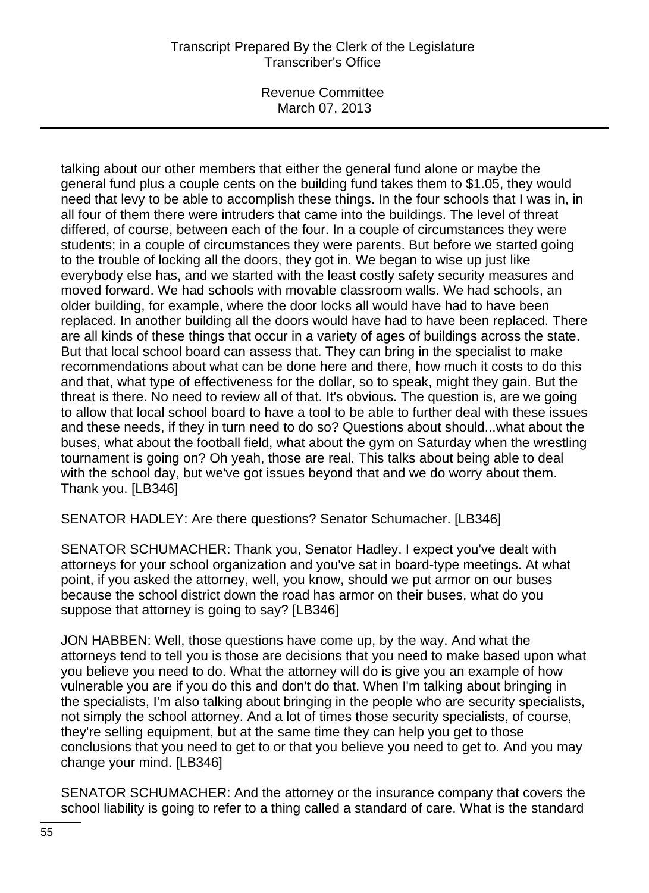talking about our other members that either the general fund alone or maybe the general fund plus a couple cents on the building fund takes them to $1.05, they would need that levy to be able to accomplish these things. In the four schools that I was in, in all four of them there were intruders that came into the buildings. The level of threat differed, of course, between each of the four. In a couple of circumstances they were students; in a couple of circumstances they were parents. But before we started going to the trouble of locking all the doors, they got in. We began to wise up just like everybody else has, and we started with the least costly safety security measures and moved forward. We had schools with movable classroom walls. We had schools, an older building, for example, where the door locks all would have had to have been replaced. In another building all the doors would have had to have been replaced. There are all kinds of these things that occur in a variety of ages of buildings across the state. But that local school board can assess that. They can bring in the specialist to make recommendations about what can be done here and there, how much it costs to do this and that, what type of effectiveness for the dollar, so to speak, might they gain. But the threat is there. No need to review all of that. It's obvious. The question is, are we going to allow that local school board to have a tool to be able to further deal with these issues and these needs, if they in turn need to do so? Questions about should...what about the buses, what about the football field, what about the gym on Saturday when the wrestling tournament is going on? Oh yeah, those are real. This talks about being able to deal with the school day, but we've got issues beyond that and we do worry about them. Thank you. [LB346]

SENATOR HADLEY: Are there questions? Senator Schumacher. [LB346]

SENATOR SCHUMACHER: Thank you, Senator Hadley. I expect you've dealt with attorneys for your school organization and you've sat in board-type meetings. At what point, if you asked the attorney, well, you know, should we put armor on our buses because the school district down the road has armor on their buses, what do you suppose that attorney is going to say? [LB346]

JON HABBEN: Well, those questions have come up, by the way. And what the attorneys tend to tell you is those are decisions that you need to make based upon what you believe you need to do. What the attorney will do is give you an example of how vulnerable you are if you do this and don't do that. When I'm talking about bringing in the specialists, I'm also talking about bringing in the people who are security specialists, not simply the school attorney. And a lot of times those security specialists, of course, they're selling equipment, but at the same time they can help you get to those conclusions that you need to get to or that you believe you need to get to. And you may change your mind. [LB346]

SENATOR SCHUMACHER: And the attorney or the insurance company that covers the school liability is going to refer to a thing called a standard of care. What is the standard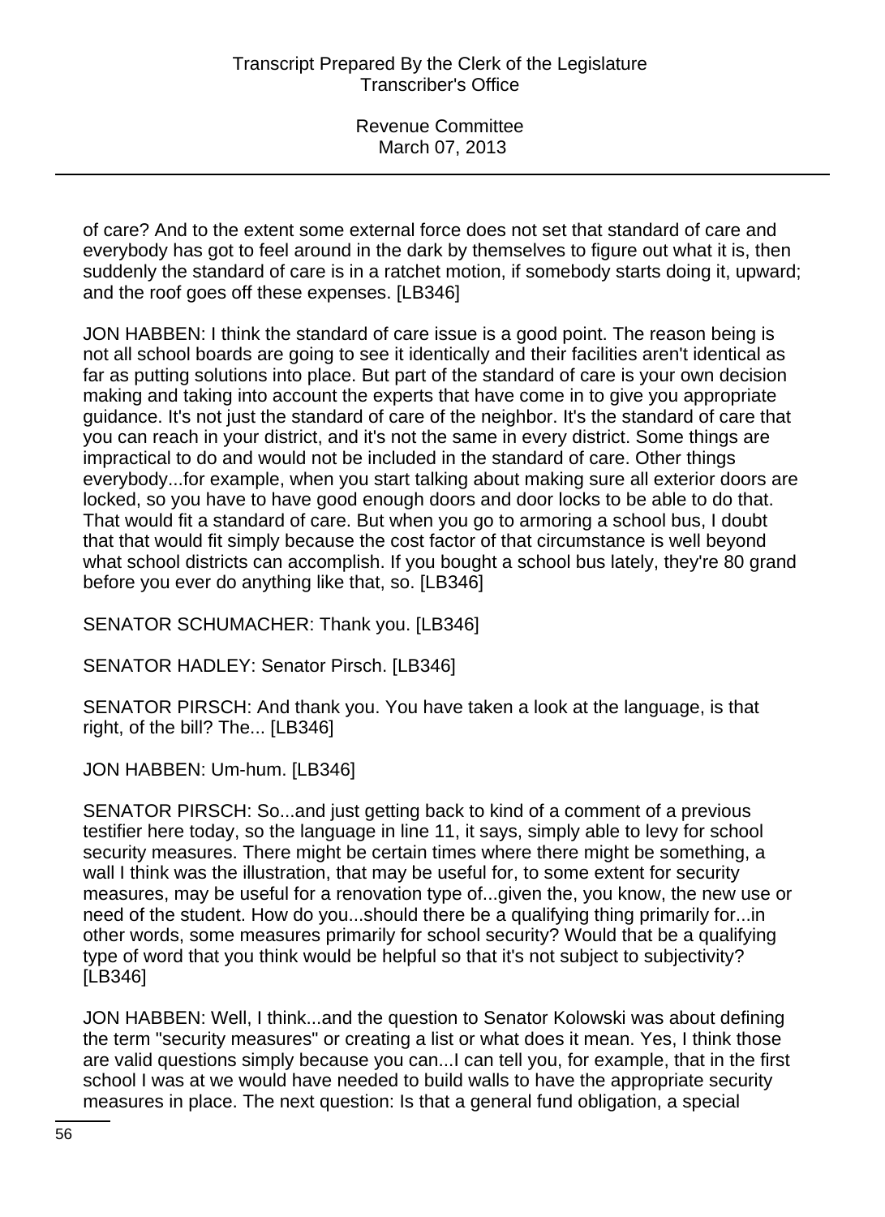of care? And to the extent some external force does not set that standard of care and everybody has got to feel around in the dark by themselves to figure out what it is, then suddenly the standard of care is in a ratchet motion, if somebody starts doing it, upward; and the roof goes off these expenses. [LB346]

JON HABBEN: I think the standard of care issue is a good point. The reason being is not all school boards are going to see it identically and their facilities aren't identical as far as putting solutions into place. But part of the standard of care is your own decision making and taking into account the experts that have come in to give you appropriate guidance. It's not just the standard of care of the neighbor. It's the standard of care that you can reach in your district, and it's not the same in every district. Some things are impractical to do and would not be included in the standard of care. Other things everybody...for example, when you start talking about making sure all exterior doors are locked, so you have to have good enough doors and door locks to be able to do that. That would fit a standard of care. But when you go to armoring a school bus, I doubt that that would fit simply because the cost factor of that circumstance is well beyond what school districts can accomplish. If you bought a school bus lately, they're 80 grand before you ever do anything like that, so. [LB346]

SENATOR SCHUMACHER: Thank you. [LB346]

SENATOR HADLEY: Senator Pirsch. [LB346]

SENATOR PIRSCH: And thank you. You have taken a look at the language, is that right, of the bill? The... [LB346]

JON HABBEN: Um-hum. [LB346]

SENATOR PIRSCH: So...and just getting back to kind of a comment of a previous testifier here today, so the language in line 11, it says, simply able to levy for school security measures. There might be certain times where there might be something, a wall I think was the illustration, that may be useful for, to some extent for security measures, may be useful for a renovation type of...given the, you know, the new use or need of the student. How do you...should there be a qualifying thing primarily for...in other words, some measures primarily for school security? Would that be a qualifying type of word that you think would be helpful so that it's not subject to subjectivity? [LB346]

JON HABBEN: Well, I think...and the question to Senator Kolowski was about defining the term "security measures" or creating a list or what does it mean. Yes, I think those are valid questions simply because you can...I can tell you, for example, that in the first school I was at we would have needed to build walls to have the appropriate security measures in place. The next question: Is that a general fund obligation, a special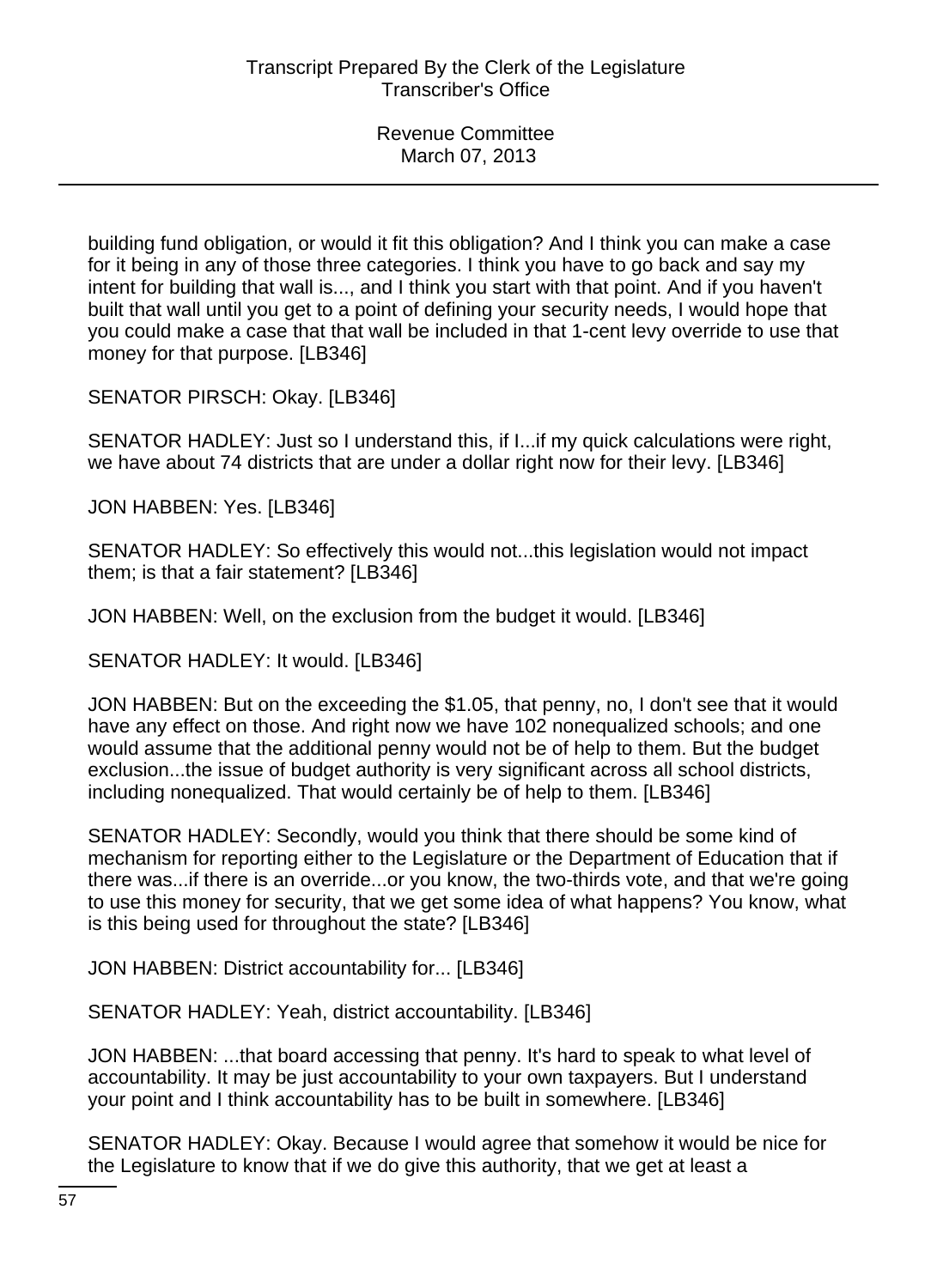building fund obligation, or would it fit this obligation? And I think you can make a case for it being in any of those three categories. I think you have to go back and say my intent for building that wall is..., and I think you start with that point. And if you haven't built that wall until you get to a point of defining your security needs, I would hope that you could make a case that that wall be included in that 1-cent levy override to use that money for that purpose. [LB346]

SENATOR PIRSCH: Okay. [LB346]

SENATOR HADLEY: Just so I understand this, if I...if my quick calculations were right, we have about 74 districts that are under a dollar right now for their levy. [LB346]

JON HABBEN: Yes. [LB346]

SENATOR HADLEY: So effectively this would not...this legislation would not impact them; is that a fair statement? [LB346]

JON HABBEN: Well, on the exclusion from the budget it would. [LB346]

SENATOR HADLEY: It would. [LB346]

JON HABBEN: But on the exceeding the $1.05, that penny, no, I don't see that it would have any effect on those. And right now we have 102 nonequalized schools; and one would assume that the additional penny would not be of help to them. But the budget exclusion...the issue of budget authority is very significant across all school districts, including nonequalized. That would certainly be of help to them. [LB346]

SENATOR HADLEY: Secondly, would you think that there should be some kind of mechanism for reporting either to the Legislature or the Department of Education that if there was...if there is an override...or you know, the two-thirds vote, and that we're going to use this money for security, that we get some idea of what happens? You know, what is this being used for throughout the state? [LB346]

JON HABBEN: District accountability for... [LB346]

SENATOR HADLEY: Yeah, district accountability. [LB346]

JON HABBEN: ...that board accessing that penny. It's hard to speak to what level of accountability. It may be just accountability to your own taxpayers. But I understand your point and I think accountability has to be built in somewhere. [LB346]

SENATOR HADLEY: Okay. Because I would agree that somehow it would be nice for the Legislature to know that if we do give this authority, that we get at least a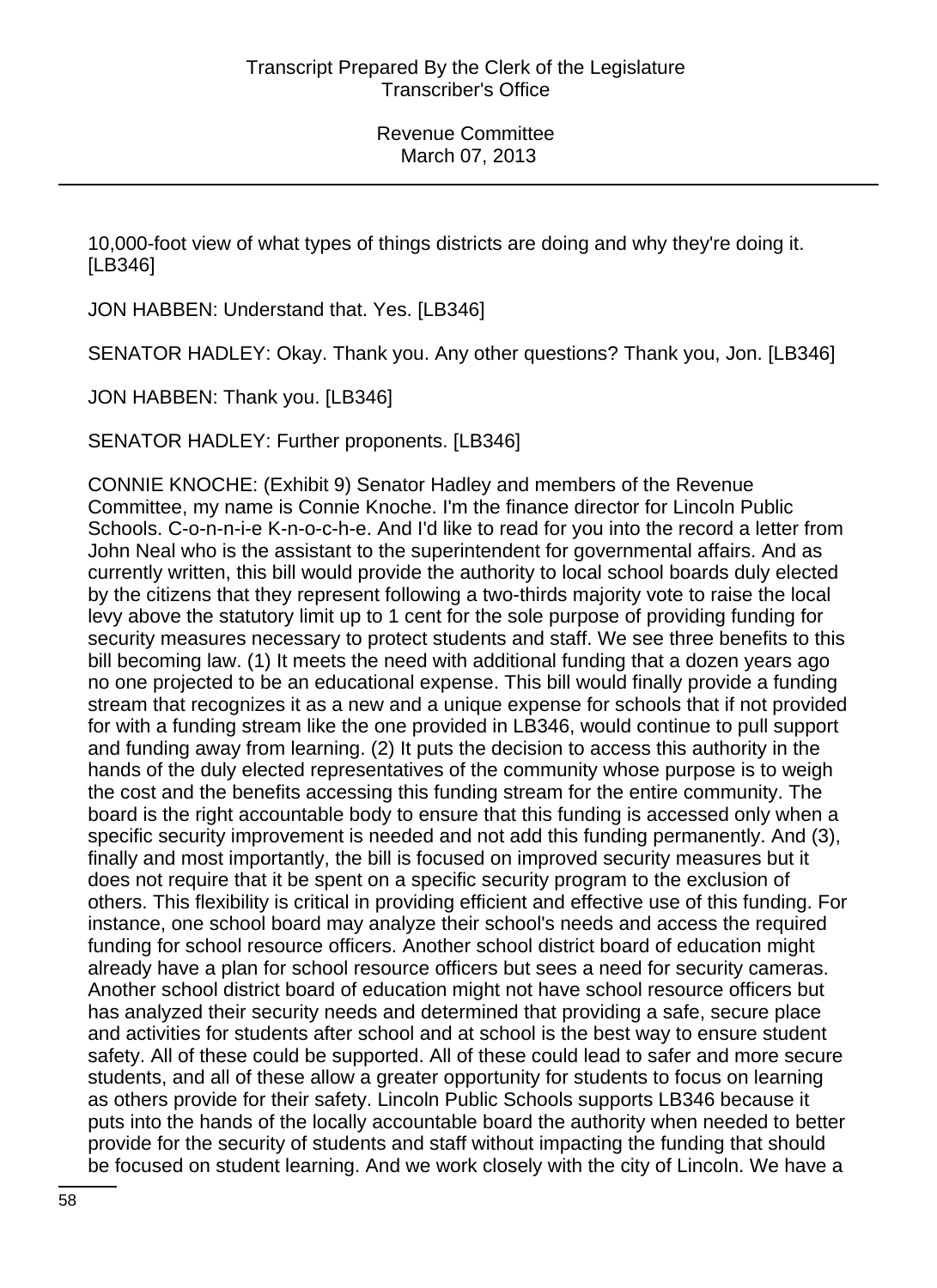10,000-foot view of what types of things districts are doing and why they're doing it. [LB346]

JON HABBEN: Understand that. Yes. [LB346]

SENATOR HADLEY: Okay. Thank you. Any other questions? Thank you, Jon. [LB346]

JON HABBEN: Thank you. [LB346]

SENATOR HADLEY: Further proponents. [LB346]

CONNIE KNOCHE: (Exhibit 9) Senator Hadley and members of the Revenue Committee, my name is Connie Knoche. I'm the finance director for Lincoln Public Schools. C-o-n-n-i-e K-n-o-c-h-e. And I'd like to read for you into the record a letter from John Neal who is the assistant to the superintendent for governmental affairs. And as currently written, this bill would provide the authority to local school boards duly elected by the citizens that they represent following a two-thirds majority vote to raise the local levy above the statutory limit up to 1 cent for the sole purpose of providing funding for security measures necessary to protect students and staff. We see three benefits to this bill becoming law. (1) It meets the need with additional funding that a dozen years ago no one projected to be an educational expense. This bill would finally provide a funding stream that recognizes it as a new and a unique expense for schools that if not provided for with a funding stream like the one provided in LB346, would continue to pull support and funding away from learning. (2) It puts the decision to access this authority in the hands of the duly elected representatives of the community whose purpose is to weigh the cost and the benefits accessing this funding stream for the entire community. The board is the right accountable body to ensure that this funding is accessed only when a specific security improvement is needed and not add this funding permanently. And (3), finally and most importantly, the bill is focused on improved security measures but it does not require that it be spent on a specific security program to the exclusion of others. This flexibility is critical in providing efficient and effective use of this funding. For instance, one school board may analyze their school's needs and access the required funding for school resource officers. Another school district board of education might already have a plan for school resource officers but sees a need for security cameras. Another school district board of education might not have school resource officers but has analyzed their security needs and determined that providing a safe, secure place and activities for students after school and at school is the best way to ensure student safety. All of these could be supported. All of these could lead to safer and more secure students, and all of these allow a greater opportunity for students to focus on learning as others provide for their safety. Lincoln Public Schools supports LB346 because it puts into the hands of the locally accountable board the authority when needed to better provide for the security of students and staff without impacting the funding that should be focused on student learning. And we work closely with the city of Lincoln. We have a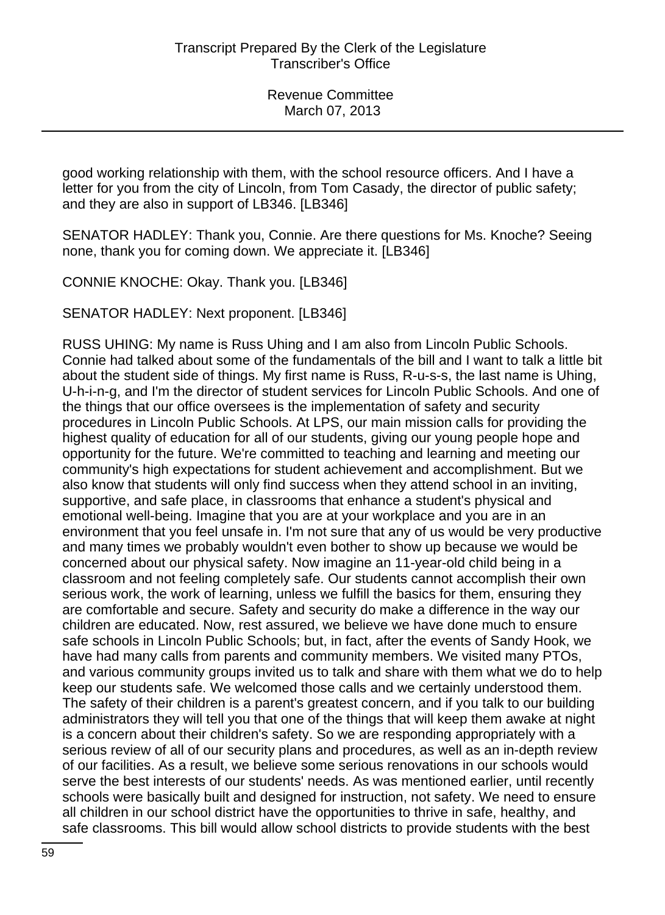good working relationship with them, with the school resource officers. And I have a letter for you from the city of Lincoln, from Tom Casady, the director of public safety; and they are also in support of LB346. [LB346]

SENATOR HADLEY: Thank you, Connie. Are there questions for Ms. Knoche? Seeing none, thank you for coming down. We appreciate it. [LB346]

CONNIE KNOCHE: Okay. Thank you. [LB346]

SENATOR HADLEY: Next proponent. [LB346]

RUSS UHING: My name is Russ Uhing and I am also from Lincoln Public Schools. Connie had talked about some of the fundamentals of the bill and I want to talk a little bit about the student side of things. My first name is Russ, R-u-s-s, the last name is Uhing, U-h-i-n-g, and I'm the director of student services for Lincoln Public Schools. And one of the things that our office oversees is the implementation of safety and security procedures in Lincoln Public Schools. At LPS, our main mission calls for providing the highest quality of education for all of our students, giving our young people hope and opportunity for the future. We're committed to teaching and learning and meeting our community's high expectations for student achievement and accomplishment. But we also know that students will only find success when they attend school in an inviting, supportive, and safe place, in classrooms that enhance a student's physical and emotional well-being. Imagine that you are at your workplace and you are in an environment that you feel unsafe in. I'm not sure that any of us would be very productive and many times we probably wouldn't even bother to show up because we would be concerned about our physical safety. Now imagine an 11-year-old child being in a classroom and not feeling completely safe. Our students cannot accomplish their own serious work, the work of learning, unless we fulfill the basics for them, ensuring they are comfortable and secure. Safety and security do make a difference in the way our children are educated. Now, rest assured, we believe we have done much to ensure safe schools in Lincoln Public Schools; but, in fact, after the events of Sandy Hook, we have had many calls from parents and community members. We visited many PTOs, and various community groups invited us to talk and share with them what we do to help keep our students safe. We welcomed those calls and we certainly understood them. The safety of their children is a parent's greatest concern, and if you talk to our building administrators they will tell you that one of the things that will keep them awake at night is a concern about their children's safety. So we are responding appropriately with a serious review of all of our security plans and procedures, as well as an in-depth review of our facilities. As a result, we believe some serious renovations in our schools would serve the best interests of our students' needs. As was mentioned earlier, until recently schools were basically built and designed for instruction, not safety. We need to ensure all children in our school district have the opportunities to thrive in safe, healthy, and safe classrooms. This bill would allow school districts to provide students with the best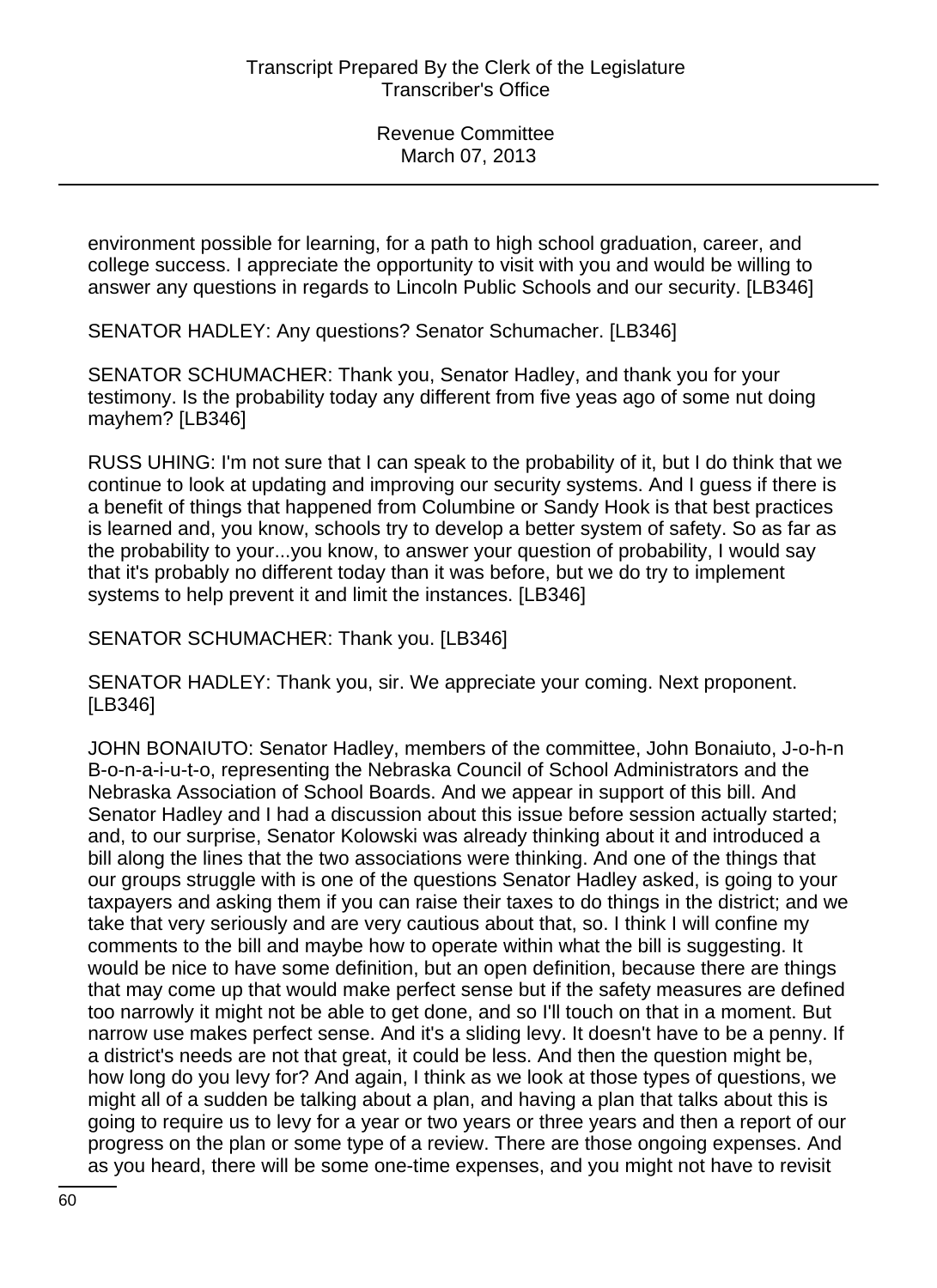environment possible for learning, for a path to high school graduation, career, and college success. I appreciate the opportunity to visit with you and would be willing to answer any questions in regards to Lincoln Public Schools and our security. [LB346]

SENATOR HADLEY: Any questions? Senator Schumacher. [LB346]

SENATOR SCHUMACHER: Thank you, Senator Hadley, and thank you for your testimony. Is the probability today any different from five yeas ago of some nut doing mayhem? [LB346]

RUSS UHING: I'm not sure that I can speak to the probability of it, but I do think that we continue to look at updating and improving our security systems. And I guess if there is a benefit of things that happened from Columbine or Sandy Hook is that best practices is learned and, you know, schools try to develop a better system of safety. So as far as the probability to your...you know, to answer your question of probability, I would say that it's probably no different today than it was before, but we do try to implement systems to help prevent it and limit the instances. [LB346]

SENATOR SCHUMACHER: Thank you. [LB346]

SENATOR HADLEY: Thank you, sir. We appreciate your coming. Next proponent. [LB346]

JOHN BONAIUTO: Senator Hadley, members of the committee, John Bonaiuto, J-o-h-n B-o-n-a-i-u-t-o, representing the Nebraska Council of School Administrators and the Nebraska Association of School Boards. And we appear in support of this bill. And Senator Hadley and I had a discussion about this issue before session actually started; and, to our surprise, Senator Kolowski was already thinking about it and introduced a bill along the lines that the two associations were thinking. And one of the things that our groups struggle with is one of the questions Senator Hadley asked, is going to your taxpayers and asking them if you can raise their taxes to do things in the district; and we take that very seriously and are very cautious about that, so. I think I will confine my comments to the bill and maybe how to operate within what the bill is suggesting. It would be nice to have some definition, but an open definition, because there are things that may come up that would make perfect sense but if the safety measures are defined too narrowly it might not be able to get done, and so I'll touch on that in a moment. But narrow use makes perfect sense. And it's a sliding levy. It doesn't have to be a penny. If a district's needs are not that great, it could be less. And then the question might be, how long do you levy for? And again, I think as we look at those types of questions, we might all of a sudden be talking about a plan, and having a plan that talks about this is going to require us to levy for a year or two years or three years and then a report of our progress on the plan or some type of a review. There are those ongoing expenses. And as you heard, there will be some one-time expenses, and you might not have to revisit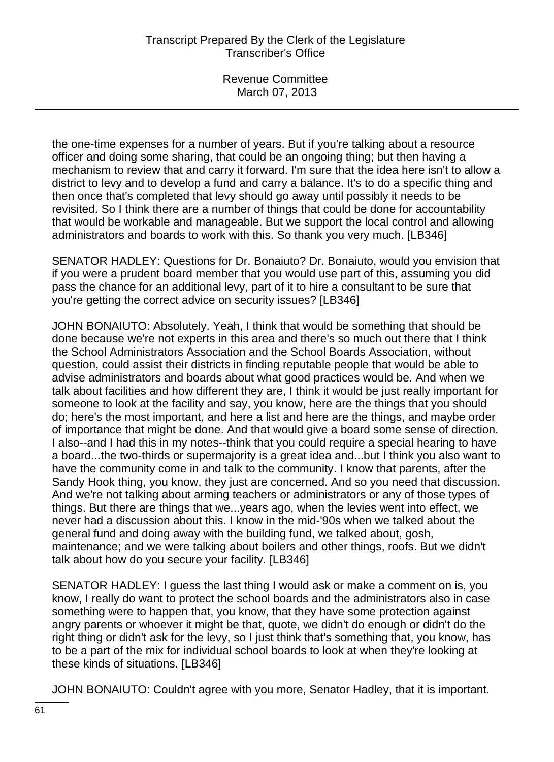the one-time expenses for a number of years. But if you're talking about a resource officer and doing some sharing, that could be an ongoing thing; but then having a mechanism to review that and carry it forward. I'm sure that the idea here isn't to allow a district to levy and to develop a fund and carry a balance. It's to do a specific thing and then once that's completed that levy should go away until possibly it needs to be revisited. So I think there are a number of things that could be done for accountability that would be workable and manageable. But we support the local control and allowing administrators and boards to work with this. So thank you very much. [LB346]

SENATOR HADLEY: Questions for Dr. Bonaiuto? Dr. Bonaiuto, would you envision that if you were a prudent board member that you would use part of this, assuming you did pass the chance for an additional levy, part of it to hire a consultant to be sure that you're getting the correct advice on security issues? [LB346]

JOHN BONAIUTO: Absolutely. Yeah, I think that would be something that should be done because we're not experts in this area and there's so much out there that I think the School Administrators Association and the School Boards Association, without question, could assist their districts in finding reputable people that would be able to advise administrators and boards about what good practices would be. And when we talk about facilities and how different they are, I think it would be just really important for someone to look at the facility and say, you know, here are the things that you should do; here's the most important, and here a list and here are the things, and maybe order of importance that might be done. And that would give a board some sense of direction. I also--and I had this in my notes--think that you could require a special hearing to have a board...the two-thirds or supermajority is a great idea and...but I think you also want to have the community come in and talk to the community. I know that parents, after the Sandy Hook thing, you know, they just are concerned. And so you need that discussion. And we're not talking about arming teachers or administrators or any of those types of things. But there are things that we...years ago, when the levies went into effect, we never had a discussion about this. I know in the mid-'90s when we talked about the general fund and doing away with the building fund, we talked about, gosh, maintenance; and we were talking about boilers and other things, roofs. But we didn't talk about how do you secure your facility. [LB346]

SENATOR HADLEY: I guess the last thing I would ask or make a comment on is, you know, I really do want to protect the school boards and the administrators also in case something were to happen that, you know, that they have some protection against angry parents or whoever it might be that, quote, we didn't do enough or didn't do the right thing or didn't ask for the levy, so I just think that's something that, you know, has to be a part of the mix for individual school boards to look at when they're looking at these kinds of situations. [LB346]

JOHN BONAIUTO: Couldn't agree with you more, Senator Hadley, that it is important.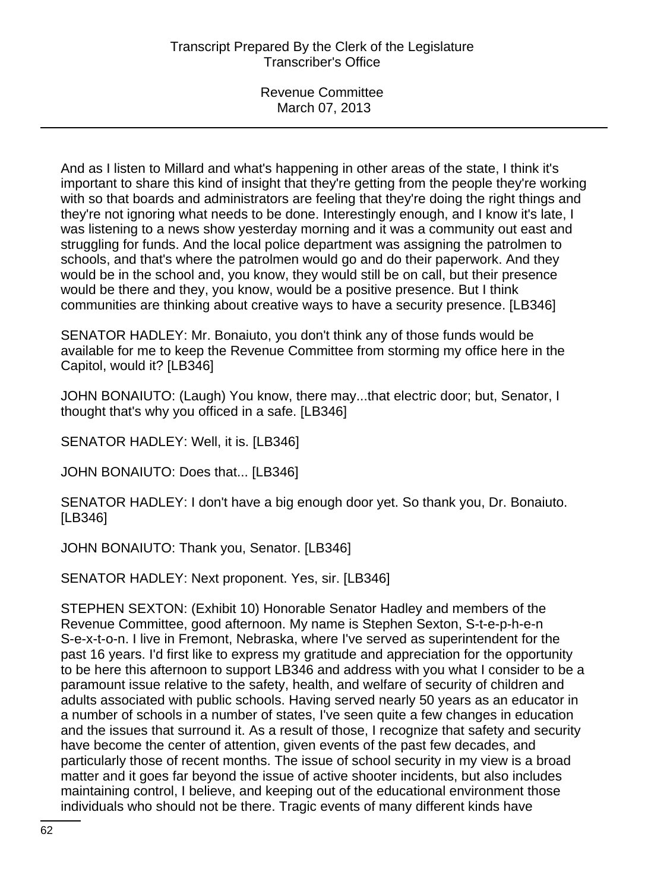And as I listen to Millard and what's happening in other areas of the state, I think it's important to share this kind of insight that they're getting from the people they're working with so that boards and administrators are feeling that they're doing the right things and they're not ignoring what needs to be done. Interestingly enough, and I know it's late, I was listening to a news show yesterday morning and it was a community out east and struggling for funds. And the local police department was assigning the patrolmen to schools, and that's where the patrolmen would go and do their paperwork. And they would be in the school and, you know, they would still be on call, but their presence would be there and they, you know, would be a positive presence. But I think communities are thinking about creative ways to have a security presence. [LB346]

SENATOR HADLEY: Mr. Bonaiuto, you don't think any of those funds would be available for me to keep the Revenue Committee from storming my office here in the Capitol, would it? [LB346]

JOHN BONAIUTO: (Laugh) You know, there may...that electric door; but, Senator, I thought that's why you officed in a safe. [LB346]

SENATOR HADLEY: Well, it is. [LB346]

JOHN BONAIUTO: Does that... [LB346]

SENATOR HADLEY: I don't have a big enough door yet. So thank you, Dr. Bonaiuto. [LB346]

JOHN BONAIUTO: Thank you, Senator. [LB346]

SENATOR HADLEY: Next proponent. Yes, sir. [LB346]

STEPHEN SEXTON: (Exhibit 10) Honorable Senator Hadley and members of the Revenue Committee, good afternoon. My name is Stephen Sexton, S-t-e-p-h-e-n S-e-x-t-o-n. I live in Fremont, Nebraska, where I've served as superintendent for the past 16 years. I'd first like to express my gratitude and appreciation for the opportunity to be here this afternoon to support LB346 and address with you what I consider to be a paramount issue relative to the safety, health, and welfare of security of children and adults associated with public schools. Having served nearly 50 years as an educator in a number of schools in a number of states, I've seen quite a few changes in education and the issues that surround it. As a result of those, I recognize that safety and security have become the center of attention, given events of the past few decades, and particularly those of recent months. The issue of school security in my view is a broad matter and it goes far beyond the issue of active shooter incidents, but also includes maintaining control, I believe, and keeping out of the educational environment those individuals who should not be there. Tragic events of many different kinds have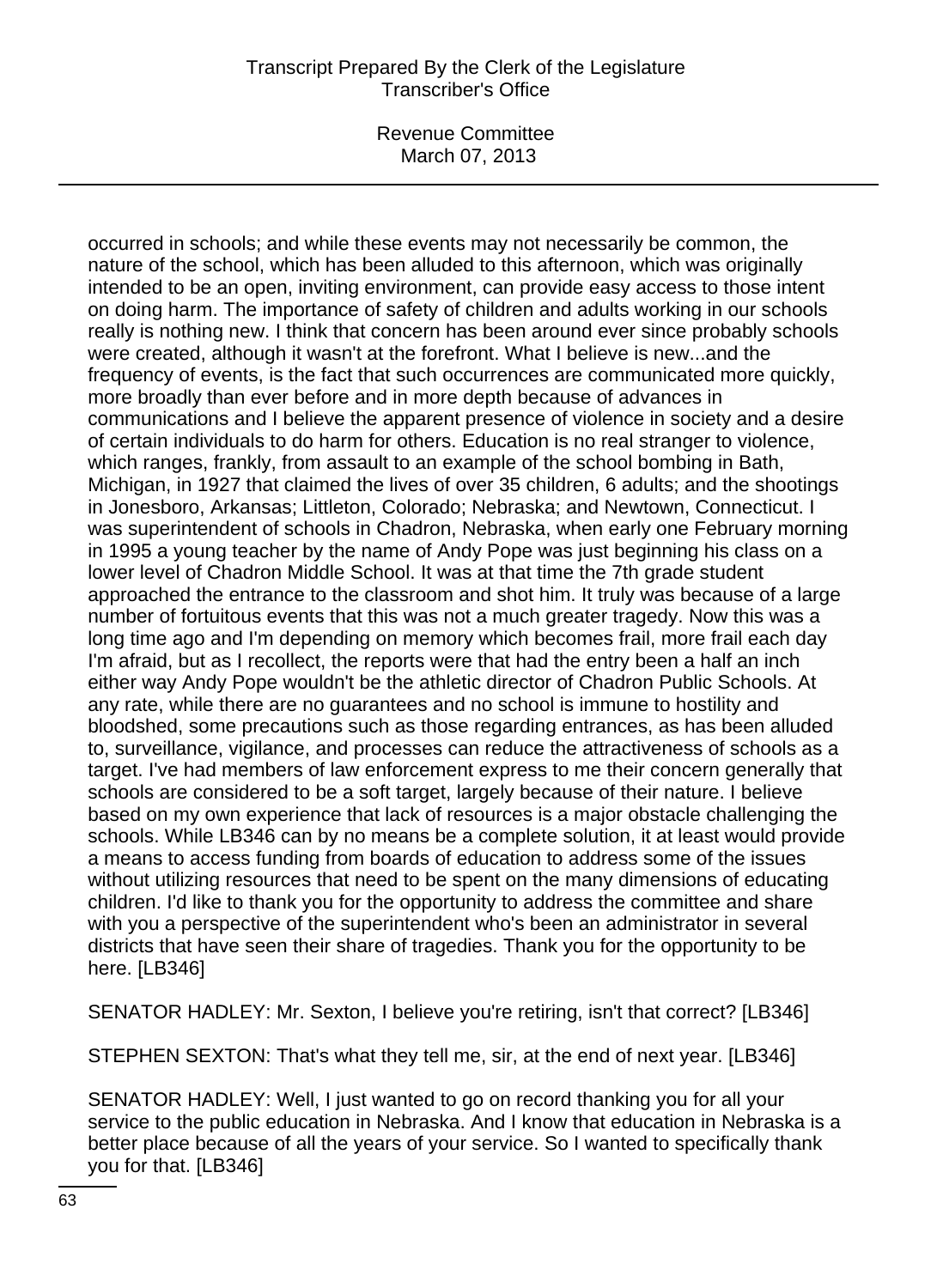occurred in schools; and while these events may not necessarily be common, the nature of the school, which has been alluded to this afternoon, which was originally intended to be an open, inviting environment, can provide easy access to those intent on doing harm. The importance of safety of children and adults working in our schools really is nothing new. I think that concern has been around ever since probably schools were created, although it wasn't at the forefront. What I believe is new...and the frequency of events, is the fact that such occurrences are communicated more quickly, more broadly than ever before and in more depth because of advances in communications and I believe the apparent presence of violence in society and a desire of certain individuals to do harm for others. Education is no real stranger to violence, which ranges, frankly, from assault to an example of the school bombing in Bath, Michigan, in 1927 that claimed the lives of over 35 children, 6 adults; and the shootings in Jonesboro, Arkansas; Littleton, Colorado; Nebraska; and Newtown, Connecticut. I was superintendent of schools in Chadron, Nebraska, when early one February morning in 1995 a young teacher by the name of Andy Pope was just beginning his class on a lower level of Chadron Middle School. It was at that time the 7th grade student approached the entrance to the classroom and shot him. It truly was because of a large number of fortuitous events that this was not a much greater tragedy. Now this was a long time ago and I'm depending on memory which becomes frail, more frail each day I'm afraid, but as I recollect, the reports were that had the entry been a half an inch either way Andy Pope wouldn't be the athletic director of Chadron Public Schools. At any rate, while there are no guarantees and no school is immune to hostility and bloodshed, some precautions such as those regarding entrances, as has been alluded to, surveillance, vigilance, and processes can reduce the attractiveness of schools as a target. I've had members of law enforcement express to me their concern generally that schools are considered to be a soft target, largely because of their nature. I believe based on my own experience that lack of resources is a major obstacle challenging the schools. While LB346 can by no means be a complete solution, it at least would provide a means to access funding from boards of education to address some of the issues without utilizing resources that need to be spent on the many dimensions of educating children. I'd like to thank you for the opportunity to address the committee and share with you a perspective of the superintendent who's been an administrator in several districts that have seen their share of tragedies. Thank you for the opportunity to be here. [LB346]

SENATOR HADLEY: Mr. Sexton, I believe you're retiring, isn't that correct? [LB346]

STEPHEN SEXTON: That's what they tell me, sir, at the end of next year. [LB346]

SENATOR HADLEY: Well, I just wanted to go on record thanking you for all your service to the public education in Nebraska. And I know that education in Nebraska is a better place because of all the years of your service. So I wanted to specifically thank you for that. [LB346]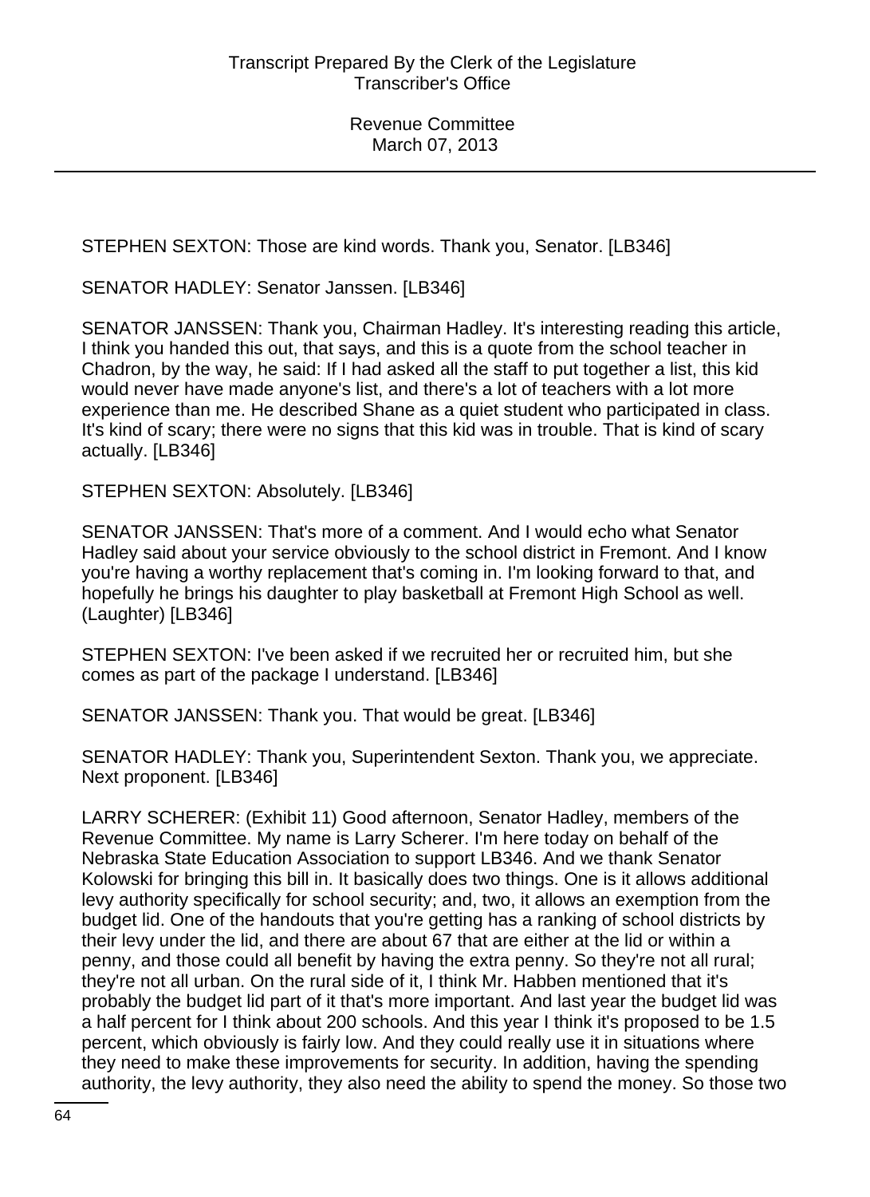STEPHEN SEXTON: Those are kind words. Thank you, Senator. [LB346]

SENATOR HADLEY: Senator Janssen. [LB346]

SENATOR JANSSEN: Thank you, Chairman Hadley. It's interesting reading this article, I think you handed this out, that says, and this is a quote from the school teacher in Chadron, by the way, he said: If I had asked all the staff to put together a list, this kid would never have made anyone's list, and there's a lot of teachers with a lot more experience than me. He described Shane as a quiet student who participated in class. It's kind of scary; there were no signs that this kid was in trouble. That is kind of scary actually. [LB346]

STEPHEN SEXTON: Absolutely. [LB346]

SENATOR JANSSEN: That's more of a comment. And I would echo what Senator Hadley said about your service obviously to the school district in Fremont. And I know you're having a worthy replacement that's coming in. I'm looking forward to that, and hopefully he brings his daughter to play basketball at Fremont High School as well. (Laughter) [LB346]

STEPHEN SEXTON: I've been asked if we recruited her or recruited him, but she comes as part of the package I understand. [LB346]

SENATOR JANSSEN: Thank you. That would be great. [LB346]

SENATOR HADLEY: Thank you, Superintendent Sexton. Thank you, we appreciate. Next proponent. [LB346]

LARRY SCHERER: (Exhibit 11) Good afternoon, Senator Hadley, members of the Revenue Committee. My name is Larry Scherer. I'm here today on behalf of the Nebraska State Education Association to support LB346. And we thank Senator Kolowski for bringing this bill in. It basically does two things. One is it allows additional levy authority specifically for school security; and, two, it allows an exemption from the budget lid. One of the handouts that you're getting has a ranking of school districts by their levy under the lid, and there are about 67 that are either at the lid or within a penny, and those could all benefit by having the extra penny. So they're not all rural; they're not all urban. On the rural side of it, I think Mr. Habben mentioned that it's probably the budget lid part of it that's more important. And last year the budget lid was a half percent for I think about 200 schools. And this year I think it's proposed to be 1.5 percent, which obviously is fairly low. And they could really use it in situations where they need to make these improvements for security. In addition, having the spending authority, the levy authority, they also need the ability to spend the money. So those two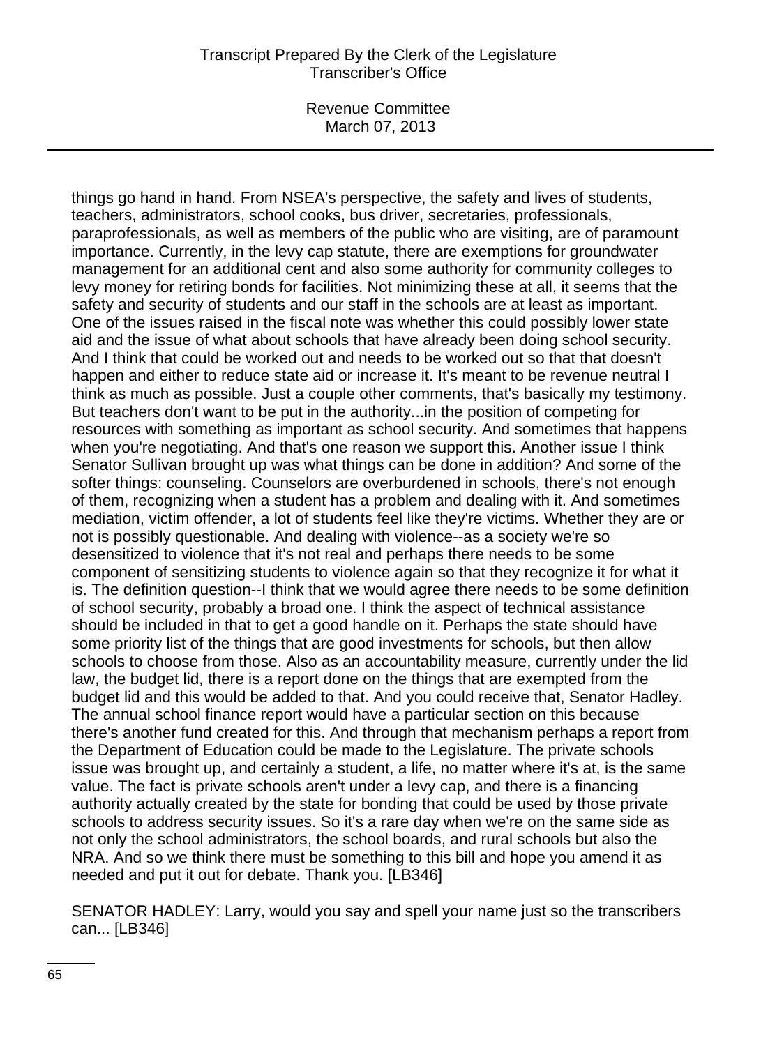things go hand in hand. From NSEA's perspective, the safety and lives of students, teachers, administrators, school cooks, bus driver, secretaries, professionals, paraprofessionals, as well as members of the public who are visiting, are of paramount importance. Currently, in the levy cap statute, there are exemptions for groundwater management for an additional cent and also some authority for community colleges to levy money for retiring bonds for facilities. Not minimizing these at all, it seems that the safety and security of students and our staff in the schools are at least as important. One of the issues raised in the fiscal note was whether this could possibly lower state aid and the issue of what about schools that have already been doing school security. And I think that could be worked out and needs to be worked out so that that doesn't happen and either to reduce state aid or increase it. It's meant to be revenue neutral I think as much as possible. Just a couple other comments, that's basically my testimony. But teachers don't want to be put in the authority...in the position of competing for resources with something as important as school security. And sometimes that happens when you're negotiating. And that's one reason we support this. Another issue I think Senator Sullivan brought up was what things can be done in addition? And some of the softer things: counseling. Counselors are overburdened in schools, there's not enough of them, recognizing when a student has a problem and dealing with it. And sometimes mediation, victim offender, a lot of students feel like they're victims. Whether they are or not is possibly questionable. And dealing with violence--as a society we're so desensitized to violence that it's not real and perhaps there needs to be some component of sensitizing students to violence again so that they recognize it for what it is. The definition question--I think that we would agree there needs to be some definition of school security, probably a broad one. I think the aspect of technical assistance should be included in that to get a good handle on it. Perhaps the state should have some priority list of the things that are good investments for schools, but then allow schools to choose from those. Also as an accountability measure, currently under the lid law, the budget lid, there is a report done on the things that are exempted from the budget lid and this would be added to that. And you could receive that, Senator Hadley. The annual school finance report would have a particular section on this because there's another fund created for this. And through that mechanism perhaps a report from the Department of Education could be made to the Legislature. The private schools issue was brought up, and certainly a student, a life, no matter where it's at, is the same value. The fact is private schools aren't under a levy cap, and there is a financing authority actually created by the state for bonding that could be used by those private schools to address security issues. So it's a rare day when we're on the same side as not only the school administrators, the school boards, and rural schools but also the NRA. And so we think there must be something to this bill and hope you amend it as needed and put it out for debate. Thank you. [LB346]

SENATOR HADLEY: Larry, would you say and spell your name just so the transcribers can... [LB346]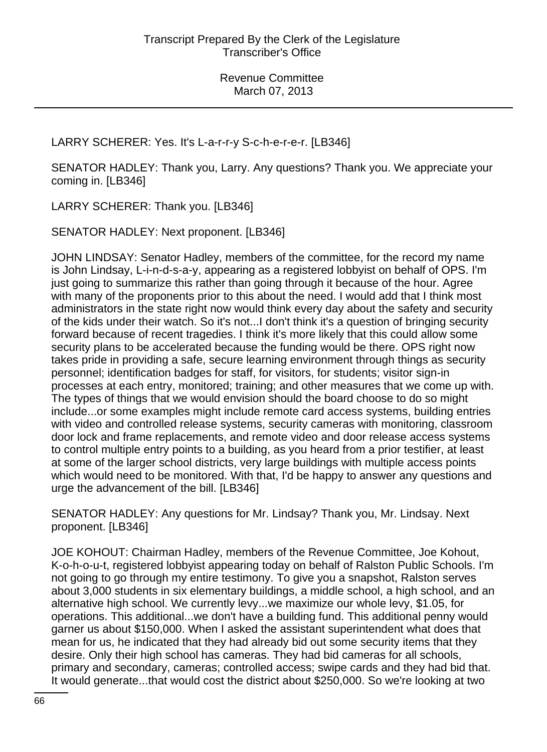LARRY SCHERER: Yes. It's L-a-r-r-y S-c-h-e-r-e-r. [LB346]

SENATOR HADLEY: Thank you, Larry. Any questions? Thank you. We appreciate your coming in. [LB346]

LARRY SCHERER: Thank you. [LB346]

SENATOR HADLEY: Next proponent. [LB346]

JOHN LINDSAY: Senator Hadley, members of the committee, for the record my name is John Lindsay, L-i-n-d-s-a-y, appearing as a registered lobbyist on behalf of OPS. I'm just going to summarize this rather than going through it because of the hour. Agree with many of the proponents prior to this about the need. I would add that I think most administrators in the state right now would think every day about the safety and security of the kids under their watch. So it's not...I don't think it's a question of bringing security forward because of recent tragedies. I think it's more likely that this could allow some security plans to be accelerated because the funding would be there. OPS right now takes pride in providing a safe, secure learning environment through things as security personnel; identification badges for staff, for visitors, for students; visitor sign-in processes at each entry, monitored; training; and other measures that we come up with. The types of things that we would envision should the board choose to do so might include...or some examples might include remote card access systems, building entries with video and controlled release systems, security cameras with monitoring, classroom door lock and frame replacements, and remote video and door release access systems to control multiple entry points to a building, as you heard from a prior testifier, at least at some of the larger school districts, very large buildings with multiple access points which would need to be monitored. With that, I'd be happy to answer any questions and urge the advancement of the bill. [LB346]

SENATOR HADLEY: Any questions for Mr. Lindsay? Thank you, Mr. Lindsay. Next proponent. [LB346]

JOE KOHOUT: Chairman Hadley, members of the Revenue Committee, Joe Kohout, K-o-h-o-u-t, registered lobbyist appearing today on behalf of Ralston Public Schools. I'm not going to go through my entire testimony. To give you a snapshot, Ralston serves about 3,000 students in six elementary buildings, a middle school, a high school, and an alternative high school. We currently levy...we maximize our whole levy, $1.05, for operations. This additional...we don't have a building fund. This additional penny would garner us about $150,000. When I asked the assistant superintendent what does that mean for us, he indicated that they had already bid out some security items that they desire. Only their high school has cameras. They had bid cameras for all schools, primary and secondary, cameras; controlled access; swipe cards and they had bid that. It would generate...that would cost the district about $250,000. So we're looking at two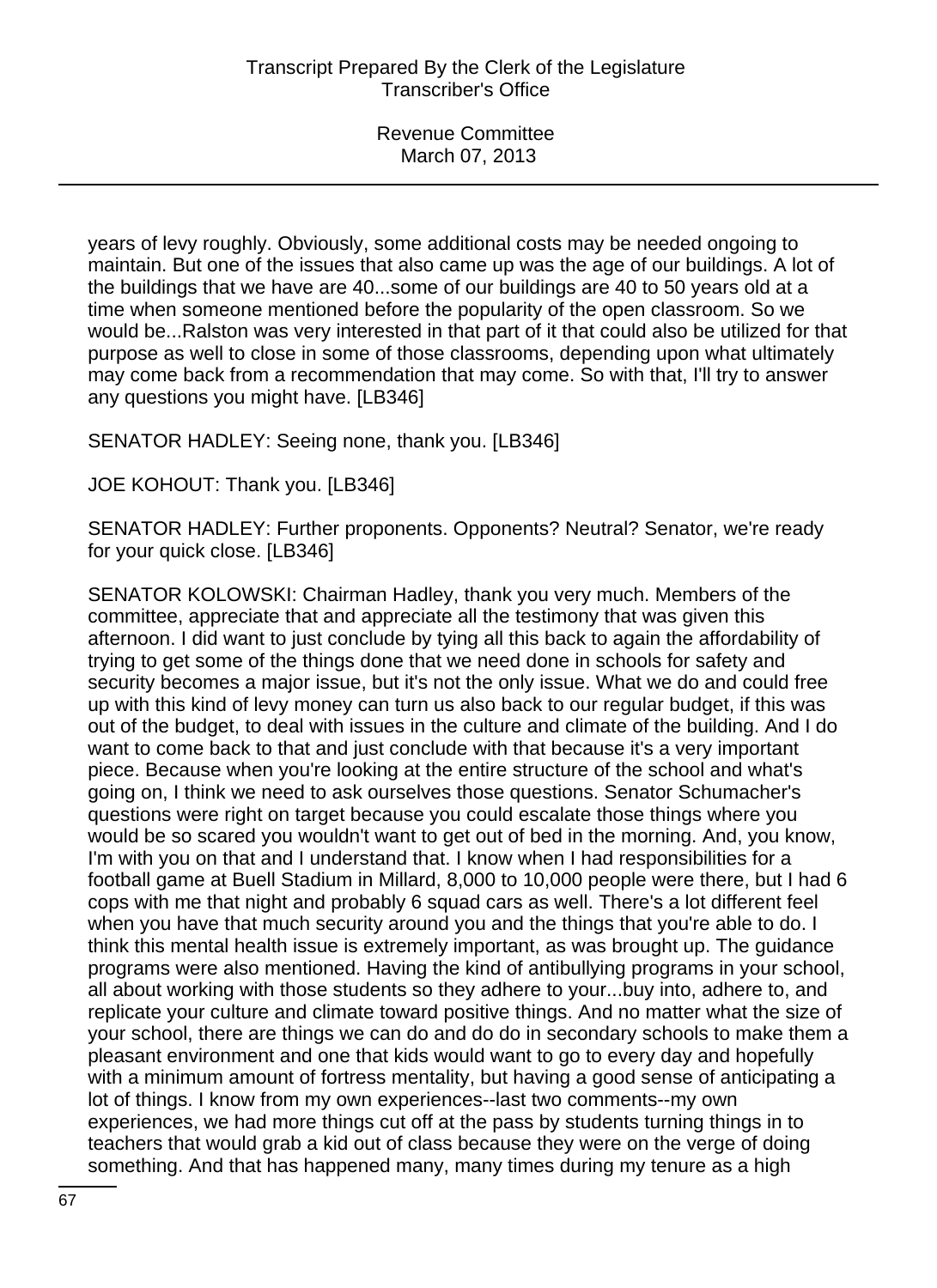years of levy roughly. Obviously, some additional costs may be needed ongoing to maintain. But one of the issues that also came up was the age of our buildings. A lot of the buildings that we have are 40...some of our buildings are 40 to 50 years old at a time when someone mentioned before the popularity of the open classroom. So we would be...Ralston was very interested in that part of it that could also be utilized for that purpose as well to close in some of those classrooms, depending upon what ultimately may come back from a recommendation that may come. So with that, I'll try to answer any questions you might have. [LB346]

SENATOR HADLEY: Seeing none, thank you. [LB346]

JOE KOHOUT: Thank you. [LB346]

SENATOR HADLEY: Further proponents. Opponents? Neutral? Senator, we're ready for your quick close. [LB346]

SENATOR KOLOWSKI: Chairman Hadley, thank you very much. Members of the committee, appreciate that and appreciate all the testimony that was given this afternoon. I did want to just conclude by tying all this back to again the affordability of trying to get some of the things done that we need done in schools for safety and security becomes a major issue, but it's not the only issue. What we do and could free up with this kind of levy money can turn us also back to our regular budget, if this was out of the budget, to deal with issues in the culture and climate of the building. And I do want to come back to that and just conclude with that because it's a very important piece. Because when you're looking at the entire structure of the school and what's going on, I think we need to ask ourselves those questions. Senator Schumacher's questions were right on target because you could escalate those things where you would be so scared you wouldn't want to get out of bed in the morning. And, you know, I'm with you on that and I understand that. I know when I had responsibilities for a football game at Buell Stadium in Millard, 8,000 to 10,000 people were there, but I had 6 cops with me that night and probably 6 squad cars as well. There's a lot different feel when you have that much security around you and the things that you're able to do. I think this mental health issue is extremely important, as was brought up. The guidance programs were also mentioned. Having the kind of antibullying programs in your school, all about working with those students so they adhere to your...buy into, adhere to, and replicate your culture and climate toward positive things. And no matter what the size of your school, there are things we can do and do do in secondary schools to make them a pleasant environment and one that kids would want to go to every day and hopefully with a minimum amount of fortress mentality, but having a good sense of anticipating a lot of things. I know from my own experiences--last two comments--my own experiences, we had more things cut off at the pass by students turning things in to teachers that would grab a kid out of class because they were on the verge of doing something. And that has happened many, many times during my tenure as a high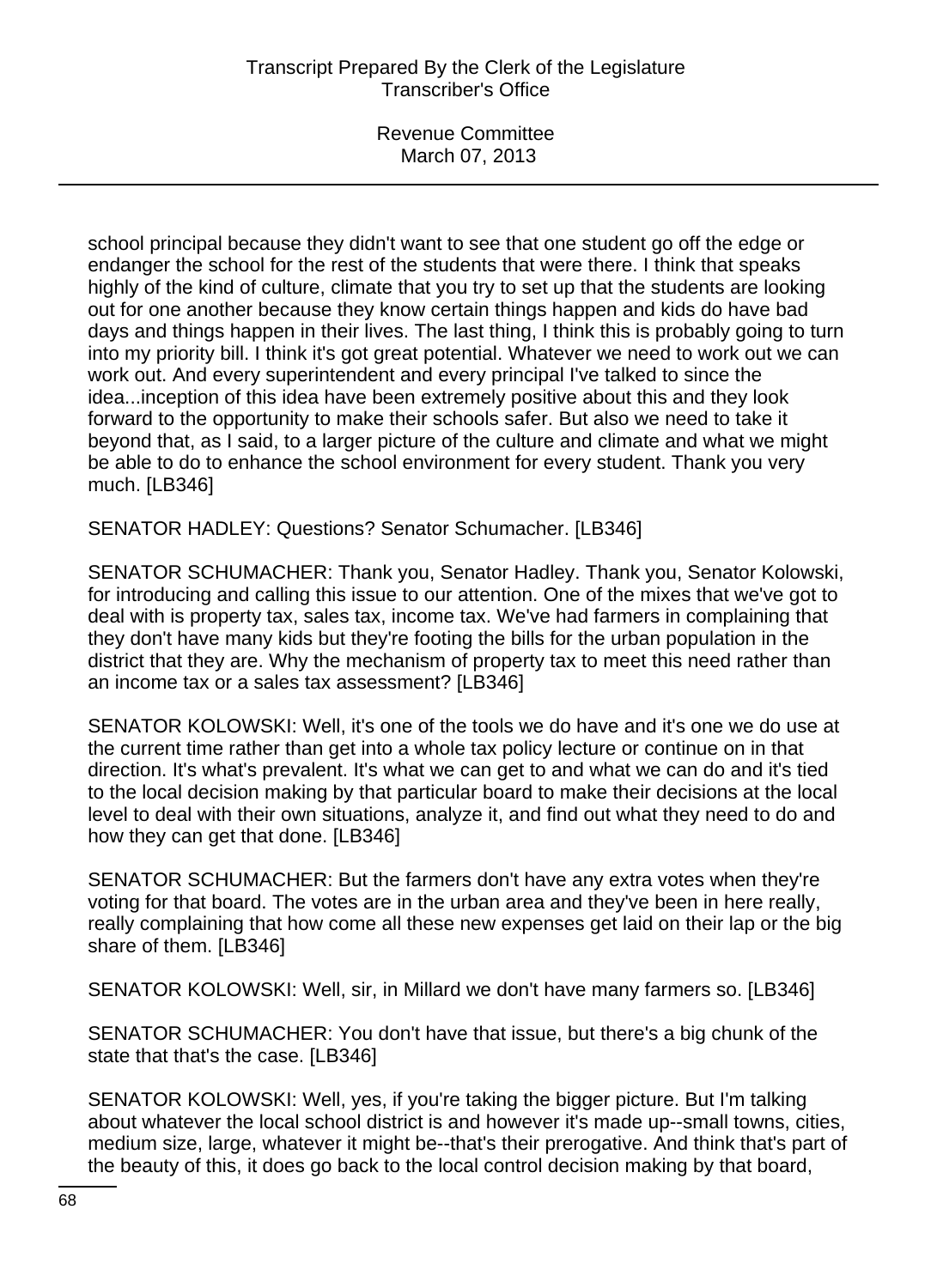school principal because they didn't want to see that one student go off the edge or endanger the school for the rest of the students that were there. I think that speaks highly of the kind of culture, climate that you try to set up that the students are looking out for one another because they know certain things happen and kids do have bad days and things happen in their lives. The last thing, I think this is probably going to turn into my priority bill. I think it's got great potential. Whatever we need to work out we can work out. And every superintendent and every principal I've talked to since the idea...inception of this idea have been extremely positive about this and they look forward to the opportunity to make their schools safer. But also we need to take it beyond that, as I said, to a larger picture of the culture and climate and what we might be able to do to enhance the school environment for every student. Thank you very much. [LB346]

SENATOR HADLEY: Questions? Senator Schumacher. [LB346]

SENATOR SCHUMACHER: Thank you, Senator Hadley. Thank you, Senator Kolowski, for introducing and calling this issue to our attention. One of the mixes that we've got to deal with is property tax, sales tax, income tax. We've had farmers in complaining that they don't have many kids but they're footing the bills for the urban population in the district that they are. Why the mechanism of property tax to meet this need rather than an income tax or a sales tax assessment? [LB346]

SENATOR KOLOWSKI: Well, it's one of the tools we do have and it's one we do use at the current time rather than get into a whole tax policy lecture or continue on in that direction. It's what's prevalent. It's what we can get to and what we can do and it's tied to the local decision making by that particular board to make their decisions at the local level to deal with their own situations, analyze it, and find out what they need to do and how they can get that done. [LB346]

SENATOR SCHUMACHER: But the farmers don't have any extra votes when they're voting for that board. The votes are in the urban area and they've been in here really, really complaining that how come all these new expenses get laid on their lap or the big share of them. [LB346]

SENATOR KOLOWSKI: Well, sir, in Millard we don't have many farmers so. [LB346]

SENATOR SCHUMACHER: You don't have that issue, but there's a big chunk of the state that that's the case. [LB346]

SENATOR KOLOWSKI: Well, yes, if you're taking the bigger picture. But I'm talking about whatever the local school district is and however it's made up--small towns, cities, medium size, large, whatever it might be--that's their prerogative. And think that's part of the beauty of this, it does go back to the local control decision making by that board,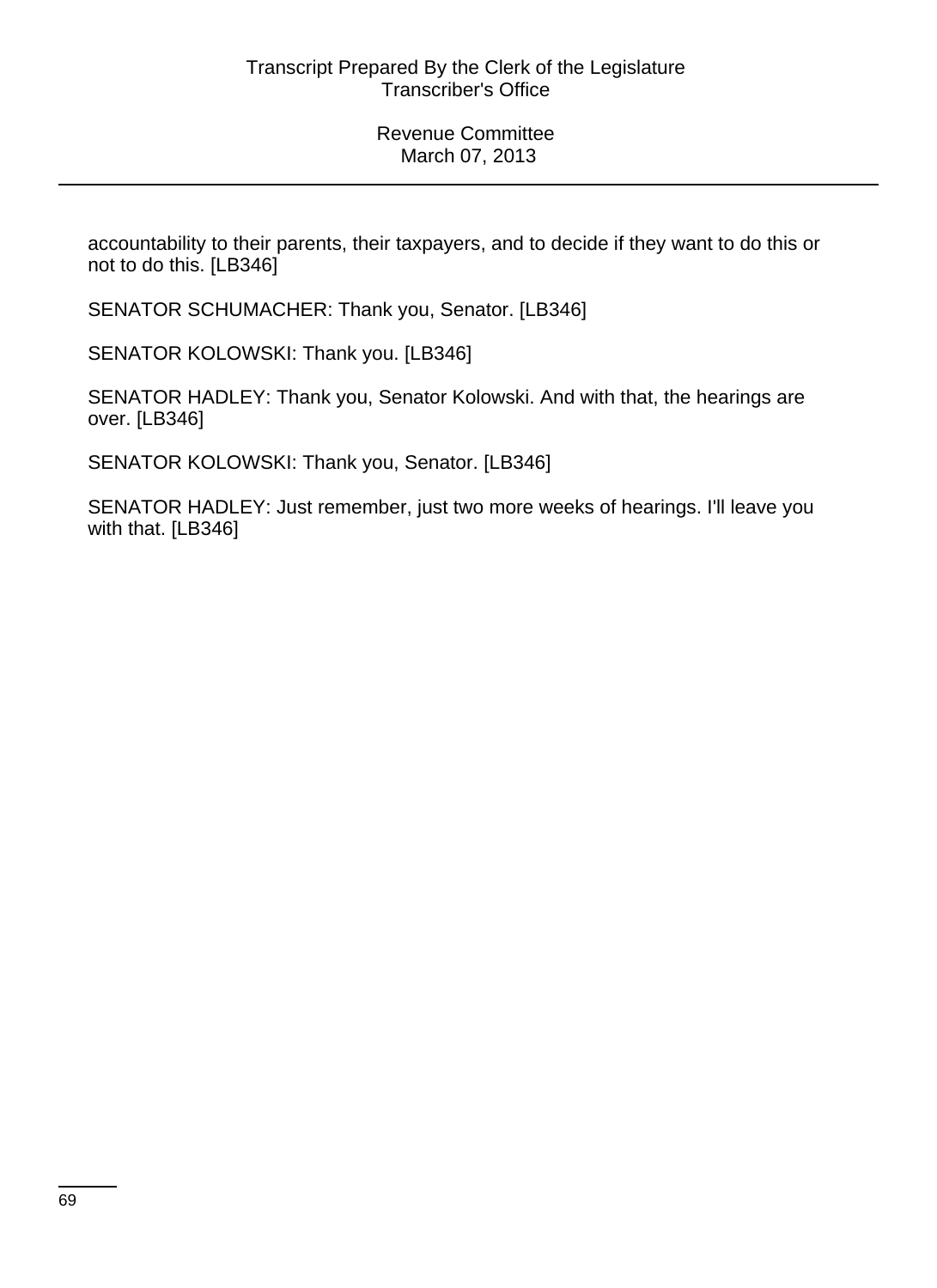accountability to their parents, their taxpayers, and to decide if they want to do this or not to do this. [LB346]

SENATOR SCHUMACHER: Thank you, Senator. [LB346]

SENATOR KOLOWSKI: Thank you. [LB346]

SENATOR HADLEY: Thank you, Senator Kolowski. And with that, the hearings are over. [LB346]

SENATOR KOLOWSKI: Thank you, Senator. [LB346]

SENATOR HADLEY: Just remember, just two more weeks of hearings. I'll leave you with that. [LB346]